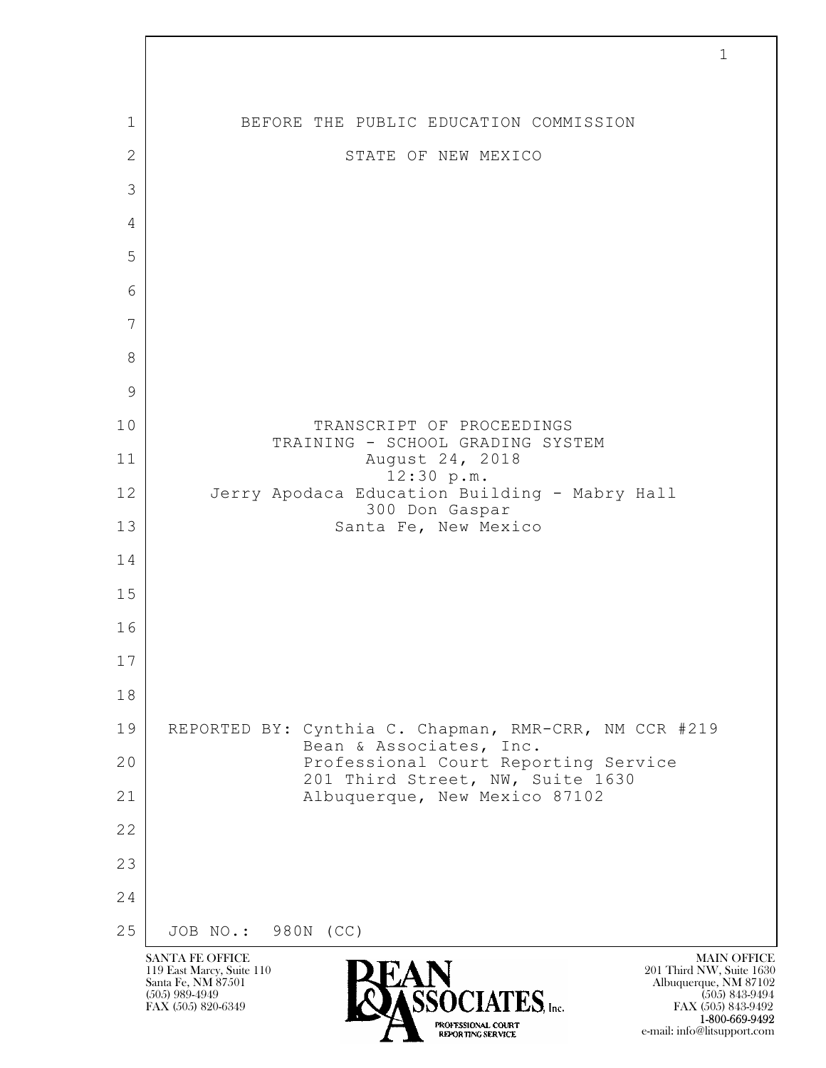BEFORE THE PUBLIC EDUCATION COMMISSION

STATE OF NEW MEXICO

TRANSCRIPT OF PROCEEDINGS
TRAINING - SCHOOL GRADING SYSTEM
August 24, 2018
12:30 p.m.
Jerry Apodaca Education Building - Mabry Hall
300 Don Gaspar
Santa Fe, New Mexico

REPORTED BY: Cynthia C. Chapman, RMR-CRR, NM CCR #219
Bean & Associates, Inc.
Professional Court Reporting Service
201 Third Street, NW, Suite 1630
Albuquerque, New Mexico 87102

JOB NO.: 980N (CC)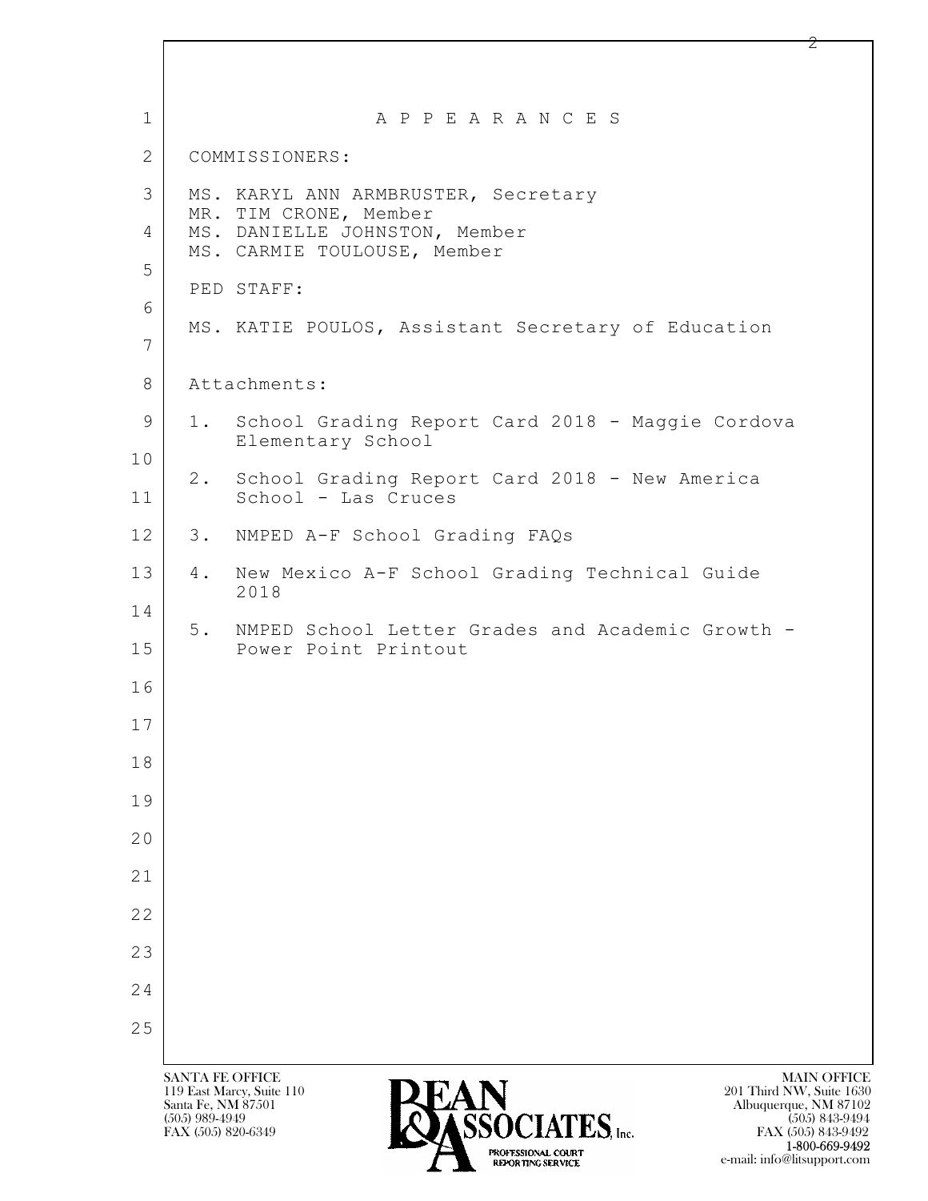# A P P E A R A N C E S

COMMISSIONERS:

MS. KARYL ANN ARMBRUSTER, Secretary
MR. TIM CRONE, Member
MS. DANIELLE JOHNSTON, Member
MS. CARMIE TOULOUSE, Member

PED STAFF:

MS. KATIE POULOS, Assistant Secretary of Education

Attachments:

1. School Grading Report Card 2018 - Maggie Cordova Elementary School
2. School Grading Report Card 2018 - New America School - Las Cruces
3. NMPED A-F School Grading FAQs
4. New Mexico A-F School Grading Technical Guide 2018
5. NMPED School Letter Grades and Academic Growth - Power Point Printout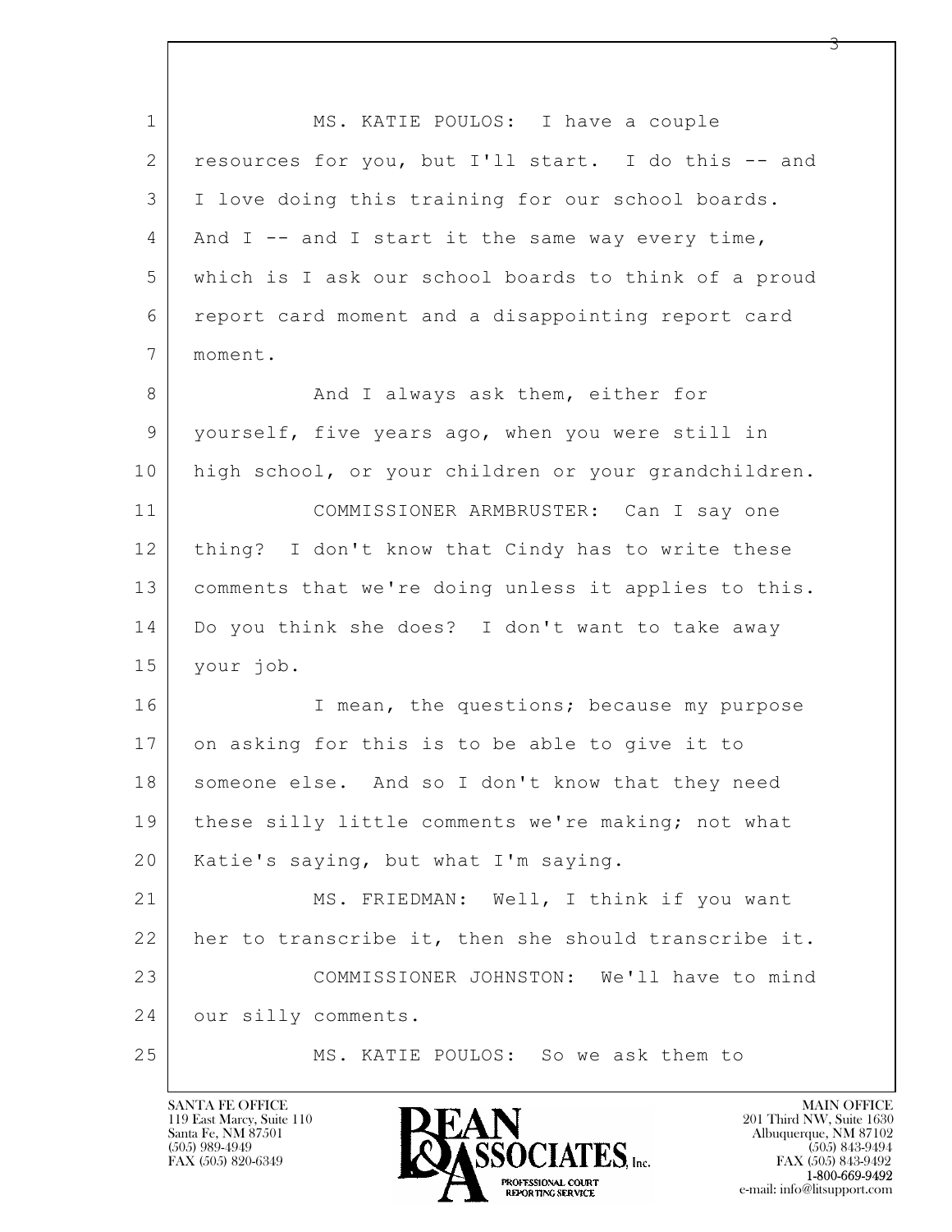MS. KATIE POULOS: I have a couple resources for you, but I'll start. I do this -- and I love doing this training for our school boards. And I -- and I start it the same way every time, which is I ask our school boards to think of a proud report card moment and a disappointing report card moment.

And I always ask them, either for yourself, five years ago, when you were still in high school, or your children or your grandchildren.

COMMISSIONER ARMBRUSTER: Can I say one thing? I don't know that Cindy has to write these comments that we're doing unless it applies to this. Do you think she does? I don't want to take away your job.

I mean, the questions; because my purpose on asking for this is to be able to give it to someone else. And so I don't know that they need these silly little comments we're making; not what Katie's saying, but what I'm saying.

MS. FRIEDMAN: Well, I think if you want her to transcribe it, then she should transcribe it.

COMMISSIONER JOHNSTON: We'll have to mind our silly comments.

MS. KATIE POULOS: So we ask them to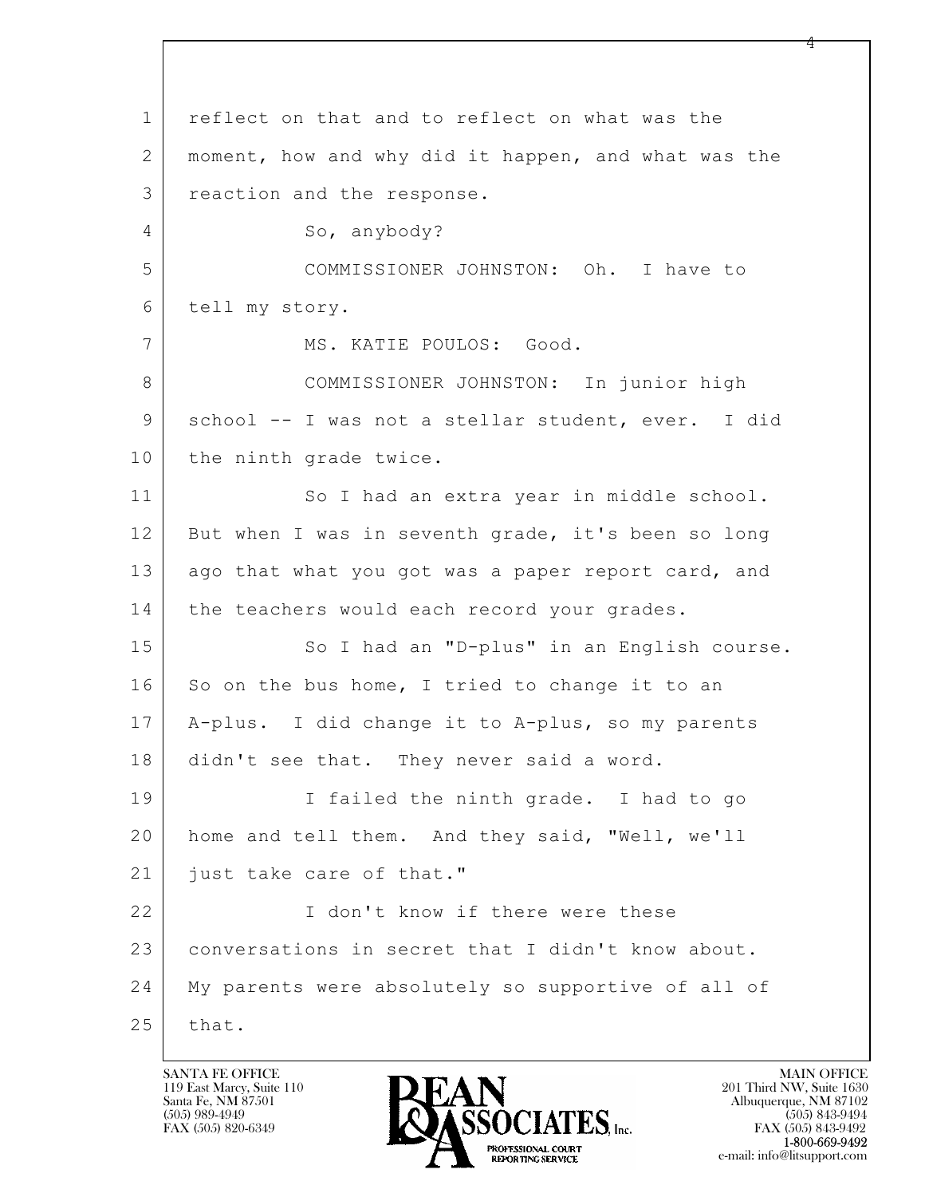reflect on that and to reflect on what was the moment, how and why did it happen, and what was the reaction and the response.

So, anybody?

COMMISSIONER JOHNSTON: Oh. I have to tell my story.

MS. KATIE POULOS: Good.

COMMISSIONER JOHNSTON: In junior high school -- I was not a stellar student, ever. I did the ninth grade twice.

So I had an extra year in middle school. But when I was in seventh grade, it's been so long ago that what you got was a paper report card, and the teachers would each record your grades.

So I had an "D-plus" in an English course. So on the bus home, I tried to change it to an A-plus. I did change it to A-plus, so my parents didn't see that. They never said a word.

I failed the ninth grade. I had to go home and tell them. And they said, "Well, we'll just take care of that."

I don't know if there were these conversations in secret that I didn't know about. My parents were absolutely so supportive of all of that.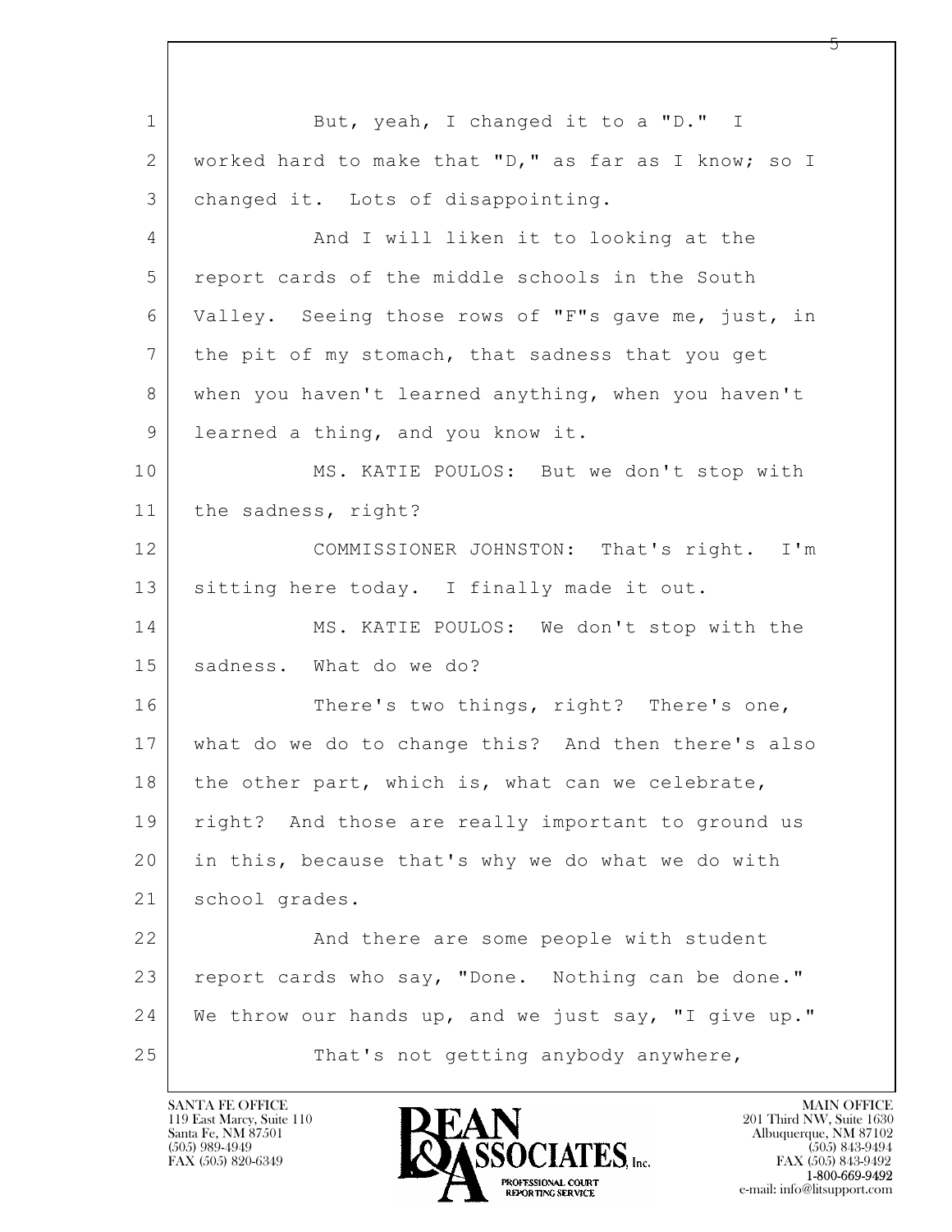But, yeah, I changed it to a "D." I worked hard to make that "D," as far as I know; so I changed it. Lots of disappointing.

And I will liken it to looking at the report cards of the middle schools in the South Valley. Seeing those rows of "F"s gave me, just, in the pit of my stomach, that sadness that you get when you haven't learned anything, when you haven't learned a thing, and you know it.

MS. KATIE POULOS: But we don't stop with the sadness, right?

COMMISSIONER JOHNSTON: That's right. I'm sitting here today. I finally made it out.

MS. KATIE POULOS: We don't stop with the sadness. What do we do?

There's two things, right? There's one, what do we do to change this? And then there's also the other part, which is, what can we celebrate, right? And those are really important to ground us in this, because that's why we do what we do with school grades.

And there are some people with student report cards who say, "Done. Nothing can be done." We throw our hands up, and we just say, "I give up."

That's not getting anybody anywhere,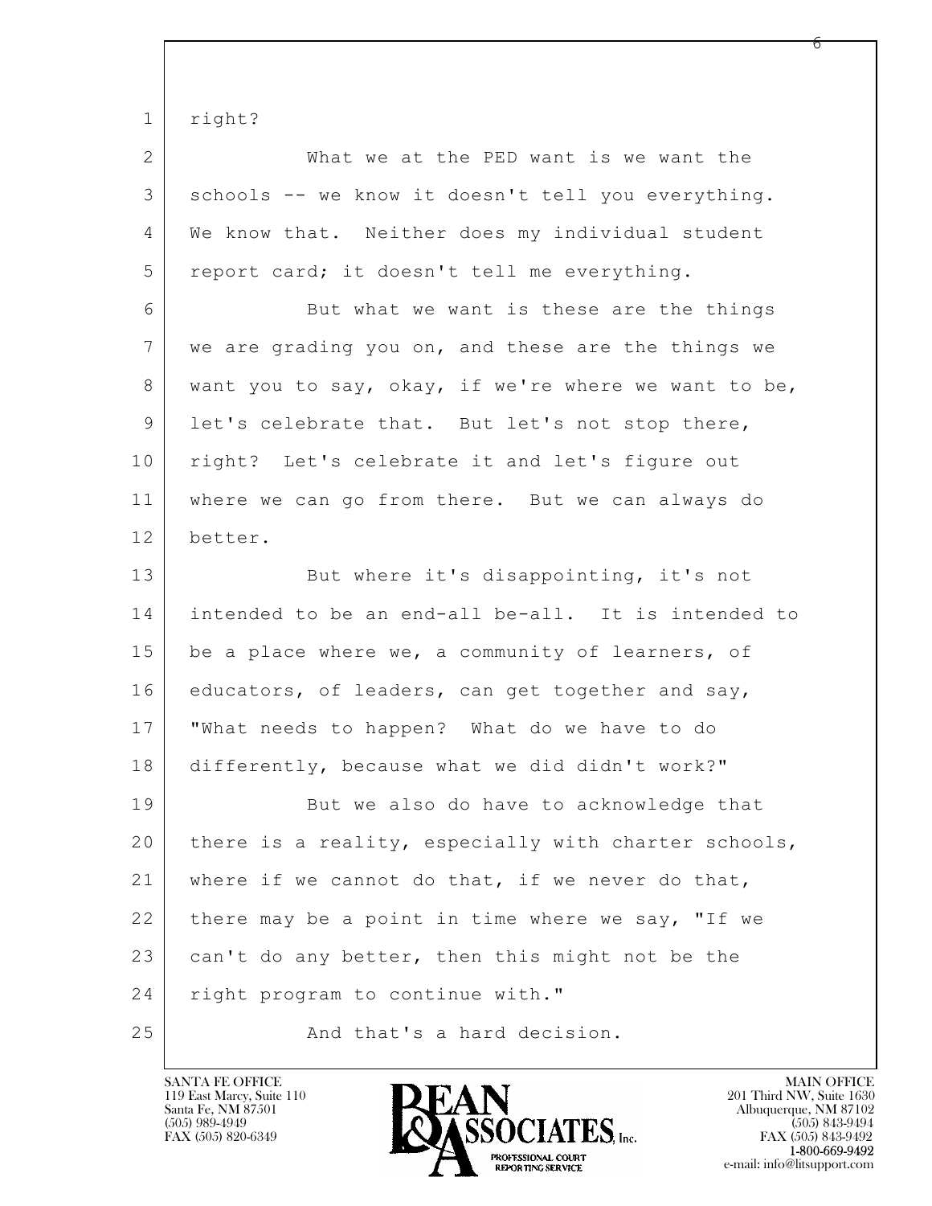right?

What we at the PED want is we want the schools -- we know it doesn't tell you everything. We know that. Neither does my individual student report card; it doesn't tell me everything.

But what we want is these are the things we are grading you on, and these are the things we want you to say, okay, if we're where we want to be, let's celebrate that. But let's not stop there, right? Let's celebrate it and let's figure out where we can go from there. But we can always do better.

But where it's disappointing, it's not intended to be an end-all be-all. It is intended to be a place where we, a community of learners, of educators, of leaders, can get together and say, "What needs to happen? What do we have to do differently, because what we did didn't work?"

But we also do have to acknowledge that there is a reality, especially with charter schools, where if we cannot do that, if we never do that, there may be a point in time where we say, "If we can't do any better, then this might not be the right program to continue with."

And that's a hard decision.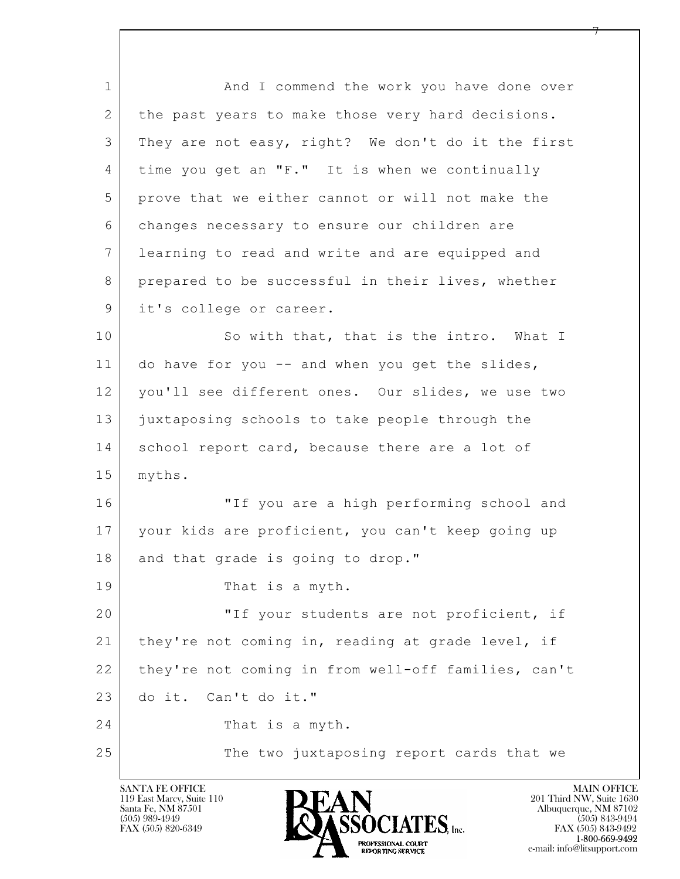And I commend the work you have done over the past years to make those very hard decisions. They are not easy, right? We don't do it the first time you get an "F." It is when we continually prove that we either cannot or will not make the changes necessary to ensure our children are learning to read and write and are equipped and prepared to be successful in their lives, whether it's college or career.

So with that, that is the intro. What I do have for you -- and when you get the slides, you'll see different ones. Our slides, we use two juxtaposing schools to take people through the school report card, because there are a lot of myths.

"If you are a high performing school and your kids are proficient, you can't keep going up and that grade is going to drop."

That is a myth.

"If your students are not proficient, if they're not coming in, reading at grade level, if they're not coming in from well-off families, can't do it. Can't do it."

That is a myth.

The two juxtaposing report cards that we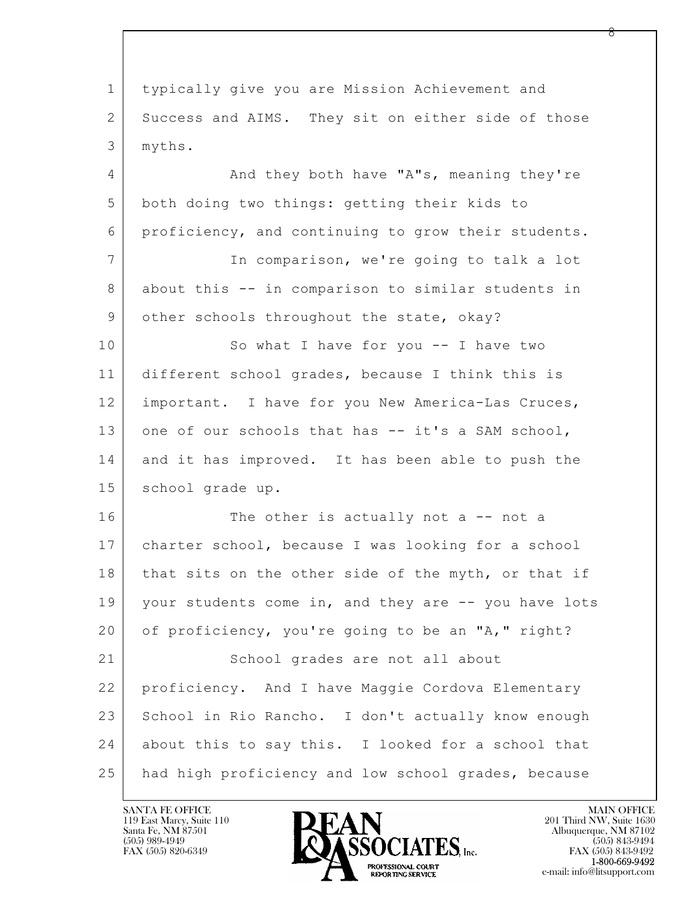typically give you are Mission Achievement and Success and AIMS. They sit on either side of those myths.

And they both have "A"s, meaning they're both doing two things: getting their kids to proficiency, and continuing to grow their students.

In comparison, we're going to talk a lot about this -- in comparison to similar students in other schools throughout the state, okay?

So what I have for you -- I have two different school grades, because I think this is important. I have for you New America-Las Cruces, one of our schools that has -- it's a SAM school, and it has improved. It has been able to push the school grade up.

The other is actually not a -- not a charter school, because I was looking for a school that sits on the other side of the myth, or that if your students come in, and they are -- you have lots of proficiency, you're going to be an "A," right?

School grades are not all about proficiency. And I have Maggie Cordova Elementary School in Rio Rancho. I don't actually know enough about this to say this. I looked for a school that had high proficiency and low school grades, because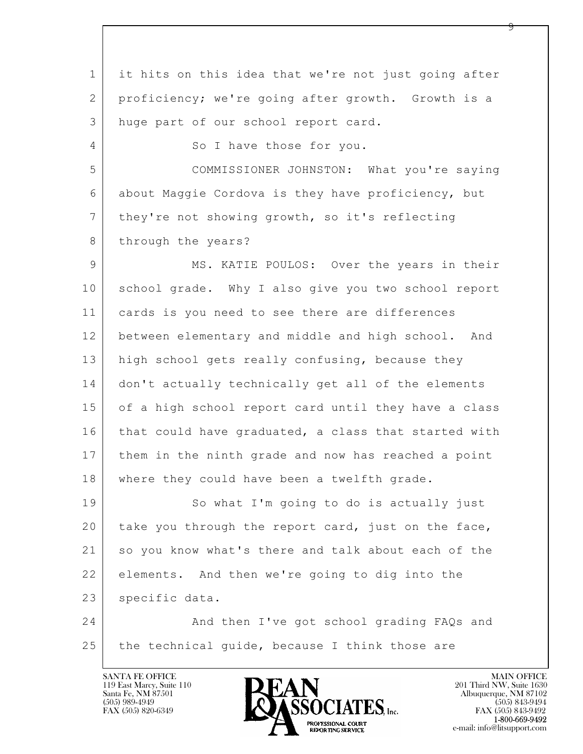it hits on this idea that we're not just going after proficiency; we're going after growth. Growth is a huge part of our school report card.

So I have those for you.

COMMISSIONER JOHNSTON: What you're saying about Maggie Cordova is they have proficiency, but they're not showing growth, so it's reflecting through the years?

MS. KATIE POULOS: Over the years in their school grade. Why I also give you two school report cards is you need to see there are differences between elementary and middle and high school. And high school gets really confusing, because they don't actually technically get all of the elements of a high school report card until they have a class that could have graduated, a class that started with them in the ninth grade and now has reached a point where they could have been a twelfth grade.

So what I'm going to do is actually just take you through the report card, just on the face, so you know what's there and talk about each of the elements. And then we're going to dig into the specific data.

And then I've got school grading FAQs and the technical guide, because I think those are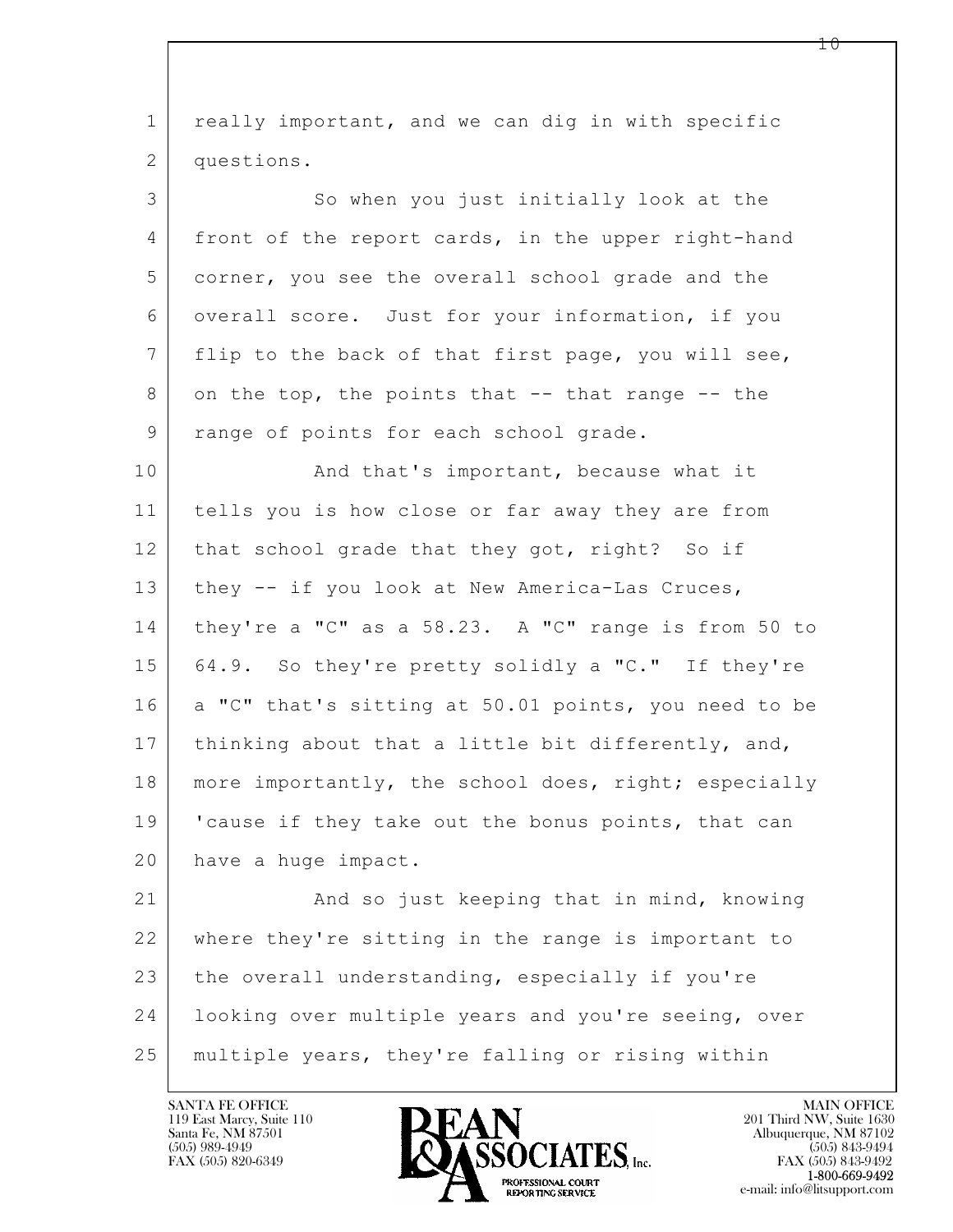really important, and we can dig in with specific questions.

So when you just initially look at the front of the report cards, in the upper right-hand corner, you see the overall school grade and the overall score. Just for your information, if you flip to the back of that first page, you will see, on the top, the points that -- that range -- the range of points for each school grade.

And that's important, because what it tells you is how close or far away they are from that school grade that they got, right? So if they -- if you look at New America-Las Cruces, they're a "C" as a 58.23. A "C" range is from 50 to 64.9. So they're pretty solidly a "C." If they're a "C" that's sitting at 50.01 points, you need to be thinking about that a little bit differently, and, more importantly, the school does, right; especially 'cause if they take out the bonus points, that can have a huge impact.

And so just keeping that in mind, knowing where they're sitting in the range is important to the overall understanding, especially if you're looking over multiple years and you're seeing, over multiple years, they're falling or rising within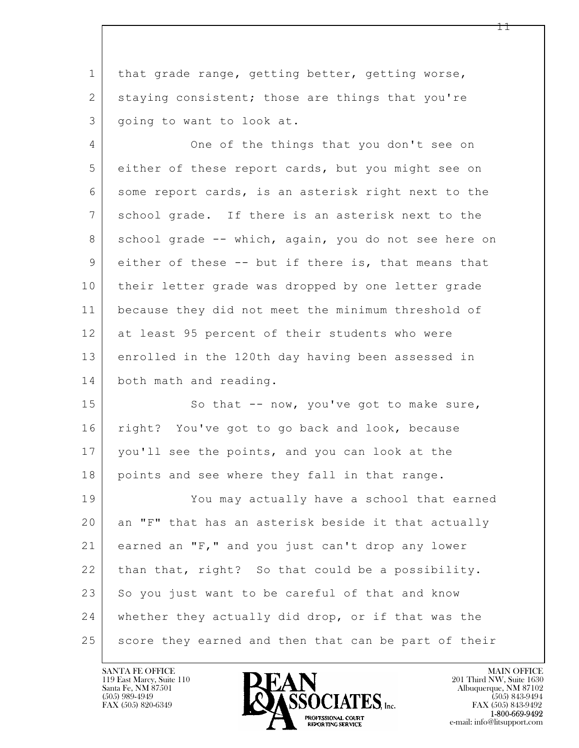that grade range, getting better, getting worse, staying consistent; those are things that you're going to want to look at.

One of the things that you don't see on either of these report cards, but you might see on some report cards, is an asterisk right next to the school grade. If there is an asterisk next to the school grade -- which, again, you do not see here on either of these -- but if there is, that means that their letter grade was dropped by one letter grade because they did not meet the minimum threshold of at least 95 percent of their students who were enrolled in the 120th day having been assessed in both math and reading.

So that -- now, you've got to make sure, right? You've got to go back and look, because you'll see the points, and you can look at the points and see where they fall in that range.

You may actually have a school that earned an "F" that has an asterisk beside it that actually earned an "F," and you just can't drop any lower than that, right? So that could be a possibility. So you just want to be careful of that and know whether they actually did drop, or if that was the score they earned and then that can be part of their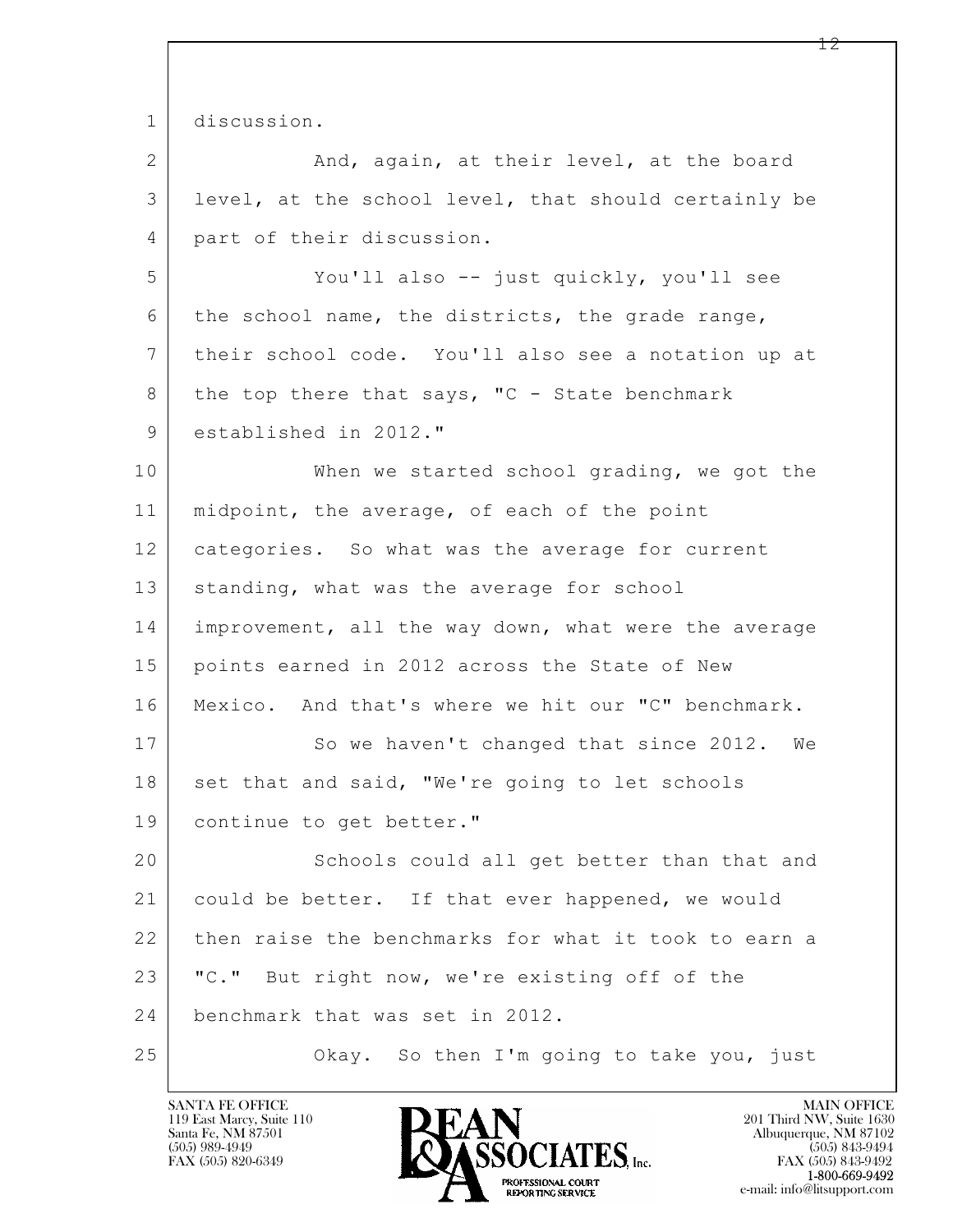discussion.

And, again, at their level, at the board level, at the school level, that should certainly be part of their discussion.

You'll also -- just quickly, you'll see the school name, the districts, the grade range, their school code. You'll also see a notation up at the top there that says, "C - State benchmark established in 2012."

When we started school grading, we got the midpoint, the average, of each of the point categories. So what was the average for current standing, what was the average for school improvement, all the way down, what were the average points earned in 2012 across the State of New Mexico. And that's where we hit our "C" benchmark.

So we haven't changed that since 2012. We set that and said, "We're going to let schools continue to get better."

Schools could all get better than that and could be better. If that ever happened, we would then raise the benchmarks for what it took to earn a "C." But right now, we're existing off of the benchmark that was set in 2012.

Okay. So then I'm going to take you, just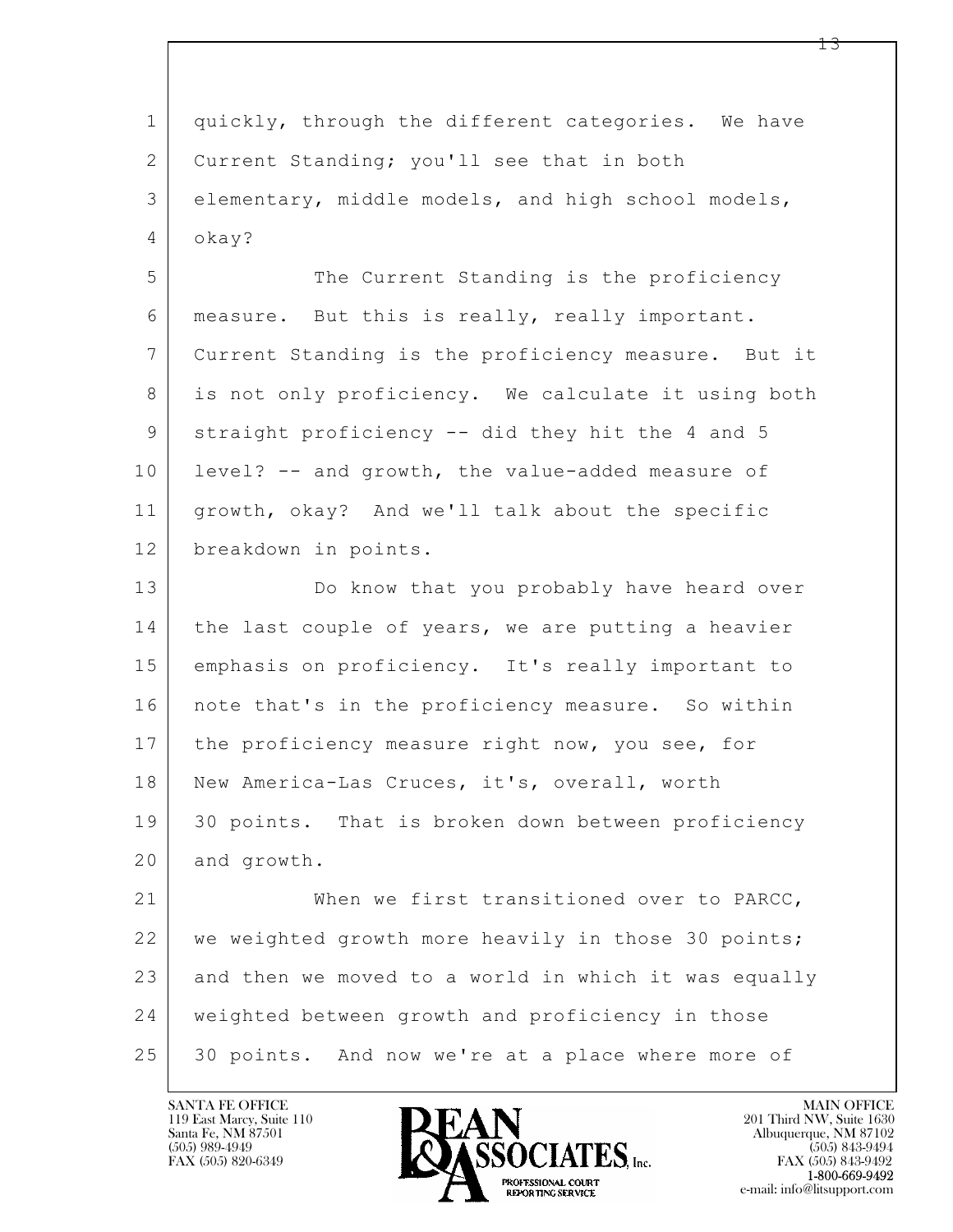quickly, through the different categories. We have Current Standing; you'll see that in both elementary, middle models, and high school models, okay?

The Current Standing is the proficiency measure. But this is really, really important. Current Standing is the proficiency measure. But it is not only proficiency. We calculate it using both straight proficiency -- did they hit the 4 and 5 level? -- and growth, the value-added measure of growth, okay? And we'll talk about the specific breakdown in points.

Do know that you probably have heard over the last couple of years, we are putting a heavier emphasis on proficiency. It's really important to note that's in the proficiency measure. So within the proficiency measure right now, you see, for New America-Las Cruces, it's, overall, worth 30 points. That is broken down between proficiency and growth.

When we first transitioned over to PARCC, we weighted growth more heavily in those 30 points; and then we moved to a world in which it was equally weighted between growth and proficiency in those 30 points. And now we're at a place where more of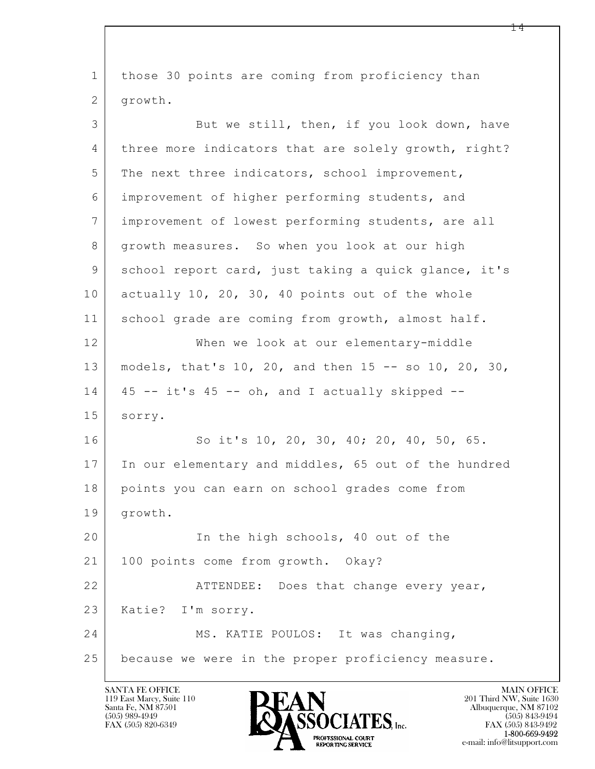those 30 points are coming from proficiency than growth.

But we still, then, if you look down, have three more indicators that are solely growth, right? The next three indicators, school improvement, improvement of higher performing students, and improvement of lowest performing students, are all growth measures. So when you look at our high school report card, just taking a quick glance, it's actually 10, 20, 30, 40 points out of the whole school grade are coming from growth, almost half.

When we look at our elementary-middle models, that's 10, 20, and then 15 -- so 10, 20, 30, 45 -- it's 45 -- oh, and I actually skipped -- sorry.

So it's 10, 20, 30, 40; 20, 40, 50, 65. In our elementary and middles, 65 out of the hundred points you can earn on school grades come from growth.

In the high schools, 40 out of the 100 points come from growth. Okay?

ATTENDEE: Does that change every year, Katie? I'm sorry.

MS. KATIE POULOS: It was changing, because we were in the proper proficiency measure.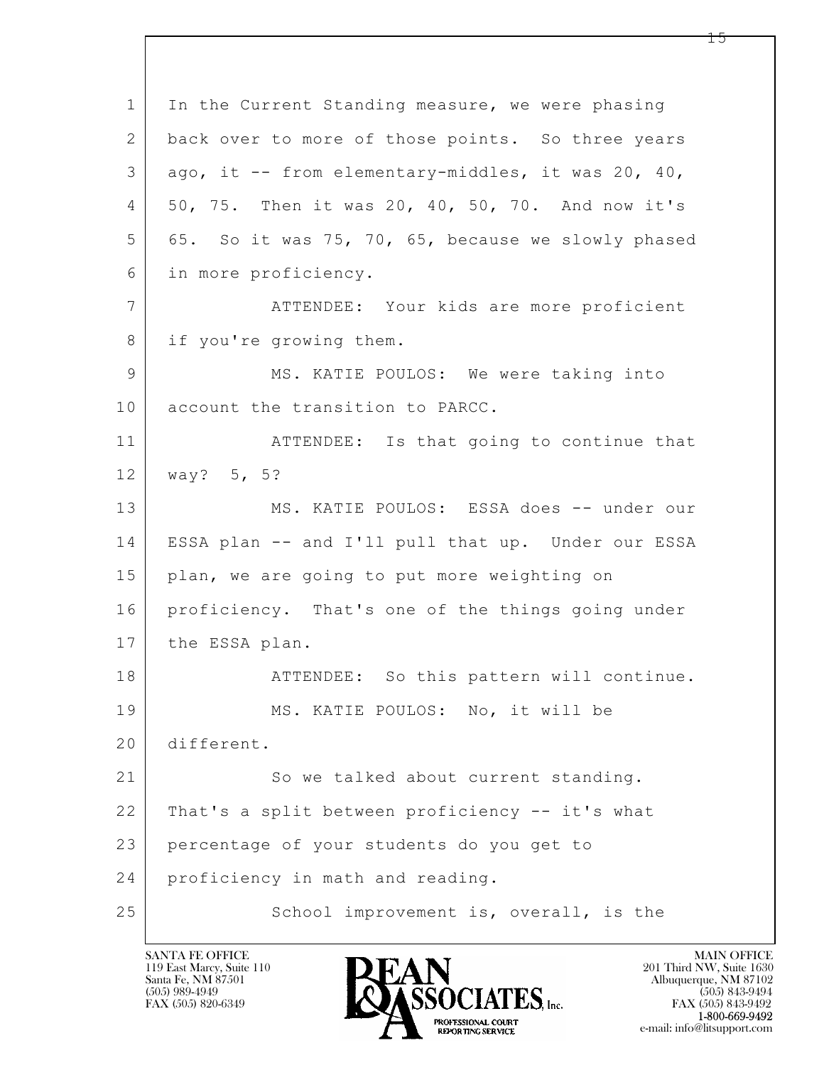In the Current Standing measure, we were phasing back over to more of those points. So three years ago, it -- from elementary-middles, it was 20, 40, 50, 75. Then it was 20, 40, 50, 70. And now it's 65. So it was 75, 70, 65, because we slowly phased in more proficiency.

ATTENDEE: Your kids are more proficient if you're growing them.

MS. KATIE POULOS: We were taking into account the transition to PARCC.

ATTENDEE: Is that going to continue that way? 5, 5?

MS. KATIE POULOS: ESSA does -- under our ESSA plan -- and I'll pull that up. Under our ESSA plan, we are going to put more weighting on proficiency. That's one of the things going under the ESSA plan.

ATTENDEE: So this pattern will continue.

MS. KATIE POULOS: No, it will be different.

So we talked about current standing. That's a split between proficiency -- it's what percentage of your students do you get to proficiency in math and reading.

School improvement is, overall, is the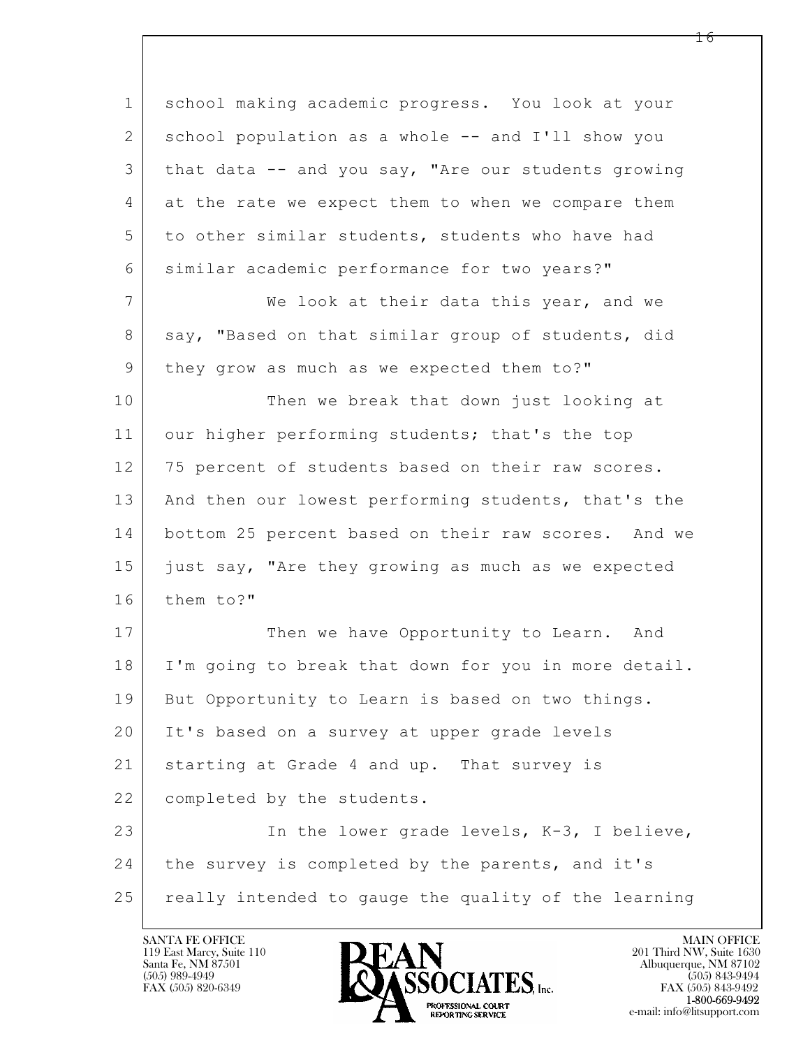school making academic progress. You look at your school population as a whole -- and I'll show you that data -- and you say, "Are our students growing at the rate we expect them to when we compare them to other similar students, students who have had similar academic performance for two years?"

We look at their data this year, and we say, "Based on that similar group of students, did they grow as much as we expected them to?"

Then we break that down just looking at our higher performing students; that's the top 75 percent of students based on their raw scores. And then our lowest performing students, that's the bottom 25 percent based on their raw scores. And we just say, "Are they growing as much as we expected them to?"

Then we have Opportunity to Learn. And I'm going to break that down for you in more detail. But Opportunity to Learn is based on two things. It's based on a survey at upper grade levels starting at Grade 4 and up. That survey is completed by the students.

In the lower grade levels, K-3, I believe, the survey is completed by the parents, and it's really intended to gauge the quality of the learning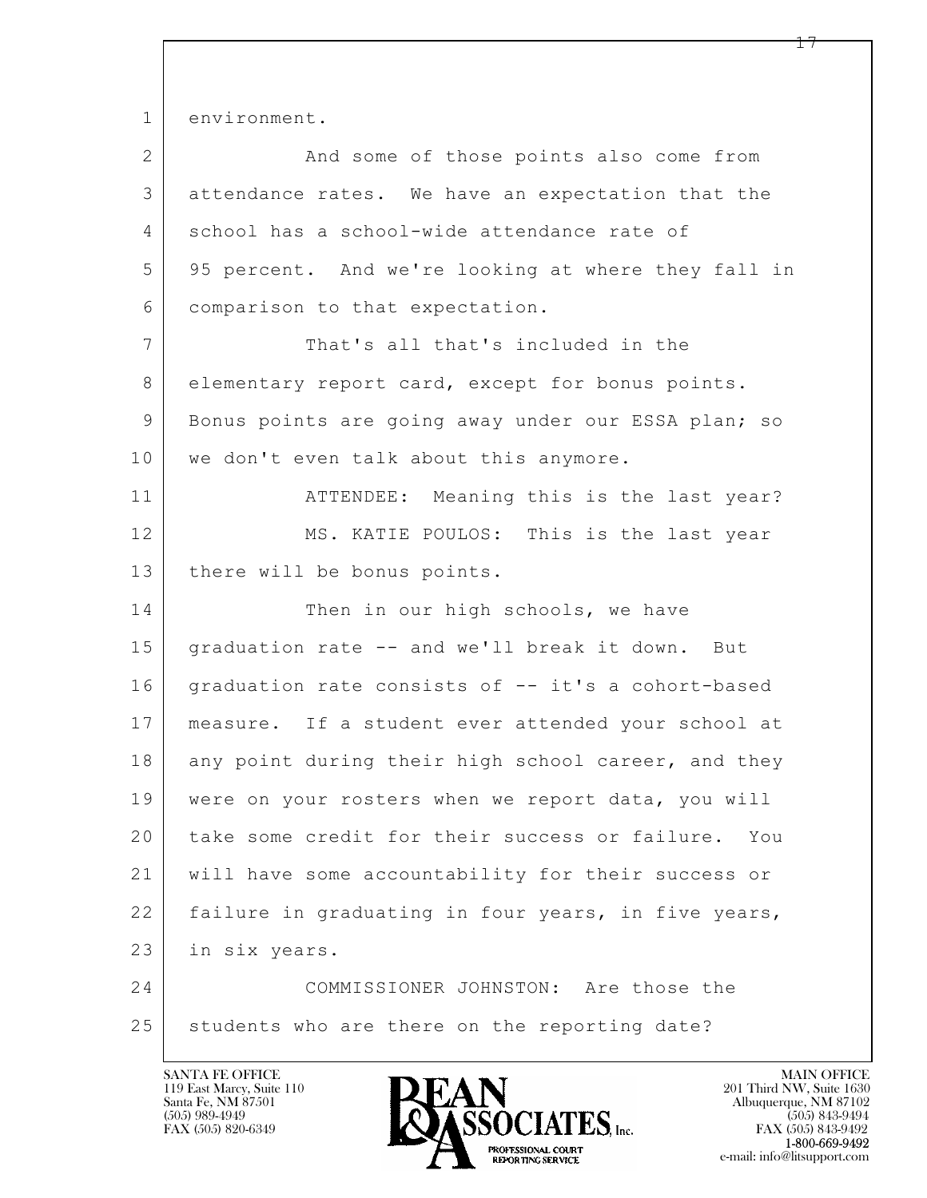environment.

And some of those points also come from attendance rates. We have an expectation that the school has a school-wide attendance rate of 95 percent. And we're looking at where they fall in comparison to that expectation.

That's all that's included in the elementary report card, except for bonus points. Bonus points are going away under our ESSA plan; so we don't even talk about this anymore.

ATTENDEE: Meaning this is the last year?

MS. KATIE POULOS: This is the last year there will be bonus points.

Then in our high schools, we have graduation rate -- and we'll break it down. But graduation rate consists of -- it's a cohort-based measure. If a student ever attended your school at any point during their high school career, and they were on your rosters when we report data, you will take some credit for their success or failure. You will have some accountability for their success or failure in graduating in four years, in five years, in six years.

COMMISSIONER JOHNSTON: Are those the students who are there on the reporting date?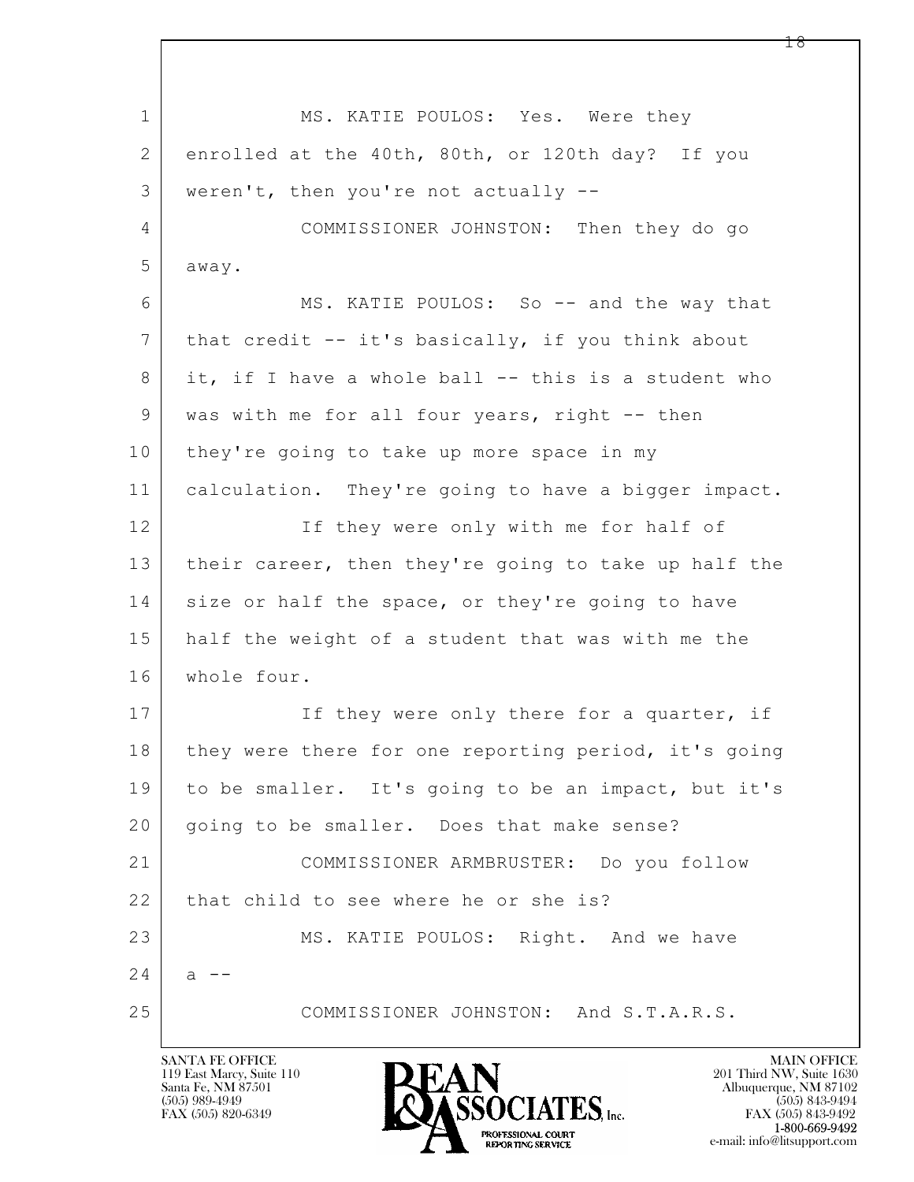MS. KATIE POULOS: Yes. Were they enrolled at the 40th, 80th, or 120th day? If you weren't, then you're not actually --

COMMISSIONER JOHNSTON: Then they do go away.

MS. KATIE POULOS: So -- and the way that that credit -- it's basically, if you think about it, if I have a whole ball -- this is a student who was with me for all four years, right -- then they're going to take up more space in my calculation. They're going to have a bigger impact.

If they were only with me for half of their career, then they're going to take up half the size or half the space, or they're going to have half the weight of a student that was with me the whole four.

If they were only there for a quarter, if they were there for one reporting period, it's going to be smaller. It's going to be an impact, but it's going to be smaller. Does that make sense?

COMMISSIONER ARMBRUSTER: Do you follow that child to see where he or she is?

MS. KATIE POULOS: Right. And we have a --

COMMISSIONER JOHNSTON: And S.T.A.R.S.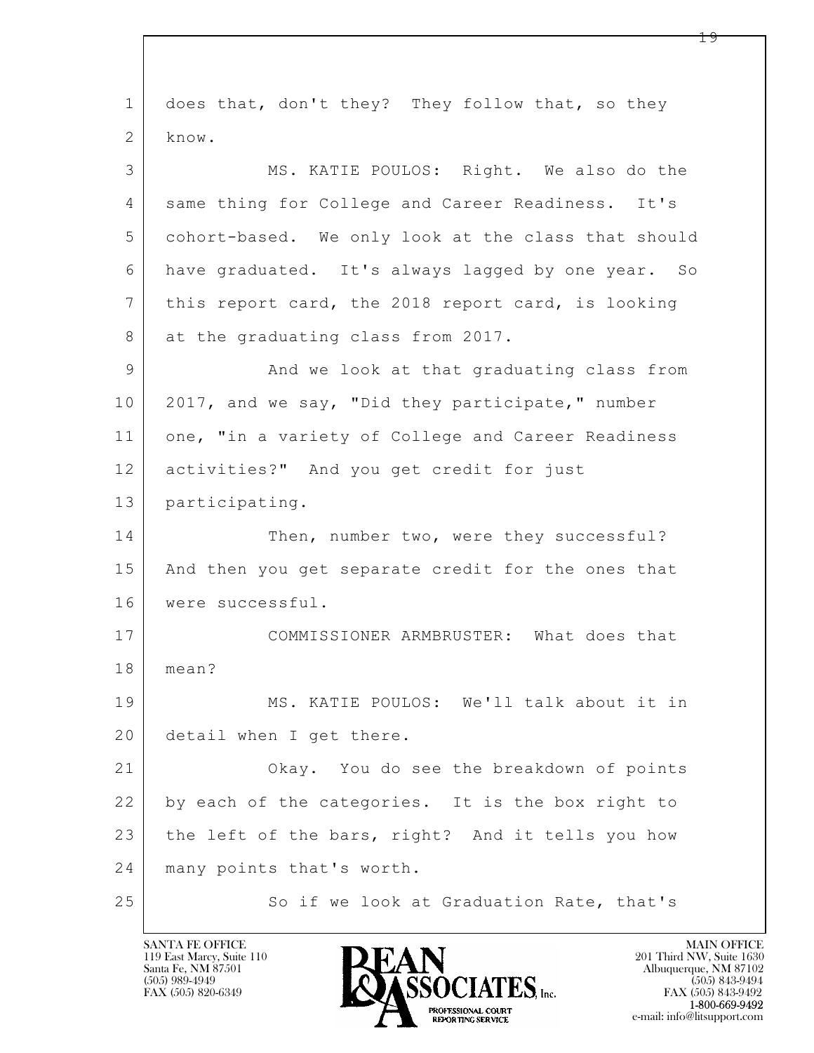1 does that, don't they? They follow that, so they
2 know.
3 MS. KATIE POULOS: Right. We also do the
4 same thing for College and Career Readiness. It's
5 cohort-based. We only look at the class that should
6 have graduated. It's always lagged by one year. So
7 this report card, the 2018 report card, is looking
8 at the graduating class from 2017.
9 And we look at that graduating class from
10 2017, and we say, "Did they participate," number
11 one, "in a variety of College and Career Readiness
12 activities?" And you get credit for just
13 participating.
14 Then, number two, were they successful?
15 And then you get separate credit for the ones that
16 were successful.
17 COMMISSIONER ARMBRUSTER: What does that
18 mean?
19 MS. KATIE POULOS: We'll talk about it in
20 detail when I get there.
21 Okay. You do see the breakdown of points
22 by each of the categories. It is the box right to
23 the left of the bars, right? And it tells you how
24 many points that's worth.
25 So if we look at Graduation Rate, that's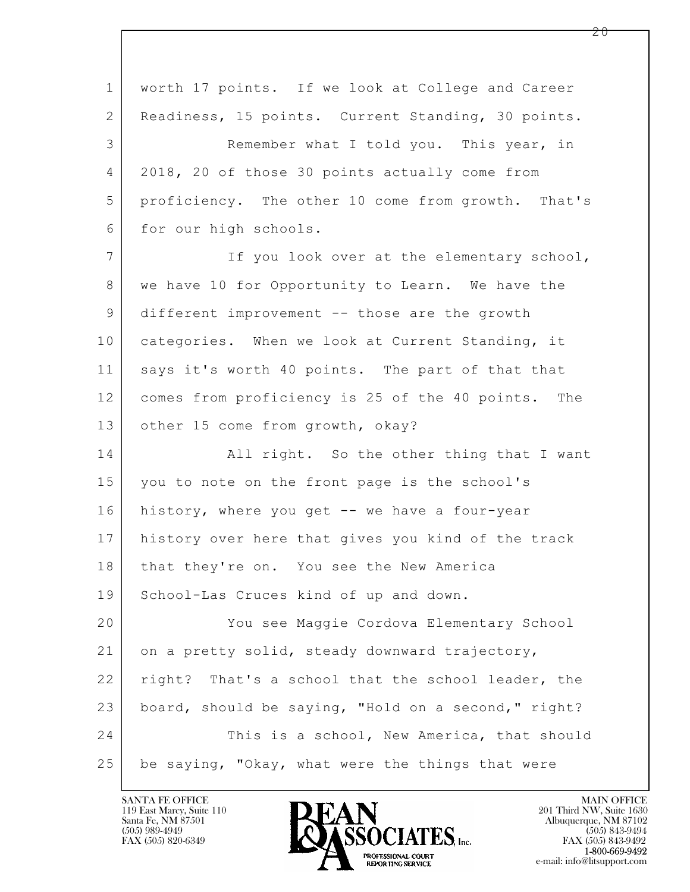worth 17 points. If we look at College and Career Readiness, 15 points. Current Standing, 30 points.

Remember what I told you. This year, in 2018, 20 of those 30 points actually come from proficiency. The other 10 come from growth. That's for our high schools.

If you look over at the elementary school, we have 10 for Opportunity to Learn. We have the different improvement -- those are the growth categories. When we look at Current Standing, it says it's worth 40 points. The part of that that comes from proficiency is 25 of the 40 points. The other 15 come from growth, okay?

All right. So the other thing that I want you to note on the front page is the school's history, where you get -- we have a four-year history over here that gives you kind of the track that they're on. You see the New America School-Las Cruces kind of up and down.

You see Maggie Cordova Elementary School on a pretty solid, steady downward trajectory, right? That's a school that the school leader, the board, should be saying, "Hold on a second," right?

This is a school, New America, that should be saying, "Okay, what were the things that were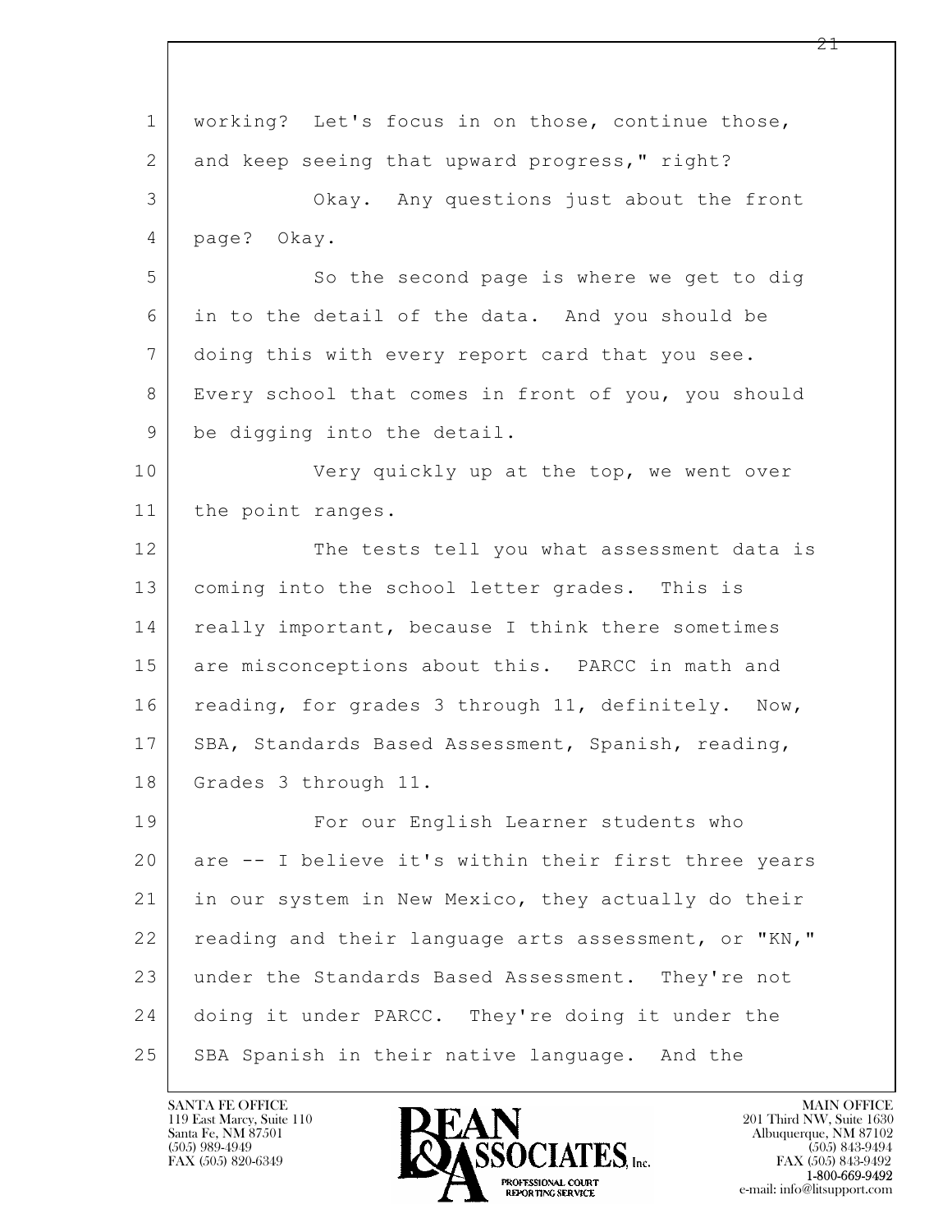working? Let's focus in on those, continue those, and keep seeing that upward progress," right?

Okay. Any questions just about the front page? Okay.

So the second page is where we get to dig in to the detail of the data. And you should be doing this with every report card that you see. Every school that comes in front of you, you should be digging into the detail.

Very quickly up at the top, we went over the point ranges.

The tests tell you what assessment data is coming into the school letter grades. This is really important, because I think there sometimes are misconceptions about this. PARCC in math and reading, for grades 3 through 11, definitely. Now, SBA, Standards Based Assessment, Spanish, reading, Grades 3 through 11.

For our English Learner students who are -- I believe it's within their first three years in our system in New Mexico, they actually do their reading and their language arts assessment, or "KN," under the Standards Based Assessment. They're not doing it under PARCC. They're doing it under the SBA Spanish in their native language. And the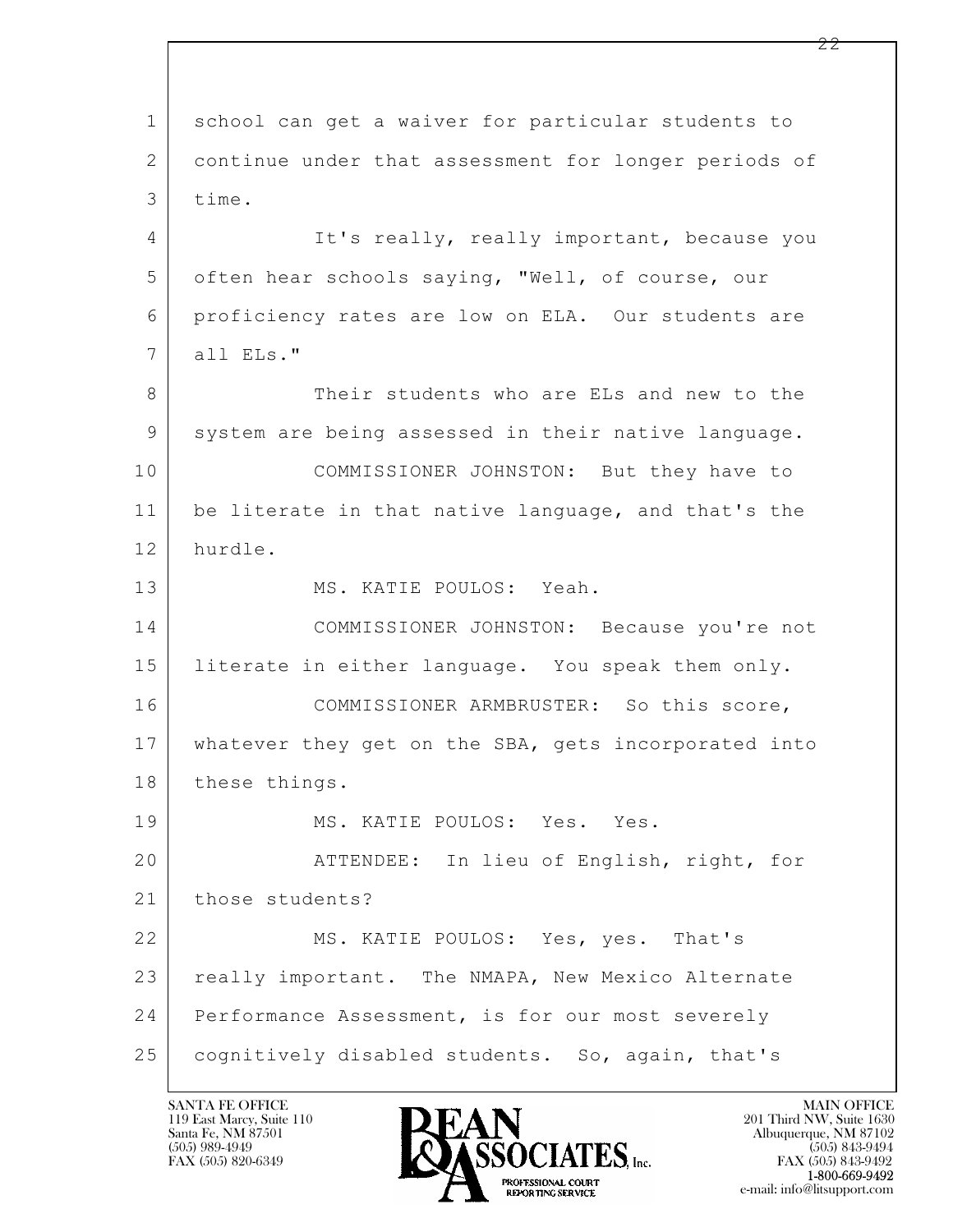school can get a waiver for particular students to continue under that assessment for longer periods of time.

It's really, really important, because you often hear schools saying, "Well, of course, our proficiency rates are low on ELA. Our students are all ELs."

Their students who are ELs and new to the system are being assessed in their native language.

COMMISSIONER JOHNSTON: But they have to be literate in that native language, and that's the hurdle.

MS. KATIE POULOS: Yeah.

COMMISSIONER JOHNSTON: Because you're not literate in either language. You speak them only.

COMMISSIONER ARMBRUSTER: So this score, whatever they get on the SBA, gets incorporated into these things.

MS. KATIE POULOS: Yes. Yes.

ATTENDEE: In lieu of English, right, for those students?

MS. KATIE POULOS: Yes, yes. That's really important. The NMAPA, New Mexico Alternate Performance Assessment, is for our most severely cognitively disabled students. So, again, that's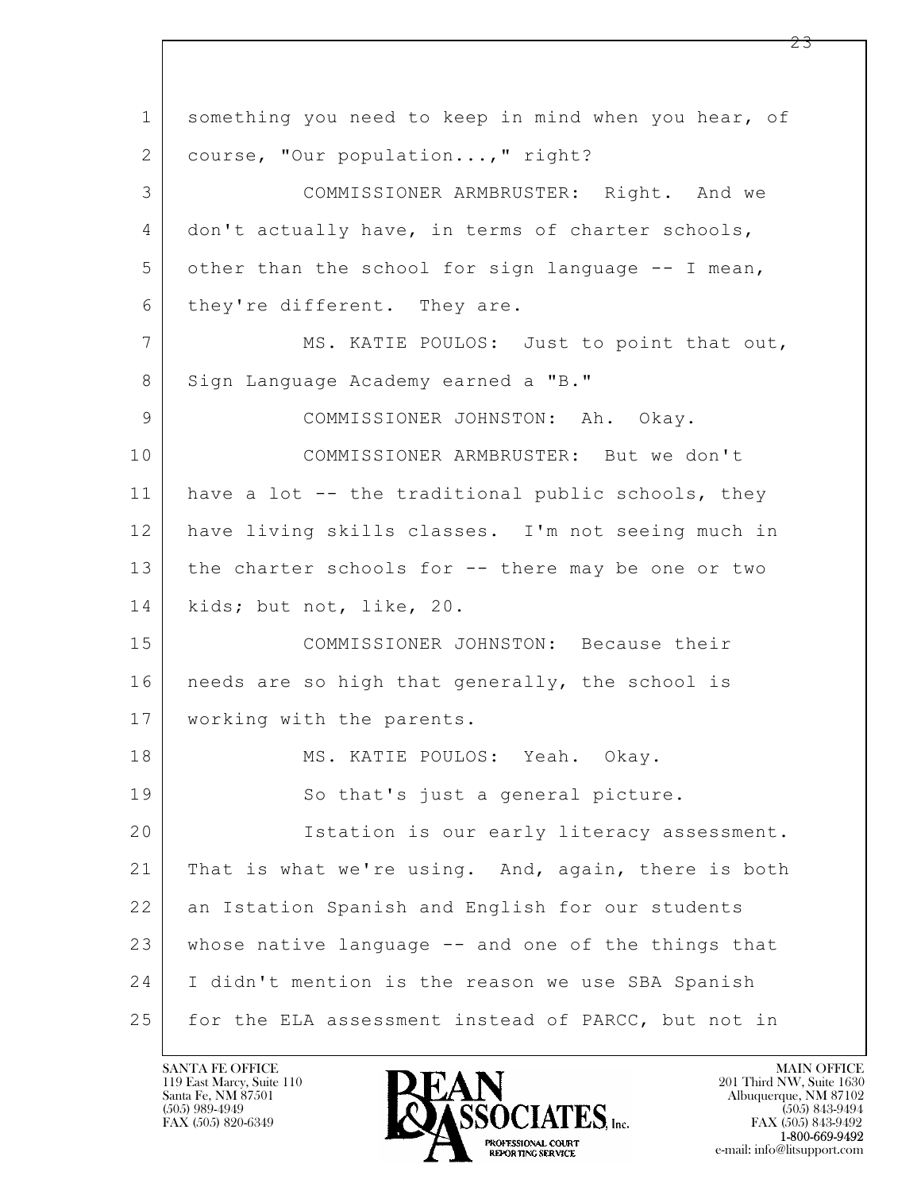something you need to keep in mind when you hear, of course, "Our population...," right?

COMMISSIONER ARMBRUSTER: Right. And we don't actually have, in terms of charter schools, other than the school for sign language -- I mean, they're different. They are.

MS. KATIE POULOS: Just to point that out, Sign Language Academy earned a "B."

COMMISSIONER JOHNSTON: Ah. Okay.

COMMISSIONER ARMBRUSTER: But we don't have a lot -- the traditional public schools, they have living skills classes. I'm not seeing much in the charter schools for -- there may be one or two kids; but not, like, 20.

COMMISSIONER JOHNSTON: Because their needs are so high that generally, the school is working with the parents.

MS. KATIE POULOS: Yeah. Okay.

So that's just a general picture.

Istation is our early literacy assessment. That is what we're using. And, again, there is both an Istation Spanish and English for our students whose native language -- and one of the things that I didn't mention is the reason we use SBA Spanish for the ELA assessment instead of PARCC, but not in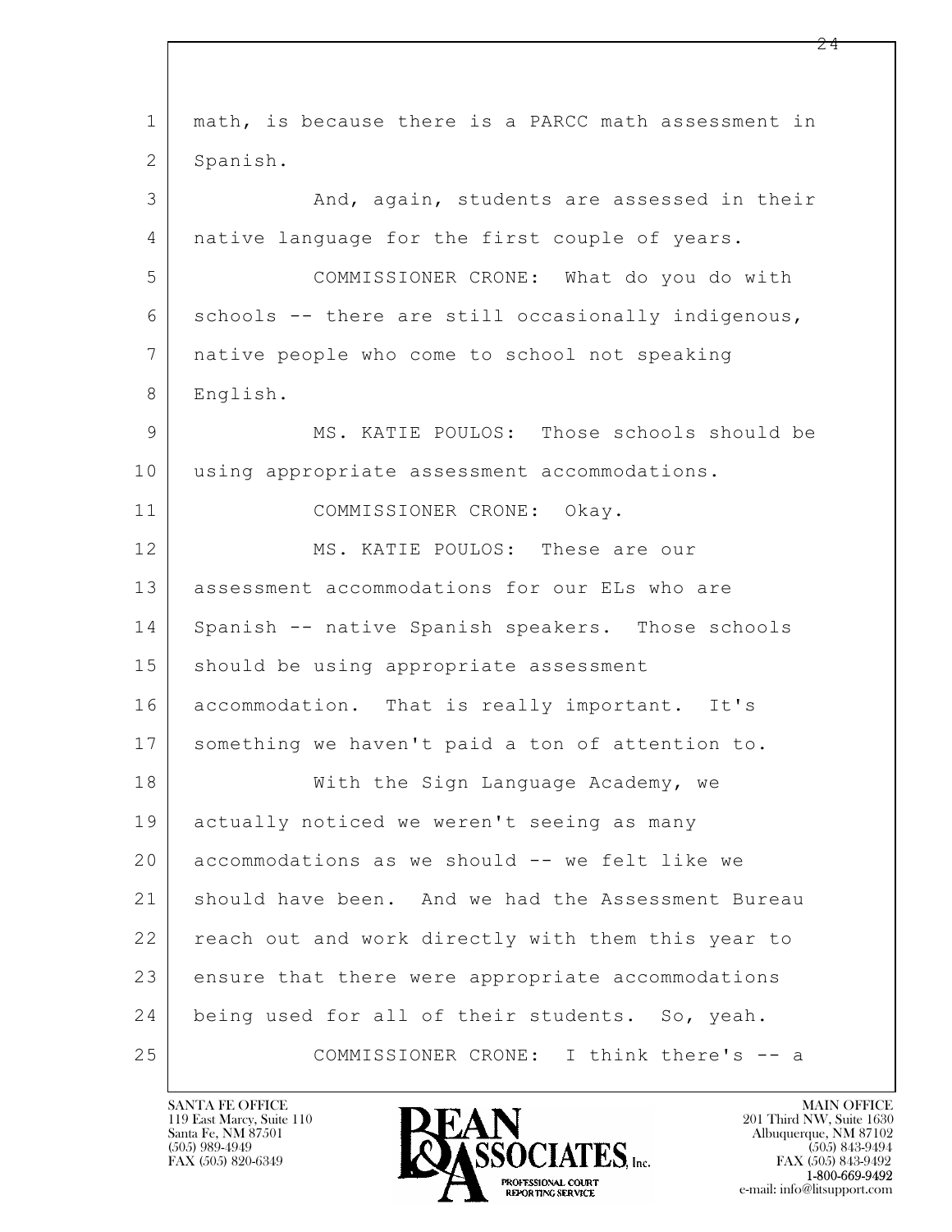math, is because there is a PARCC math assessment in Spanish.

And, again, students are assessed in their native language for the first couple of years.

COMMISSIONER CRONE: What do you do with schools -- there are still occasionally indigenous, native people who come to school not speaking English.

MS. KATIE POULOS: Those schools should be using appropriate assessment accommodations.

COMMISSIONER CRONE: Okay.

MS. KATIE POULOS: These are our assessment accommodations for our ELs who are Spanish -- native Spanish speakers. Those schools should be using appropriate assessment accommodation. That is really important. It's something we haven't paid a ton of attention to.

With the Sign Language Academy, we actually noticed we weren't seeing as many accommodations as we should -- we felt like we should have been. And we had the Assessment Bureau reach out and work directly with them this year to ensure that there were appropriate accommodations being used for all of their students. So, yeah.

COMMISSIONER CRONE: I think there's -- a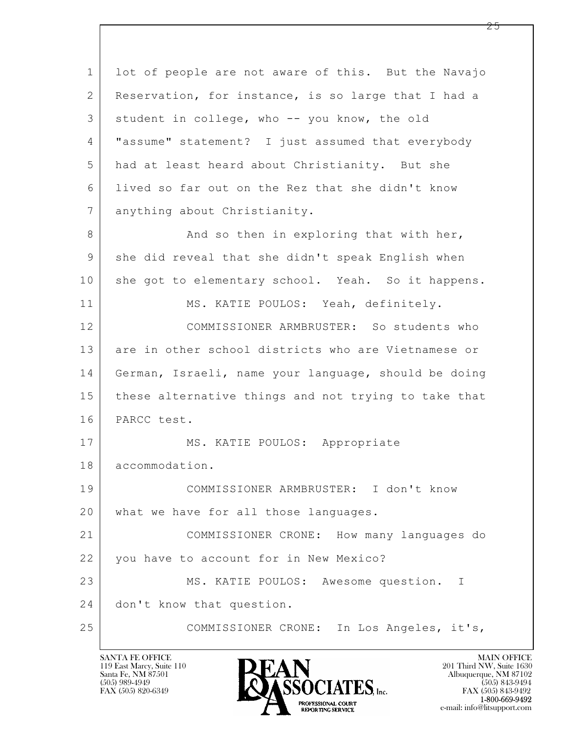lot of people are not aware of this. But the Navajo Reservation, for instance, is so large that I had a student in college, who -- you know, the old "assume" statement? I just assumed that everybody had at least heard about Christianity. But she lived so far out on the Rez that she didn't know anything about Christianity.

And so then in exploring that with her, she did reveal that she didn't speak English when she got to elementary school. Yeah. So it happens.

MS. KATIE POULOS: Yeah, definitely.

COMMISSIONER ARMBRUSTER: So students who are in other school districts who are Vietnamese or German, Israeli, name your language, should be doing these alternative things and not trying to take that PARCC test.

MS. KATIE POULOS: Appropriate accommodation.

COMMISSIONER ARMBRUSTER: I don't know what we have for all those languages.

COMMISSIONER CRONE: How many languages do you have to account for in New Mexico?

MS. KATIE POULOS: Awesome question. I don't know that question.

COMMISSIONER CRONE: In Los Angeles, it's,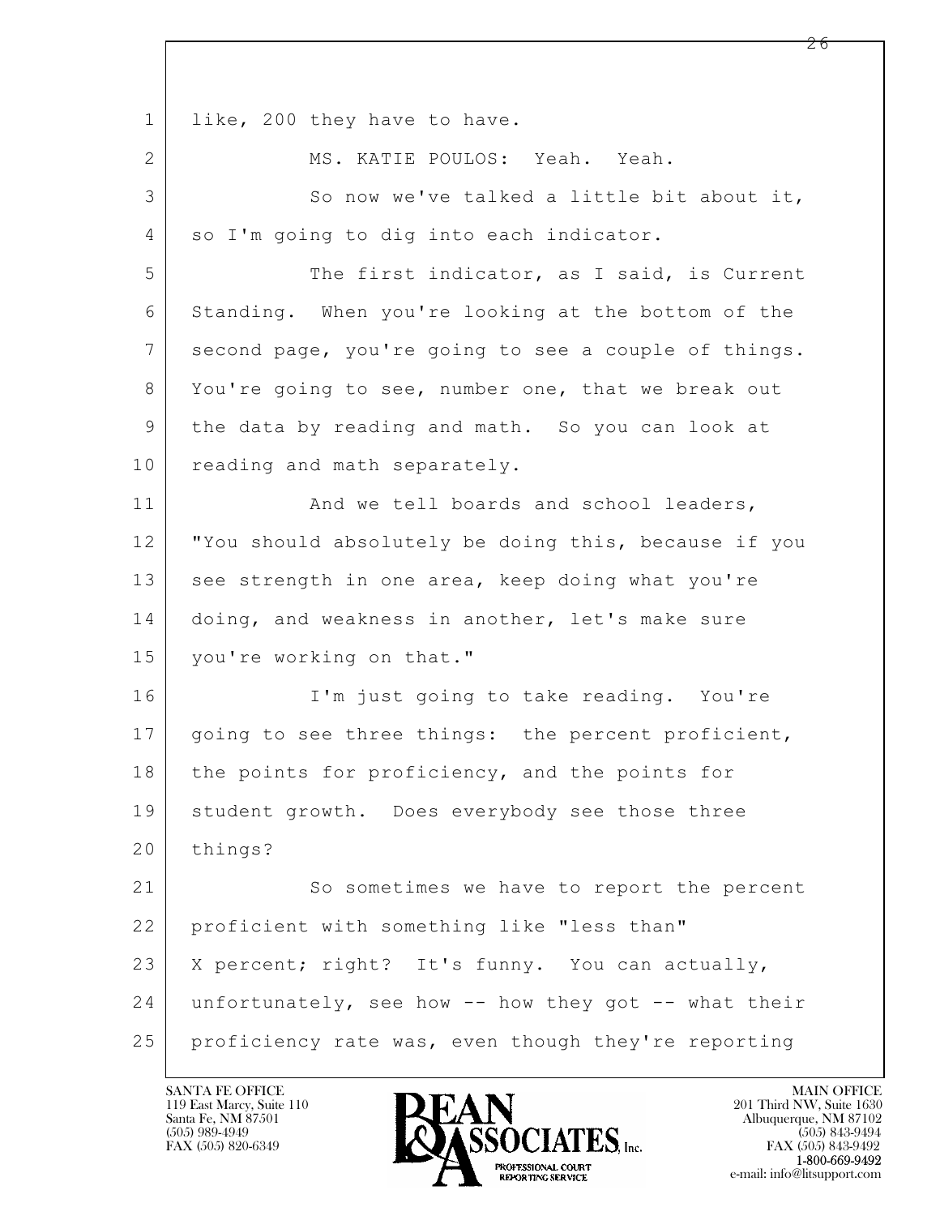like, 200 they have to have.

MS. KATIE POULOS: Yeah. Yeah.

So now we've talked a little bit about it, so I'm going to dig into each indicator.

The first indicator, as I said, is Current Standing. When you're looking at the bottom of the second page, you're going to see a couple of things. You're going to see, number one, that we break out the data by reading and math. So you can look at reading and math separately.

And we tell boards and school leaders, "You should absolutely be doing this, because if you see strength in one area, keep doing what you're doing, and weakness in another, let's make sure you're working on that."

I'm just going to take reading. You're going to see three things: the percent proficient, the points for proficiency, and the points for student growth. Does everybody see those three things?

So sometimes we have to report the percent proficient with something like "less than" X percent; right? It's funny. You can actually, unfortunately, see how -- how they got -- what their proficiency rate was, even though they're reporting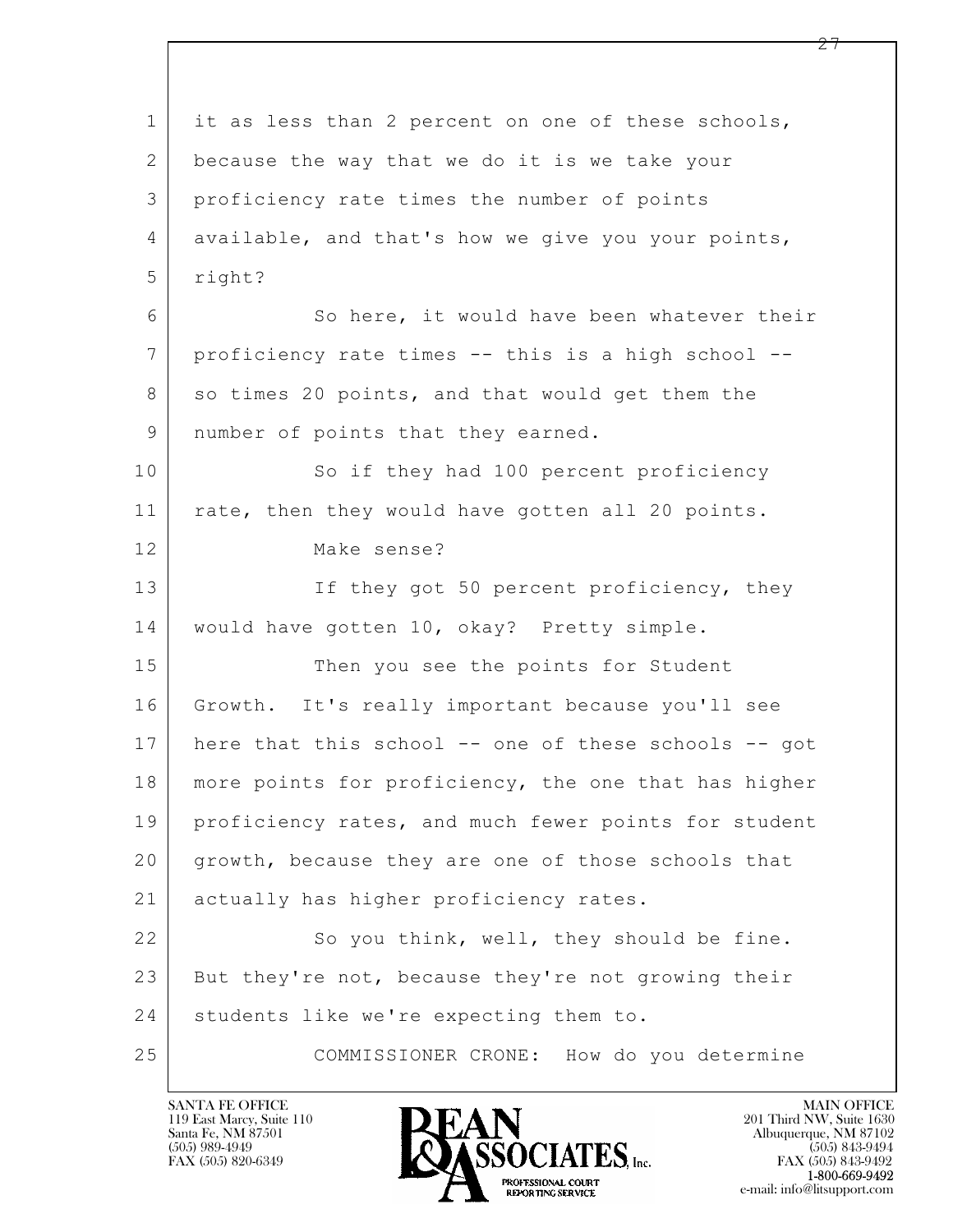1 it as less than 2 percent on one of these schools,
2 because the way that we do it is we take your
3 proficiency rate times the number of points
4 available, and that's how we give you your points,
5 right?

6 So here, it would have been whatever their
7 proficiency rate times -- this is a high school --
8 so times 20 points, and that would get them the
9 number of points that they earned.

10 So if they had 100 percent proficiency
11 rate, then they would have gotten all 20 points.

12 Make sense?

13 If they got 50 percent proficiency, they
14 would have gotten 10, okay? Pretty simple.

15 Then you see the points for Student
16 Growth. It's really important because you'll see
17 here that this school -- one of these schools -- got
18 more points for proficiency, the one that has higher
19 proficiency rates, and much fewer points for student
20 growth, because they are one of those schools that
21 actually has higher proficiency rates.

22 So you think, well, they should be fine.
23 But they're not, because they're not growing their
24 students like we're expecting them to.

25 COMMISSIONER CRONE: How do you determine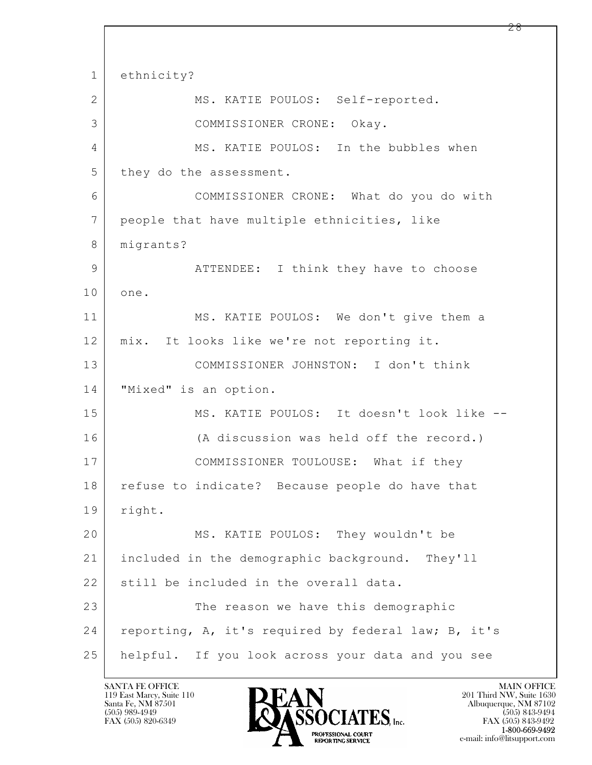1 ethnicity?

2 MS. KATIE POULOS: Self-reported.

3 COMMISSIONER CRONE: Okay.

4 MS. KATIE POULOS: In the bubbles when

5 they do the assessment.

6 COMMISSIONER CRONE: What do you do with

7 people that have multiple ethnicities, like

8 migrants?

9 ATTENDEE: I think they have to choose

10 one.

11 MS. KATIE POULOS: We don't give them a

12 mix. It looks like we're not reporting it.

13 COMMISSIONER JOHNSTON: I don't think

14 "Mixed" is an option.

15 MS. KATIE POULOS: It doesn't look like --

16 (A discussion was held off the record.)

17 COMMISSIONER TOULOUSE: What if they

18 refuse to indicate? Because people do have that

19 right.

20 MS. KATIE POULOS: They wouldn't be

21 included in the demographic background. They'll

22 still be included in the overall data.

23 The reason we have this demographic

24 reporting, A, it's required by federal law; B, it's

25 helpful. If you look across your data and you see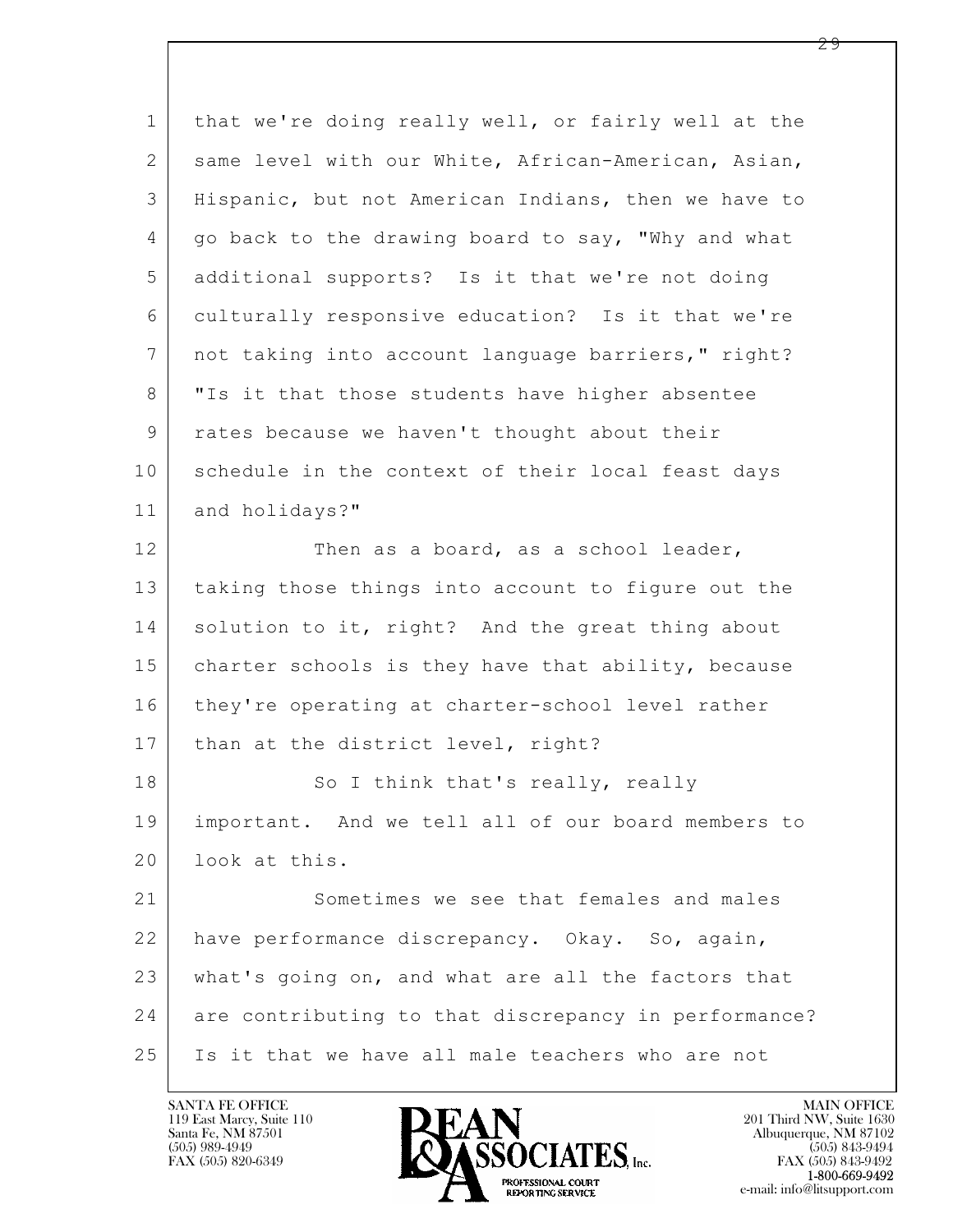that we're doing really well, or fairly well at the same level with our White, African-American, Asian, Hispanic, but not American Indians, then we have to go back to the drawing board to say, "Why and what additional supports? Is it that we're not doing culturally responsive education? Is it that we're not taking into account language barriers," right? "Is it that those students have higher absentee rates because we haven't thought about their schedule in the context of their local feast days and holidays?"

Then as a board, as a school leader, taking those things into account to figure out the solution to it, right? And the great thing about charter schools is they have that ability, because they're operating at charter-school level rather than at the district level, right?

So I think that's really, really important. And we tell all of our board members to look at this.

Sometimes we see that females and males have performance discrepancy. Okay. So, again, what's going on, and what are all the factors that are contributing to that discrepancy in performance? Is it that we have all male teachers who are not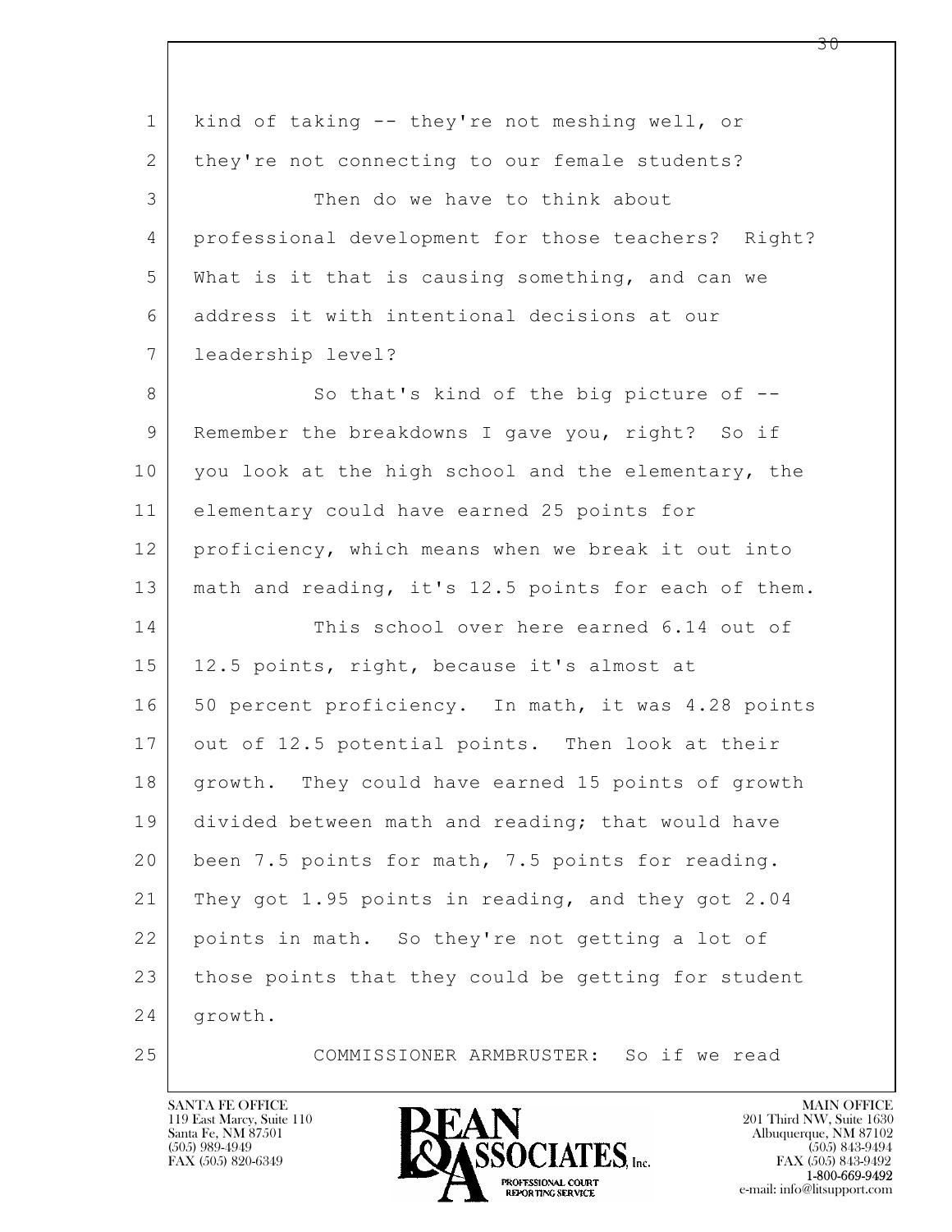kind of taking -- they're not meshing well, or they're not connecting to our female students?

Then do we have to think about professional development for those teachers? Right? What is it that is causing something, and can we address it with intentional decisions at our leadership level?

So that's kind of the big picture of -- Remember the breakdowns I gave you, right? So if you look at the high school and the elementary, the elementary could have earned 25 points for proficiency, which means when we break it out into math and reading, it's 12.5 points for each of them.

This school over here earned 6.14 out of 12.5 points, right, because it's almost at 50 percent proficiency. In math, it was 4.28 points out of 12.5 potential points. Then look at their growth. They could have earned 15 points of growth divided between math and reading; that would have been 7.5 points for math, 7.5 points for reading. They got 1.95 points in reading, and they got 2.04 points in math. So they're not getting a lot of those points that they could be getting for student growth.

COMMISSIONER ARMBRUSTER: So if we read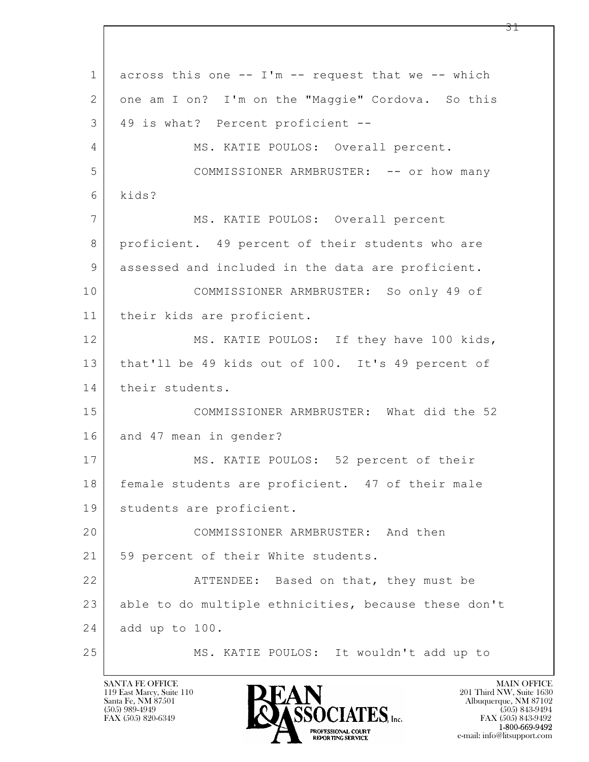1 across this one -- I'm -- request that we -- which
2 one am I on? I'm on the "Maggie" Cordova. So this
3 49 is what? Percent proficient --
4 MS. KATIE POULOS: Overall percent.
5 COMMISSIONER ARMBRUSTER: -- or how many
6 kids?
7 MS. KATIE POULOS: Overall percent
8 proficient. 49 percent of their students who are
9 assessed and included in the data are proficient.
10 COMMISSIONER ARMBRUSTER: So only 49 of
11 their kids are proficient.
12 MS. KATIE POULOS: If they have 100 kids,
13 that'll be 49 kids out of 100. It's 49 percent of
14 their students.
15 COMMISSIONER ARMBRUSTER: What did the 52
16 and 47 mean in gender?
17 MS. KATIE POULOS: 52 percent of their
18 female students are proficient. 47 of their male
19 students are proficient.
20 COMMISSIONER ARMBRUSTER: And then
21 59 percent of their White students.
22 ATTENDEE: Based on that, they must be
23 able to do multiple ethnicities, because these don't
24 add up to 100.
25 MS. KATIE POULOS: It wouldn't add up to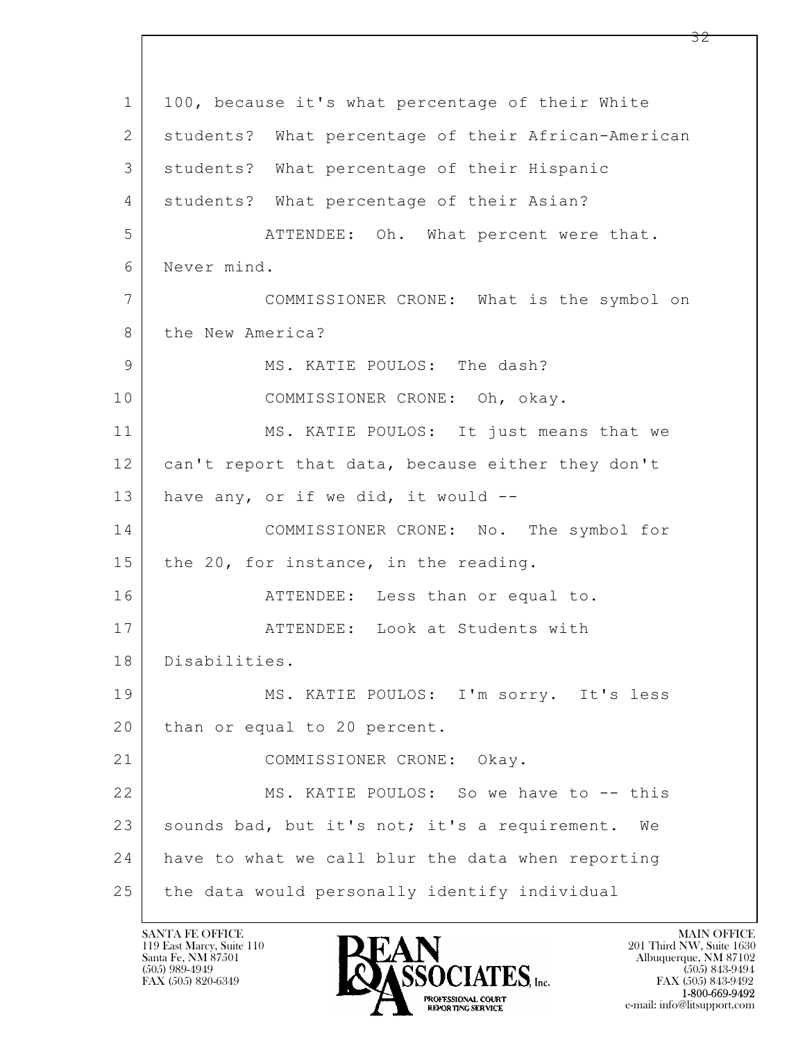100, because it's what percentage of their White students? What percentage of their African-American students? What percentage of their Hispanic students? What percentage of their Asian?

ATTENDEE: Oh. What percent were that. Never mind.

COMMISSIONER CRONE: What is the symbol on the New America?

MS. KATIE POULOS: The dash?

COMMISSIONER CRONE: Oh, okay.

MS. KATIE POULOS: It just means that we can't report that data, because either they don't have any, or if we did, it would --

COMMISSIONER CRONE: No. The symbol for the 20, for instance, in the reading.

ATTENDEE: Less than or equal to.

ATTENDEE: Look at Students with Disabilities.

MS. KATIE POULOS: I'm sorry. It's less than or equal to 20 percent.

COMMISSIONER CRONE: Okay.

MS. KATIE POULOS: So we have to -- this sounds bad, but it's not; it's a requirement. We have to what we call blur the data when reporting the data would personally identify individual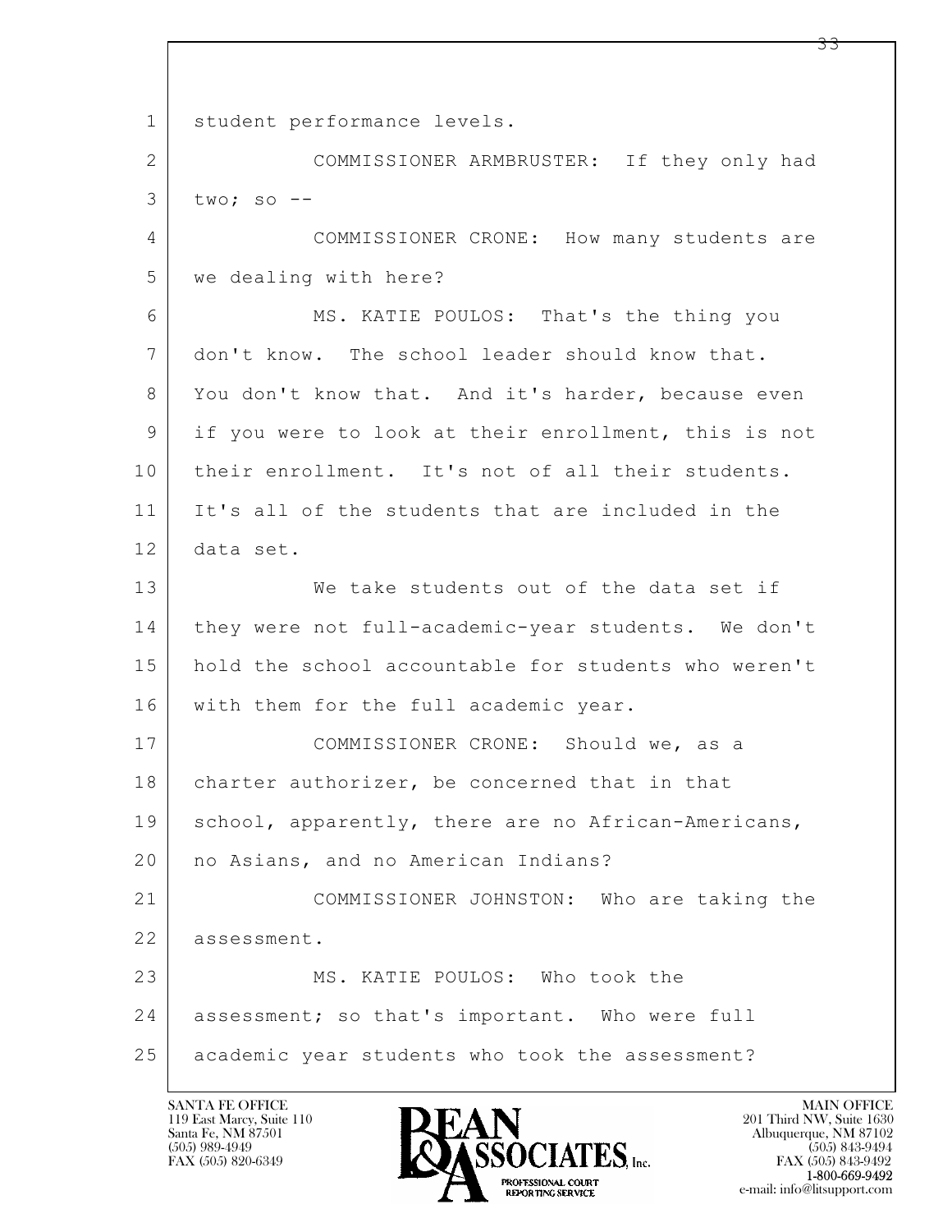student performance levels.

COMMISSIONER ARMBRUSTER: If they only had two; so --

COMMISSIONER CRONE: How many students are we dealing with here?

MS. KATIE POULOS: That's the thing you don't know. The school leader should know that. You don't know that. And it's harder, because even if you were to look at their enrollment, this is not their enrollment. It's not of all their students. It's all of the students that are included in the data set.

We take students out of the data set if they were not full-academic-year students. We don't hold the school accountable for students who weren't with them for the full academic year.

COMMISSIONER CRONE: Should we, as a charter authorizer, be concerned that in that school, apparently, there are no African-Americans, no Asians, and no American Indians?

COMMISSIONER JOHNSTON: Who are taking the assessment.

MS. KATIE POULOS: Who took the assessment; so that's important. Who were full academic year students who took the assessment?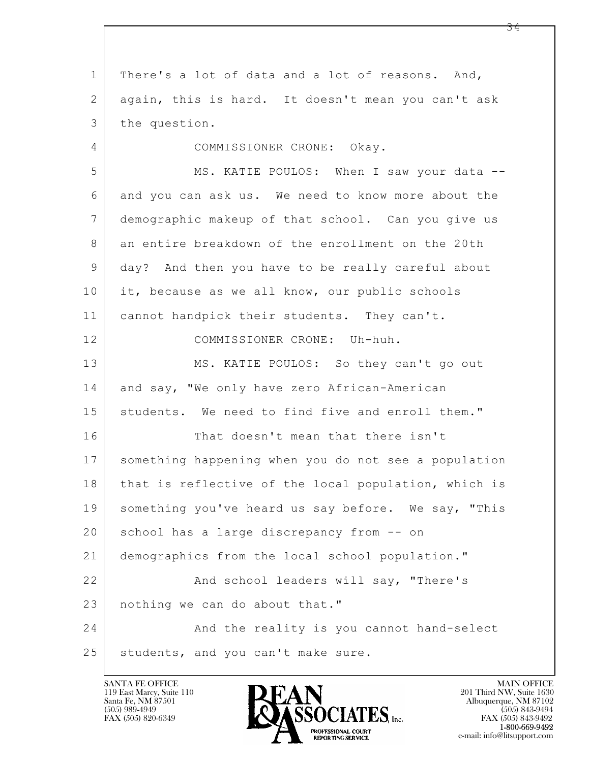There's a lot of data and a lot of reasons. And, again, this is hard. It doesn't mean you can't ask the question.

COMMISSIONER CRONE: Okay.

MS. KATIE POULOS: When I saw your data -- and you can ask us. We need to know more about the demographic makeup of that school. Can you give us an entire breakdown of the enrollment on the 20th day? And then you have to be really careful about it, because as we all know, our public schools cannot handpick their students. They can't.

COMMISSIONER CRONE: Uh-huh.

MS. KATIE POULOS: So they can't go out and say, "We only have zero African-American students. We need to find five and enroll them."

That doesn't mean that there isn't something happening when you do not see a population that is reflective of the local population, which is something you've heard us say before. We say, "This school has a large discrepancy from -- on demographics from the local school population."

And school leaders will say, "There's nothing we can do about that."

And the reality is you cannot hand-select students, and you can't make sure.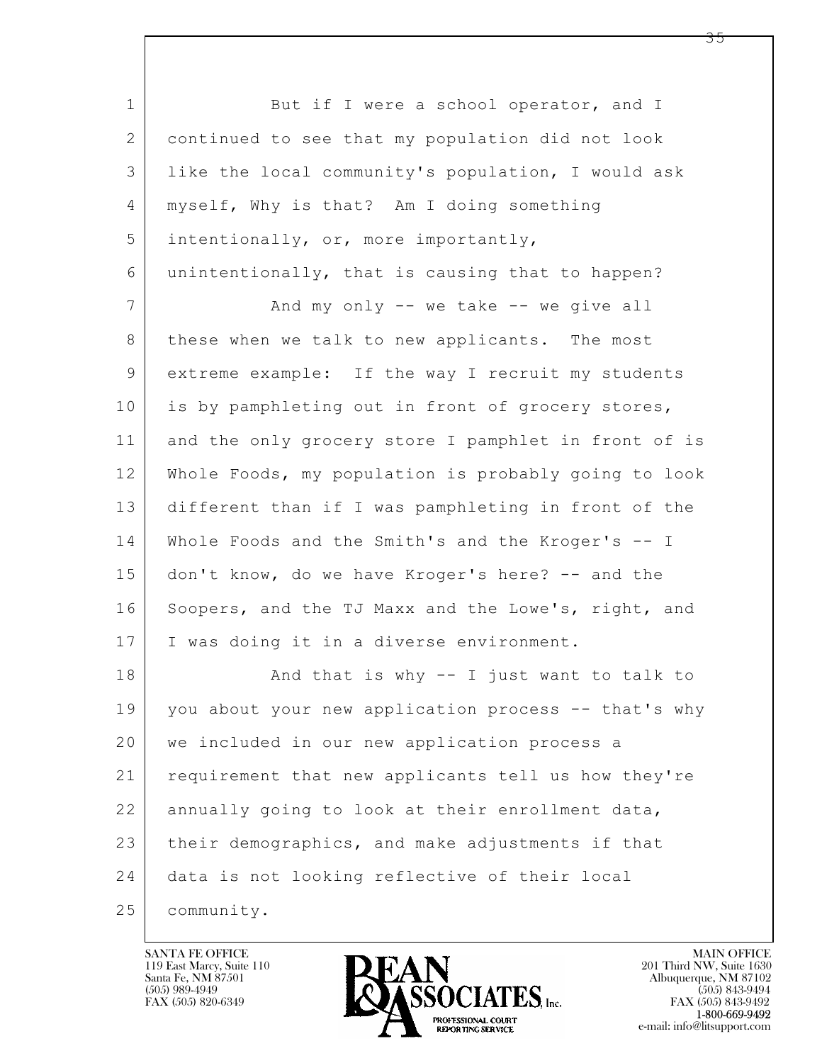But if I were a school operator, and I continued to see that my population did not look like the local community's population, I would ask myself, Why is that? Am I doing something intentionally, or, more importantly, unintentionally, that is causing that to happen?

And my only -- we take -- we give all these when we talk to new applicants. The most extreme example: If the way I recruit my students is by pamphleting out in front of grocery stores, and the only grocery store I pamphlet in front of is Whole Foods, my population is probably going to look different than if I was pamphleting in front of the Whole Foods and the Smith's and the Kroger's -- I don't know, do we have Kroger's here? -- and the Soopers, and the TJ Maxx and the Lowe's, right, and I was doing it in a diverse environment.

And that is why -- I just want to talk to you about your new application process -- that's why we included in our new application process a requirement that new applicants tell us how they're annually going to look at their enrollment data, their demographics, and make adjustments if that data is not looking reflective of their local community.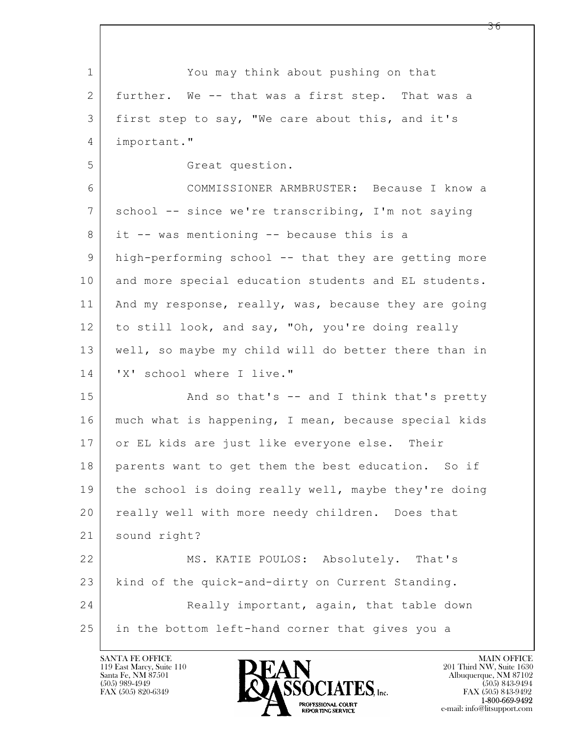1 You may think about pushing on that
2 further. We -- that was a first step. That was a
3 first step to say, "We care about this, and it's
4 important."
5 Great question.
6 COMMISSIONER ARMBRUSTER: Because I know a
7 school -- since we're transcribing, I'm not saying
8 it -- was mentioning -- because this is a
9 high-performing school -- that they are getting more
10 and more special education students and EL students.
11 And my response, really, was, because they are going
12 to still look, and say, "Oh, you're doing really
13 well, so maybe my child will do better there than in
14 'X' school where I live."
15 And so that's -- and I think that's pretty
16 much what is happening, I mean, because special kids
17 or EL kids are just like everyone else. Their
18 parents want to get them the best education. So if
19 the school is doing really well, maybe they're doing
20 really well with more needy children. Does that
21 sound right?
22 MS. KATIE POULOS: Absolutely. That's
23 kind of the quick-and-dirty on Current Standing.
24 Really important, again, that table down
25 in the bottom left-hand corner that gives you a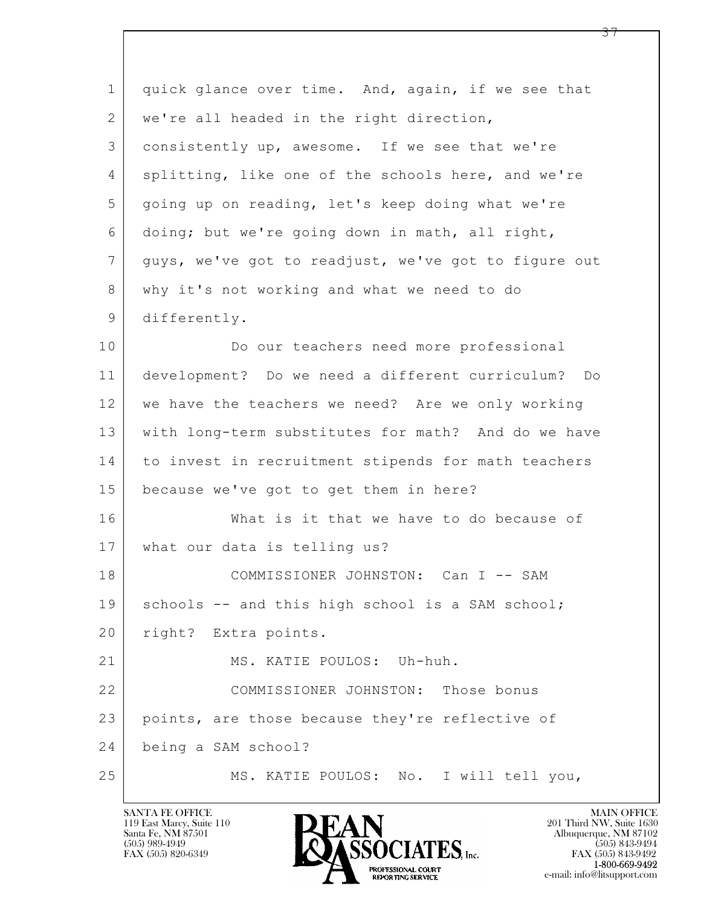quick glance over time. And, again, if we see that we're all headed in the right direction, consistently up, awesome. If we see that we're splitting, like one of the schools here, and we're going up on reading, let's keep doing what we're doing; but we're going down in math, all right, guys, we've got to readjust, we've got to figure out why it's not working and what we need to do differently.

Do our teachers need more professional development? Do we need a different curriculum? Do we have the teachers we need? Are we only working with long-term substitutes for math? And do we have to invest in recruitment stipends for math teachers because we've got to get them in here?

What is it that we have to do because of what our data is telling us?

COMMISSIONER JOHNSTON: Can I -- SAM schools -- and this high school is a SAM school; right? Extra points.

MS. KATIE POULOS: Uh-huh.

COMMISSIONER JOHNSTON: Those bonus points, are those because they're reflective of being a SAM school?

MS. KATIE POULOS: No. I will tell you,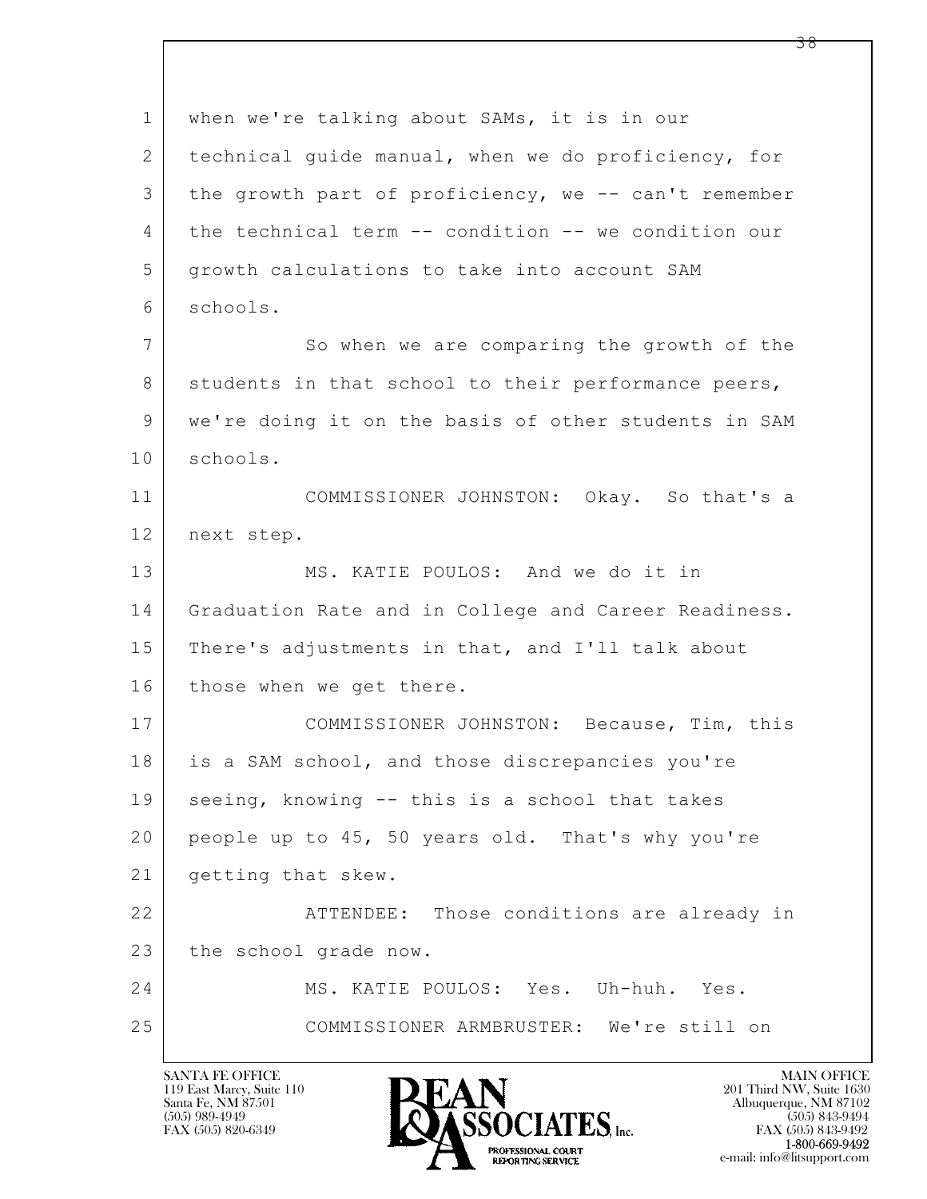when we're talking about SAMs, it is in our technical guide manual, when we do proficiency, for the growth part of proficiency, we -- can't remember the technical term -- condition -- we condition our growth calculations to take into account SAM schools.

So when we are comparing the growth of the students in that school to their performance peers, we're doing it on the basis of other students in SAM schools.

COMMISSIONER JOHNSTON: Okay. So that's a next step.

MS. KATIE POULOS: And we do it in Graduation Rate and in College and Career Readiness. There's adjustments in that, and I'll talk about those when we get there.

COMMISSIONER JOHNSTON: Because, Tim, this is a SAM school, and those discrepancies you're seeing, knowing -- this is a school that takes people up to 45, 50 years old. That's why you're getting that skew.

ATTENDEE: Those conditions are already in the school grade now.

MS. KATIE POULOS: Yes. Uh-huh. Yes.

COMMISSIONER ARMBRUSTER: We're still on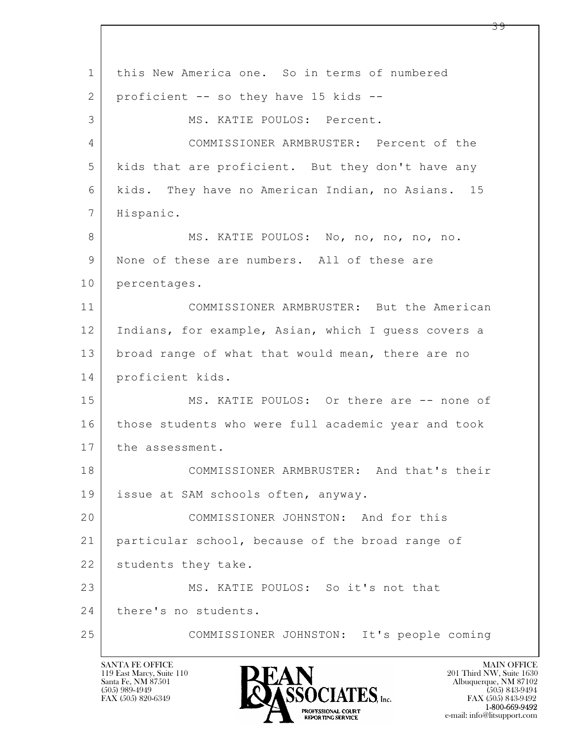1 this New America one. So in terms of numbered
2 proficient -- so they have 15 kids --
3 MS. KATIE POULOS: Percent.
4 COMMISSIONER ARMBRUSTER: Percent of the
5 kids that are proficient. But they don't have any
6 kids. They have no American Indian, no Asians. 15
7 Hispanic.
8 MS. KATIE POULOS: No, no, no, no, no.
9 None of these are numbers. All of these are
10 percentages.
11 COMMISSIONER ARMBRUSTER: But the American
12 Indians, for example, Asian, which I guess covers a
13 broad range of what that would mean, there are no
14 proficient kids.
15 MS. KATIE POULOS: Or there are -- none of
16 those students who were full academic year and took
17 the assessment.
18 COMMISSIONER ARMBRUSTER: And that's their
19 issue at SAM schools often, anyway.
20 COMMISSIONER JOHNSTON: And for this
21 particular school, because of the broad range of
22 students they take.
23 MS. KATIE POULOS: So it's not that
24 there's no students.
25 COMMISSIONER JOHNSTON: It's people coming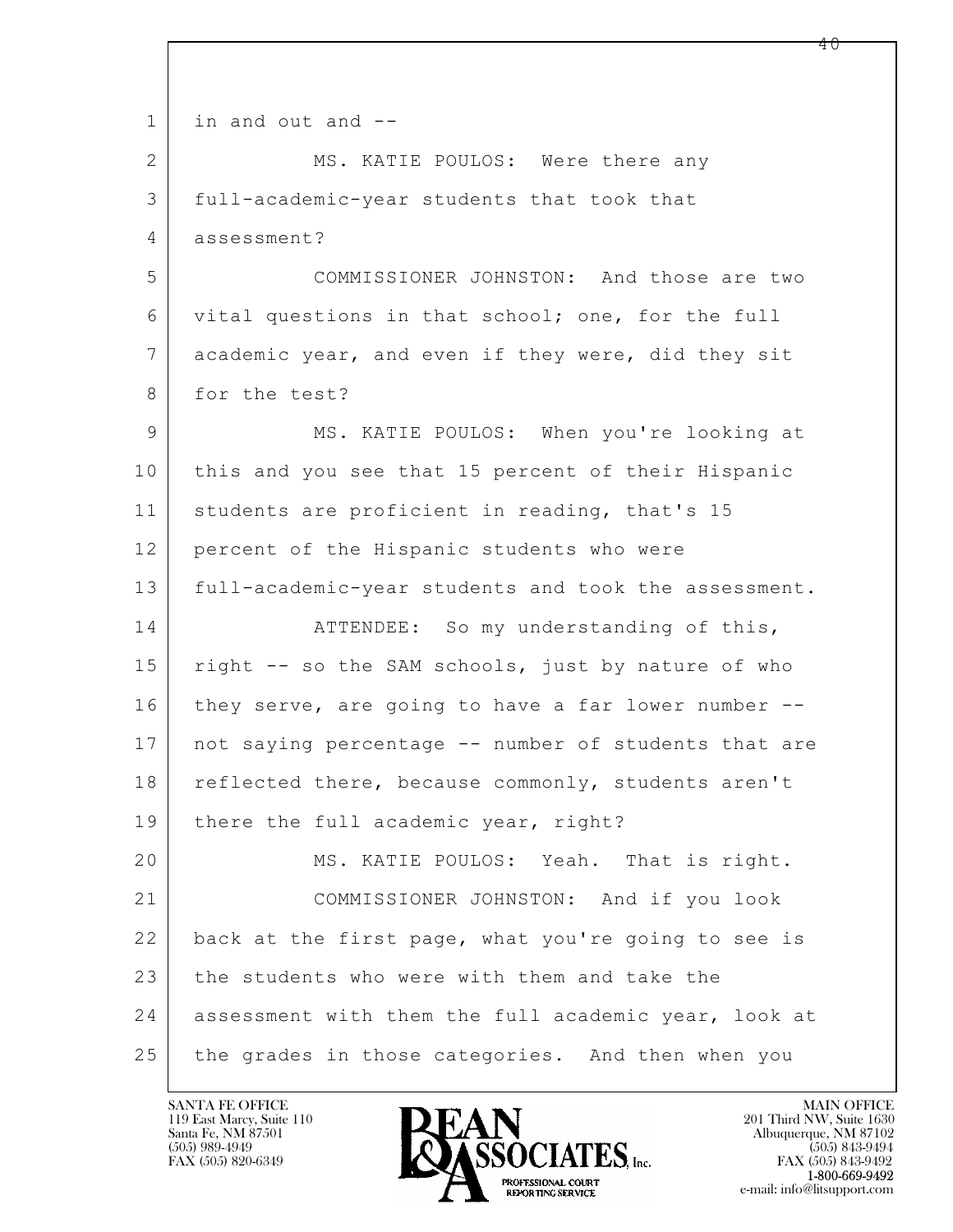1 in and out and --

2 MS. KATIE POULOS: Were there any

3 full-academic-year students that took that

4 assessment?

5 COMMISSIONER JOHNSTON: And those are two

6 vital questions in that school; one, for the full

7 academic year, and even if they were, did they sit

8 for the test?

9 MS. KATIE POULOS: When you're looking at

10 this and you see that 15 percent of their Hispanic

11 students are proficient in reading, that's 15

12 percent of the Hispanic students who were

13 full-academic-year students and took the assessment.

14 ATTENDEE: So my understanding of this,

15 right -- so the SAM schools, just by nature of who

16 they serve, are going to have a far lower number --

17 not saying percentage -- number of students that are

18 reflected there, because commonly, students aren't

19 there the full academic year, right?

20 MS. KATIE POULOS: Yeah. That is right.

21 COMMISSIONER JOHNSTON: And if you look

22 back at the first page, what you're going to see is

23 the students who were with them and take the

24 assessment with them the full academic year, look at

25 the grades in those categories. And then when you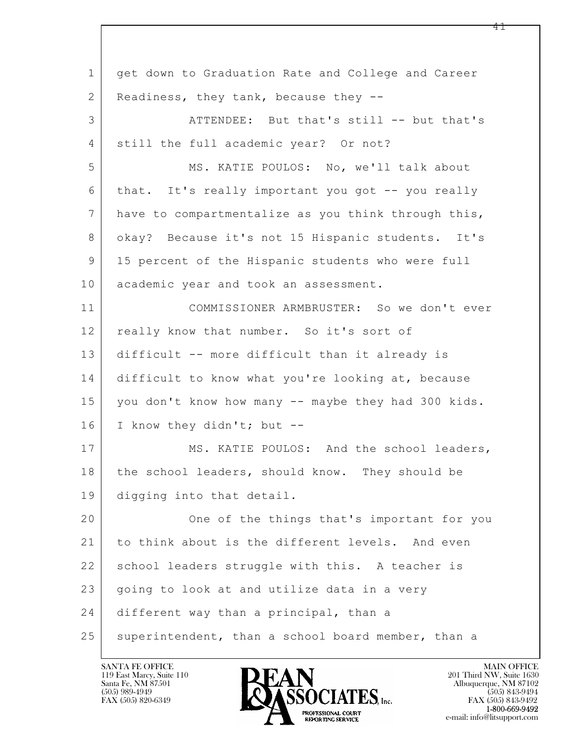get down to Graduation Rate and College and Career Readiness, they tank, because they --

ATTENDEE: But that's still -- but that's still the full academic year? Or not?

MS. KATIE POULOS: No, we'll talk about that. It's really important you got -- you really have to compartmentalize as you think through this, okay? Because it's not 15 Hispanic students. It's 15 percent of the Hispanic students who were full academic year and took an assessment.

COMMISSIONER ARMBRUSTER: So we don't ever really know that number. So it's sort of difficult -- more difficult than it already is difficult to know what you're looking at, because you don't know how many -- maybe they had 300 kids. I know they didn't; but --

MS. KATIE POULOS: And the school leaders, the school leaders, should know. They should be digging into that detail.

One of the things that's important for you to think about is the different levels. And even school leaders struggle with this. A teacher is going to look at and utilize data in a very different way than a principal, than a superintendent, than a school board member, than a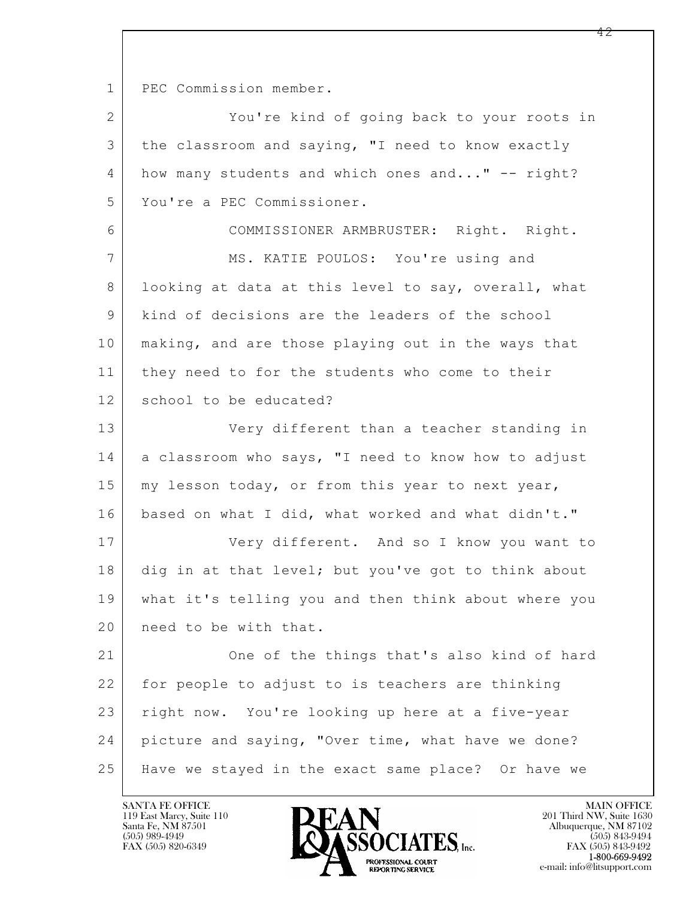PEC Commission member.

You're kind of going back to your roots in the classroom and saying, "I need to know exactly how many students and which ones and..." -- right? You're a PEC Commissioner.

COMMISSIONER ARMBRUSTER: Right. Right.

MS. KATIE POULOS: You're using and looking at data at this level to say, overall, what kind of decisions are the leaders of the school making, and are those playing out in the ways that they need to for the students who come to their school to be educated?

Very different than a teacher standing in a classroom who says, "I need to know how to adjust my lesson today, or from this year to next year, based on what I did, what worked and what didn't."

Very different. And so I know you want to dig in at that level; but you've got to think about what it's telling you and then think about where you need to be with that.

One of the things that's also kind of hard for people to adjust to is teachers are thinking right now. You're looking up here at a five-year picture and saying, "Over time, what have we done? Have we stayed in the exact same place? Or have we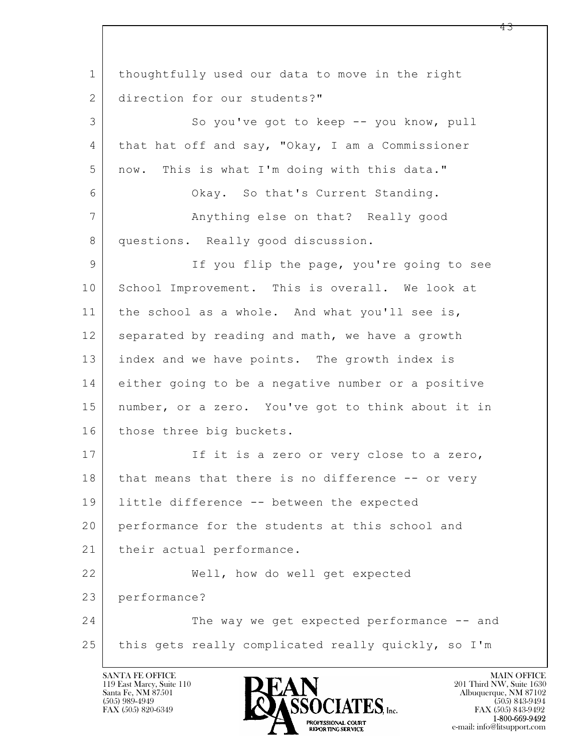thoughtfully used our data to move in the right direction for our students?"

So you've got to keep -- you know, pull that hat off and say, "Okay, I am a Commissioner now. This is what I'm doing with this data."

Okay. So that's Current Standing.

Anything else on that? Really good questions. Really good discussion.

If you flip the page, you're going to see School Improvement. This is overall. We look at the school as a whole. And what you'll see is, separated by reading and math, we have a growth index and we have points. The growth index is either going to be a negative number or a positive number, or a zero. You've got to think about it in those three big buckets.

If it is a zero or very close to a zero, that means that there is no difference -- or very little difference -- between the expected performance for the students at this school and their actual performance.

Well, how do well get expected performance?

The way we get expected performance -- and this gets really complicated really quickly, so I'm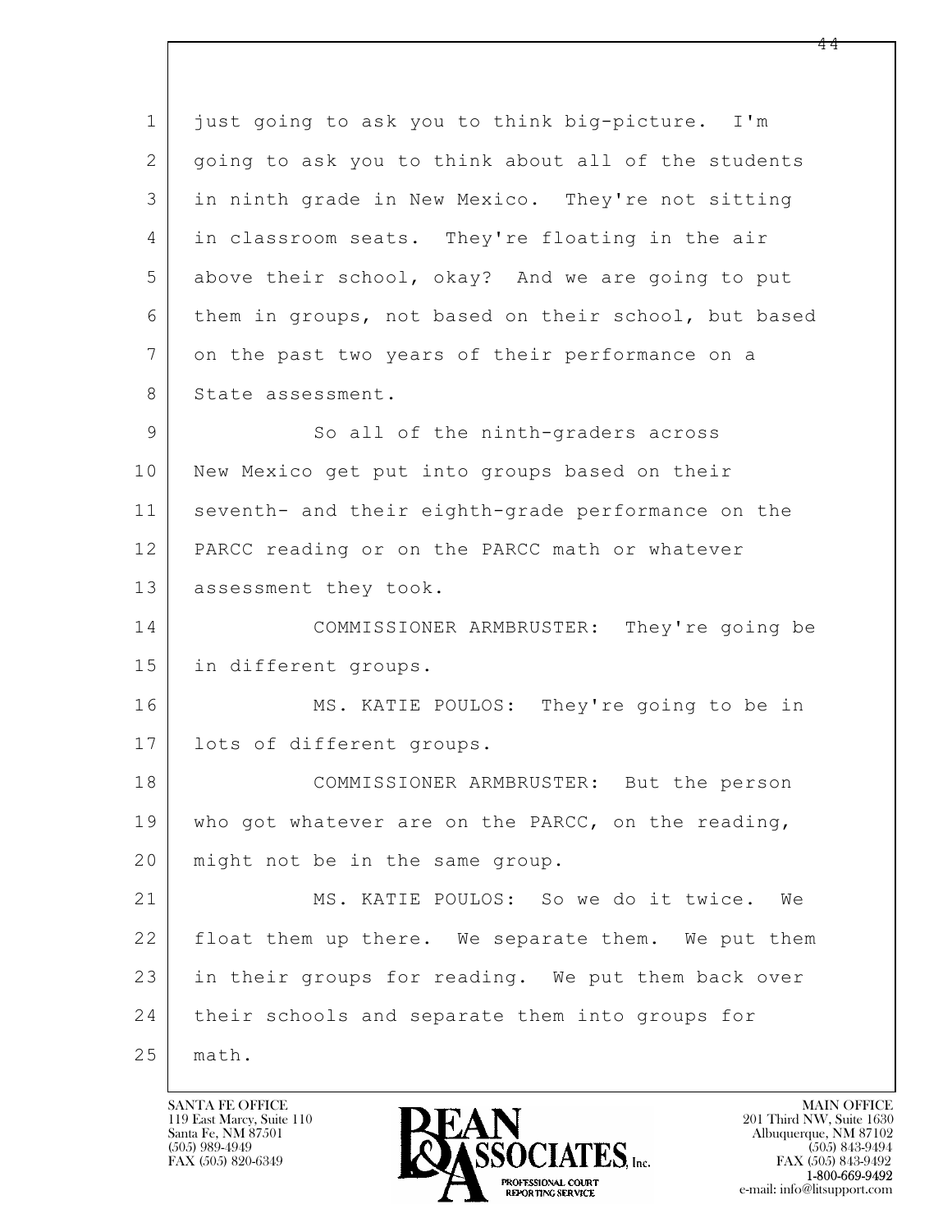just going to ask you to think big-picture. I'm going to ask you to think about all of the students in ninth grade in New Mexico. They're not sitting in classroom seats. They're floating in the air above their school, okay? And we are going to put them in groups, not based on their school, but based on the past two years of their performance on a State assessment.

So all of the ninth-graders across New Mexico get put into groups based on their seventh- and their eighth-grade performance on the PARCC reading or on the PARCC math or whatever assessment they took.

COMMISSIONER ARMBRUSTER: They're going be in different groups.

MS. KATIE POULOS: They're going to be in lots of different groups.

COMMISSIONER ARMBRUSTER: But the person who got whatever are on the PARCC, on the reading, might not be in the same group.

MS. KATIE POULOS: So we do it twice. We float them up there. We separate them. We put them in their groups for reading. We put them back over their schools and separate them into groups for math.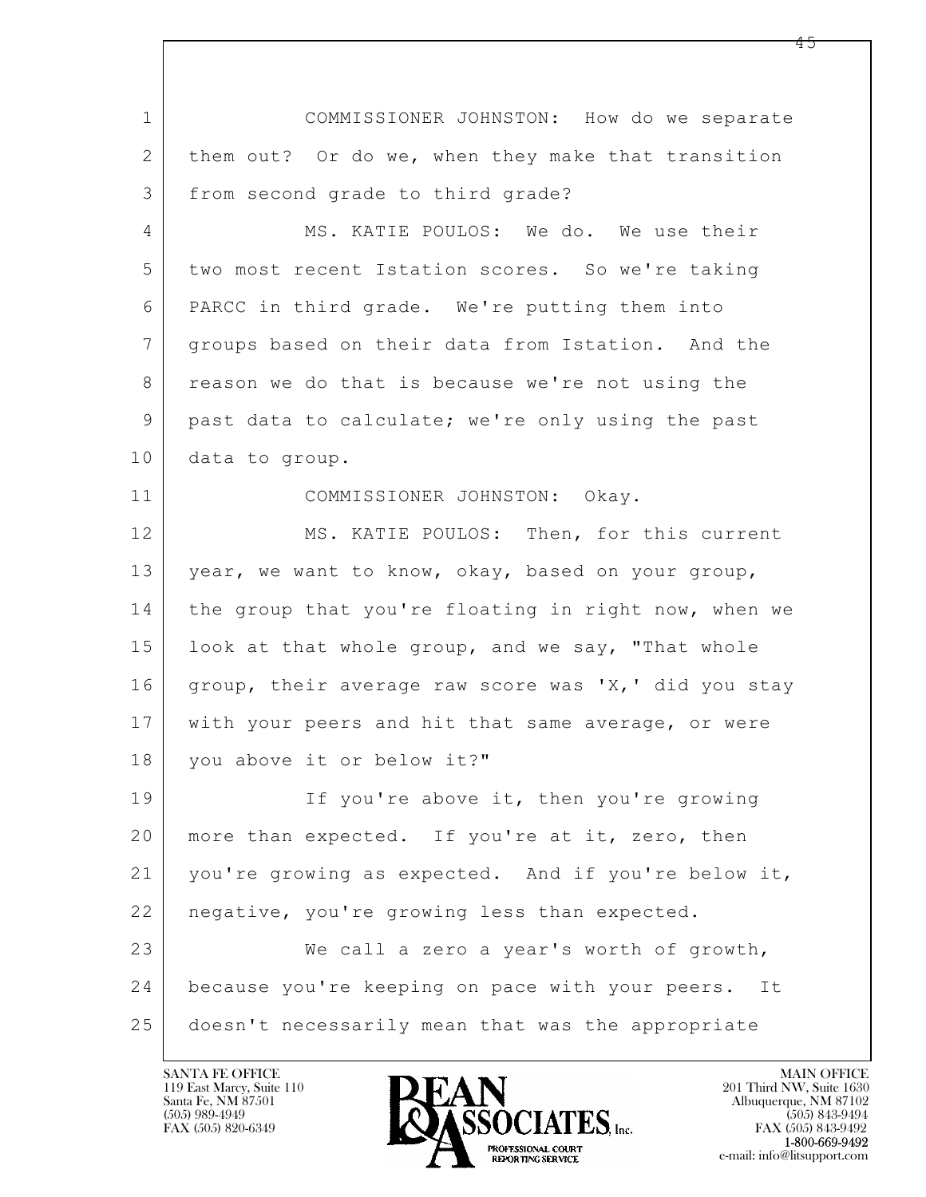COMMISSIONER JOHNSTON: How do we separate them out? Or do we, when they make that transition from second grade to third grade?

MS. KATIE POULOS: We do. We use their two most recent Istation scores. So we're taking PARCC in third grade. We're putting them into groups based on their data from Istation. And the reason we do that is because we're not using the past data to calculate; we're only using the past data to group.

COMMISSIONER JOHNSTON: Okay.

MS. KATIE POULOS: Then, for this current year, we want to know, okay, based on your group, the group that you're floating in right now, when we look at that whole group, and we say, "That whole group, their average raw score was 'X,' did you stay with your peers and hit that same average, or were you above it or below it?"

If you're above it, then you're growing more than expected. If you're at it, zero, then you're growing as expected. And if you're below it, negative, you're growing less than expected.

We call a zero a year's worth of growth, because you're keeping on pace with your peers. It doesn't necessarily mean that was the appropriate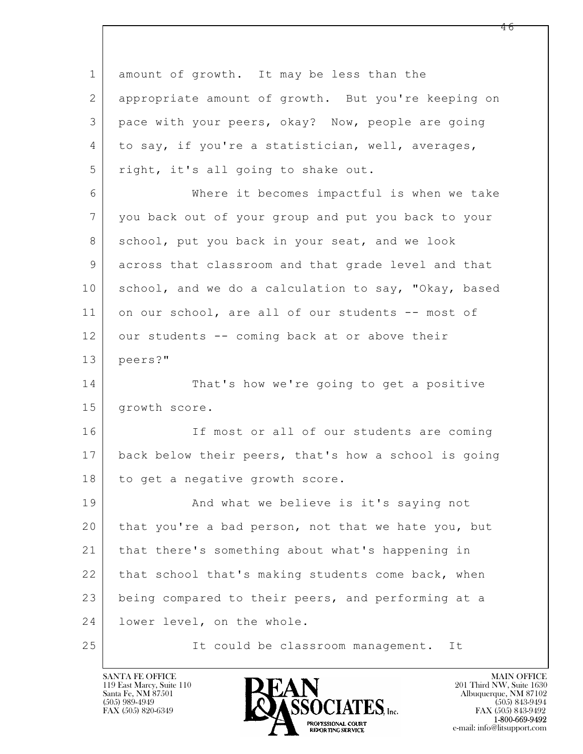1 amount of growth. It may be less than the
2 appropriate amount of growth. But you're keeping on
3 pace with your peers, okay? Now, people are going
4 to say, if you're a statistician, well, averages,
5 right, it's all going to shake out.

6 Where it becomes impactful is when we take
7 you back out of your group and put you back to your
8 school, put you back in your seat, and we look
9 across that classroom and that grade level and that
10 school, and we do a calculation to say, "Okay, based
11 on our school, are all of our students -- most of
12 our students -- coming back at or above their
13 peers?"

14 That's how we're going to get a positive
15 growth score.

16 If most or all of our students are coming
17 back below their peers, that's how a school is going
18 to get a negative growth score.

19 And what we believe is it's saying not
20 that you're a bad person, not that we hate you, but
21 that there's something about what's happening in
22 that school that's making students come back, when
23 being compared to their peers, and performing at a
24 lower level, on the whole.

25 It could be classroom management. It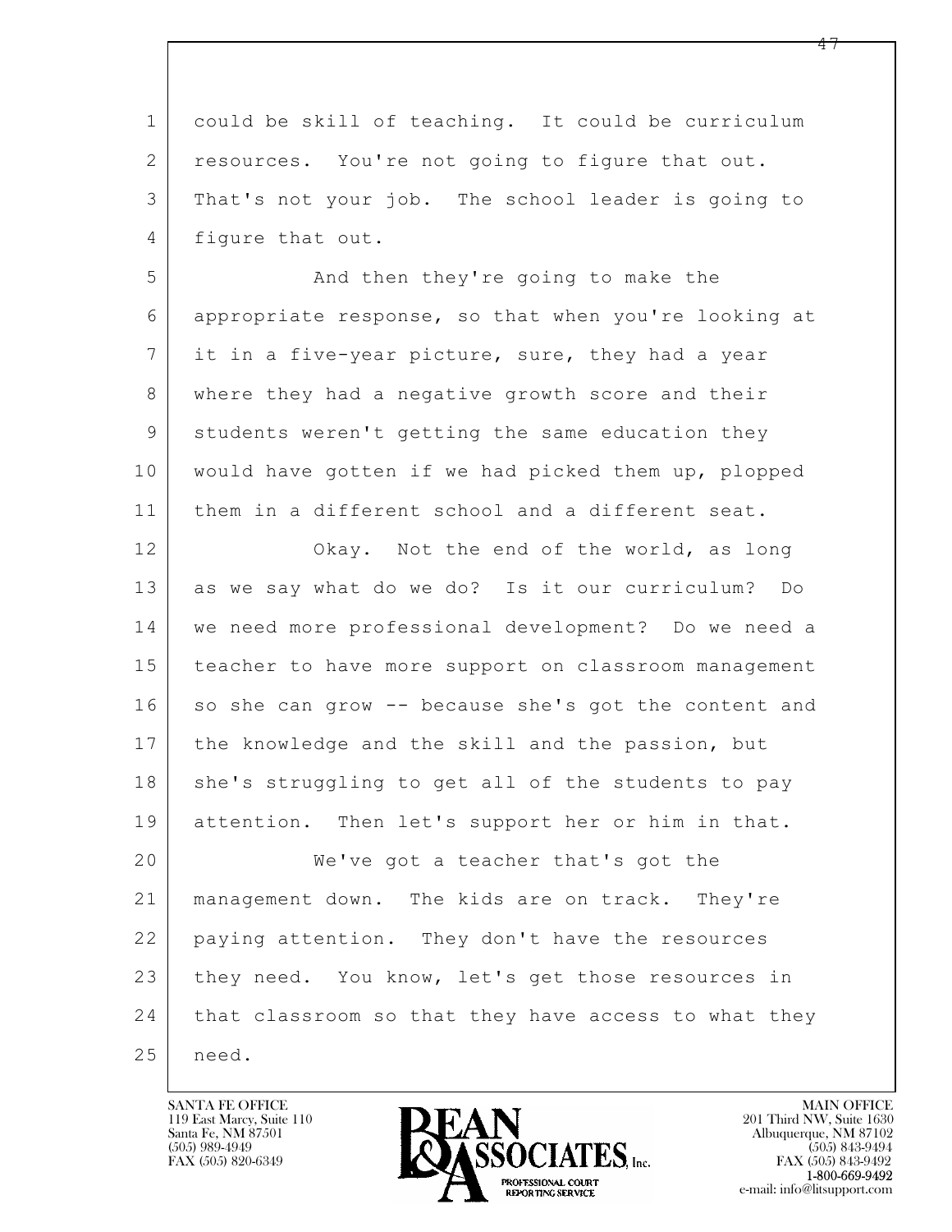could be skill of teaching. It could be curriculum resources. You're not going to figure that out. That's not your job. The school leader is going to figure that out.

And then they're going to make the appropriate response, so that when you're looking at it in a five-year picture, sure, they had a year where they had a negative growth score and their students weren't getting the same education they would have gotten if we had picked them up, plopped them in a different school and a different seat.

Okay. Not the end of the world, as long as we say what do we do? Is it our curriculum? Do we need more professional development? Do we need a teacher to have more support on classroom management so she can grow -- because she's got the content and the knowledge and the skill and the passion, but she's struggling to get all of the students to pay attention. Then let's support her or him in that.

We've got a teacher that's got the management down. The kids are on track. They're paying attention. They don't have the resources they need. You know, let's get those resources in that classroom so that they have access to what they need.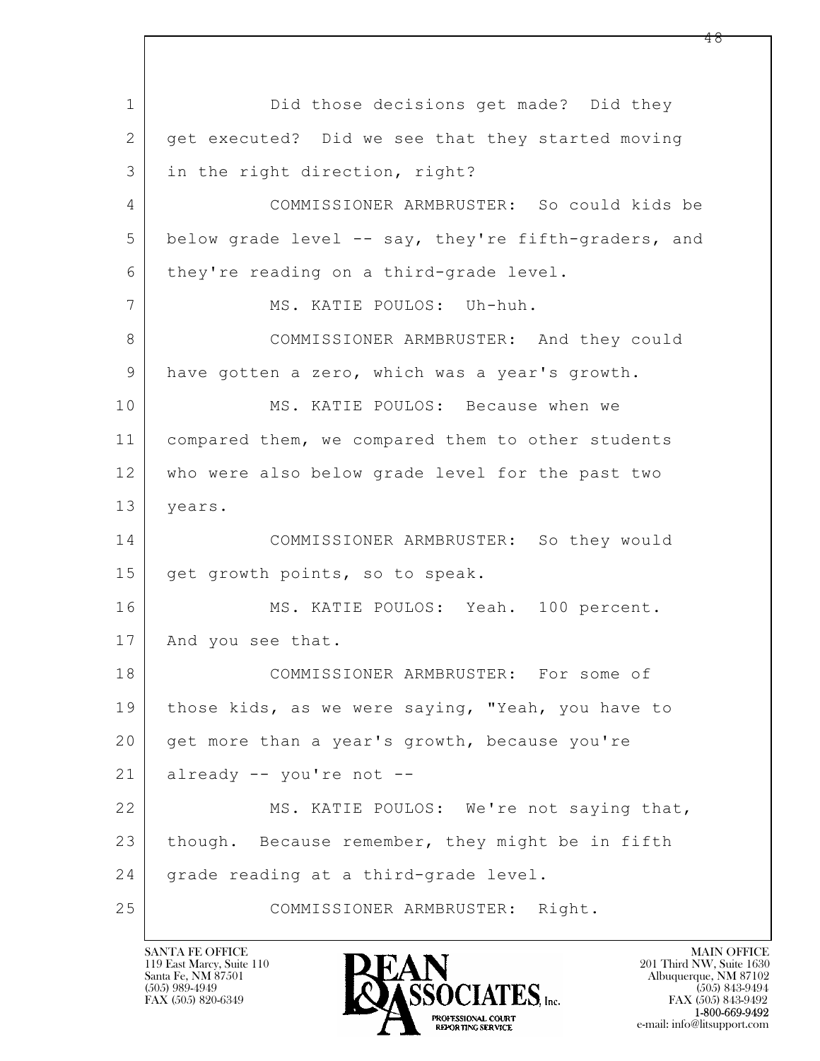Did those decisions get made? Did they get executed? Did we see that they started moving in the right direction, right?

COMMISSIONER ARMBRUSTER: So could kids be below grade level -- say, they're fifth-graders, and they're reading on a third-grade level.

MS. KATIE POULOS: Uh-huh.

COMMISSIONER ARMBRUSTER: And they could have gotten a zero, which was a year's growth.

MS. KATIE POULOS: Because when we compared them, we compared them to other students who were also below grade level for the past two years.

COMMISSIONER ARMBRUSTER: So they would get growth points, so to speak.

MS. KATIE POULOS: Yeah. 100 percent. And you see that.

COMMISSIONER ARMBRUSTER: For some of those kids, as we were saying, "Yeah, you have to get more than a year's growth, because you're already -- you're not --

MS. KATIE POULOS: We're not saying that, though. Because remember, they might be in fifth grade reading at a third-grade level.

COMMISSIONER ARMBRUSTER: Right.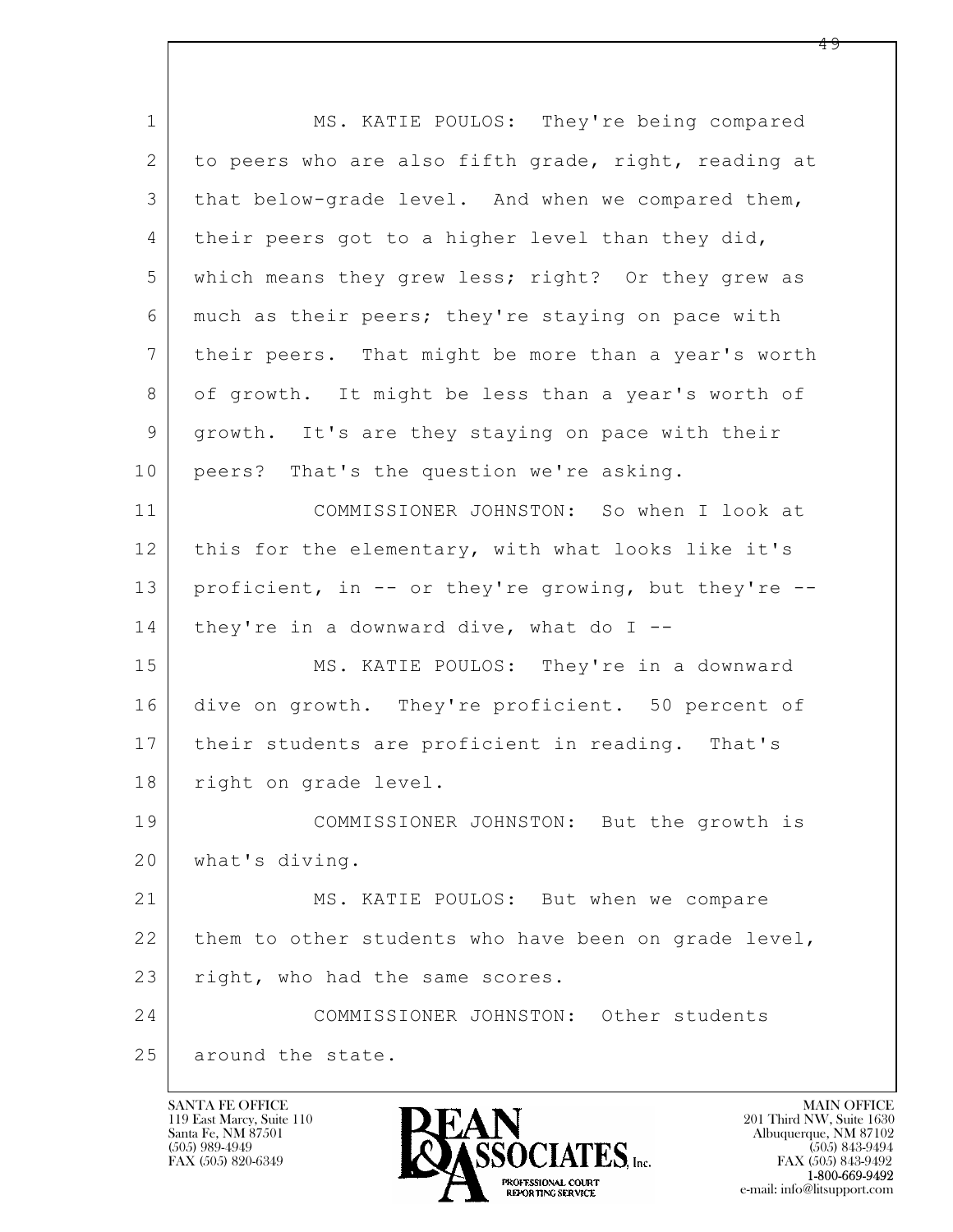1 MS. KATIE POULOS: They're being compared
2 to peers who are also fifth grade, right, reading at
3 that below-grade level. And when we compared them,
4 their peers got to a higher level than they did,
5 which means they grew less; right? Or they grew as
6 much as their peers; they're staying on pace with
7 their peers. That might be more than a year's worth
8 of growth. It might be less than a year's worth of
9 growth. It's are they staying on pace with their
10 peers? That's the question we're asking.

11 COMMISSIONER JOHNSTON: So when I look at
12 this for the elementary, with what looks like it's
13 proficient, in -- or they're growing, but they're --
14 they're in a downward dive, what do I --

15 MS. KATIE POULOS: They're in a downward
16 dive on growth. They're proficient. 50 percent of
17 their students are proficient in reading. That's
18 right on grade level.

19 COMMISSIONER JOHNSTON: But the growth is
20 what's diving.

21 MS. KATIE POULOS: But when we compare
22 them to other students who have been on grade level,
23 right, who had the same scores.

24 COMMISSIONER JOHNSTON: Other students
25 around the state.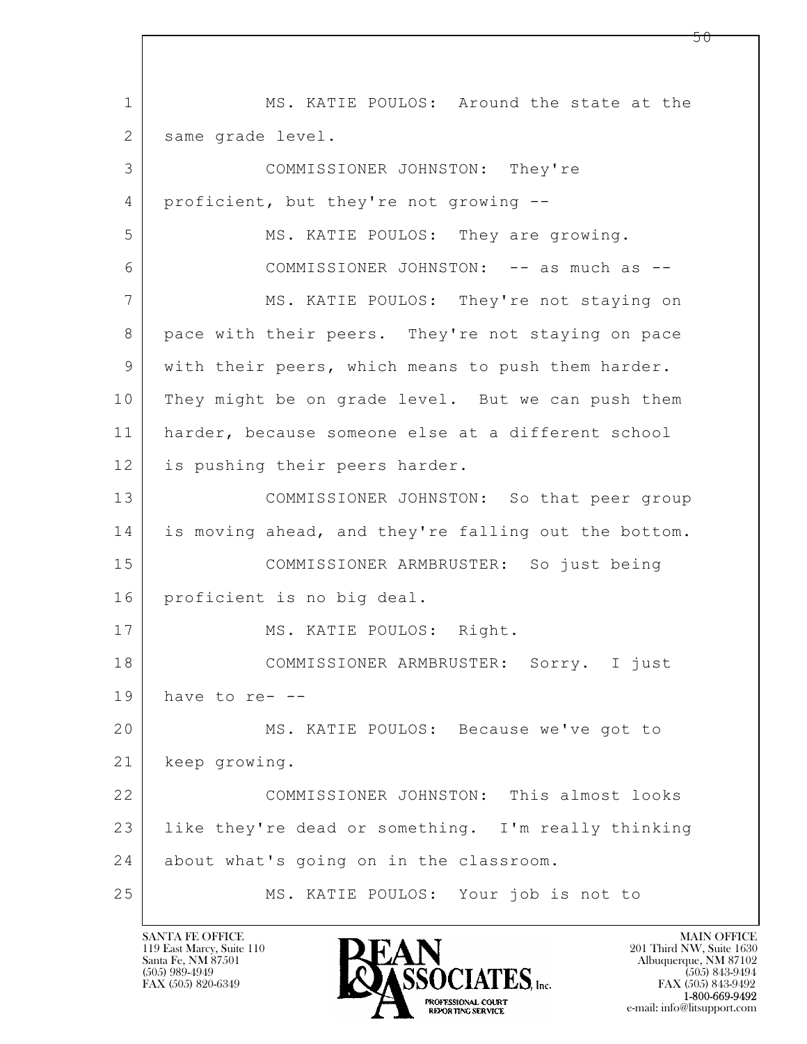1 MS. KATIE POULOS: Around the state at the
2 same grade level.
3 COMMISSIONER JOHNSTON: They're
4 proficient, but they're not growing --
5 MS. KATIE POULOS: They are growing.
6 COMMISSIONER JOHNSTON: -- as much as --
7 MS. KATIE POULOS: They're not staying on
8 pace with their peers. They're not staying on pace
9 with their peers, which means to push them harder.
10 They might be on grade level. But we can push them
11 harder, because someone else at a different school
12 is pushing their peers harder.
13 COMMISSIONER JOHNSTON: So that peer group
14 is moving ahead, and they're falling out the bottom.
15 COMMISSIONER ARMBRUSTER: So just being
16 proficient is no big deal.
17 MS. KATIE POULOS: Right.
18 COMMISSIONER ARMBRUSTER: Sorry. I just
19 have to re- --
20 MS. KATIE POULOS: Because we've got to
21 keep growing.
22 COMMISSIONER JOHNSTON: This almost looks
23 like they're dead or something. I'm really thinking
24 about what's going on in the classroom.
25 MS. KATIE POULOS: Your job is not to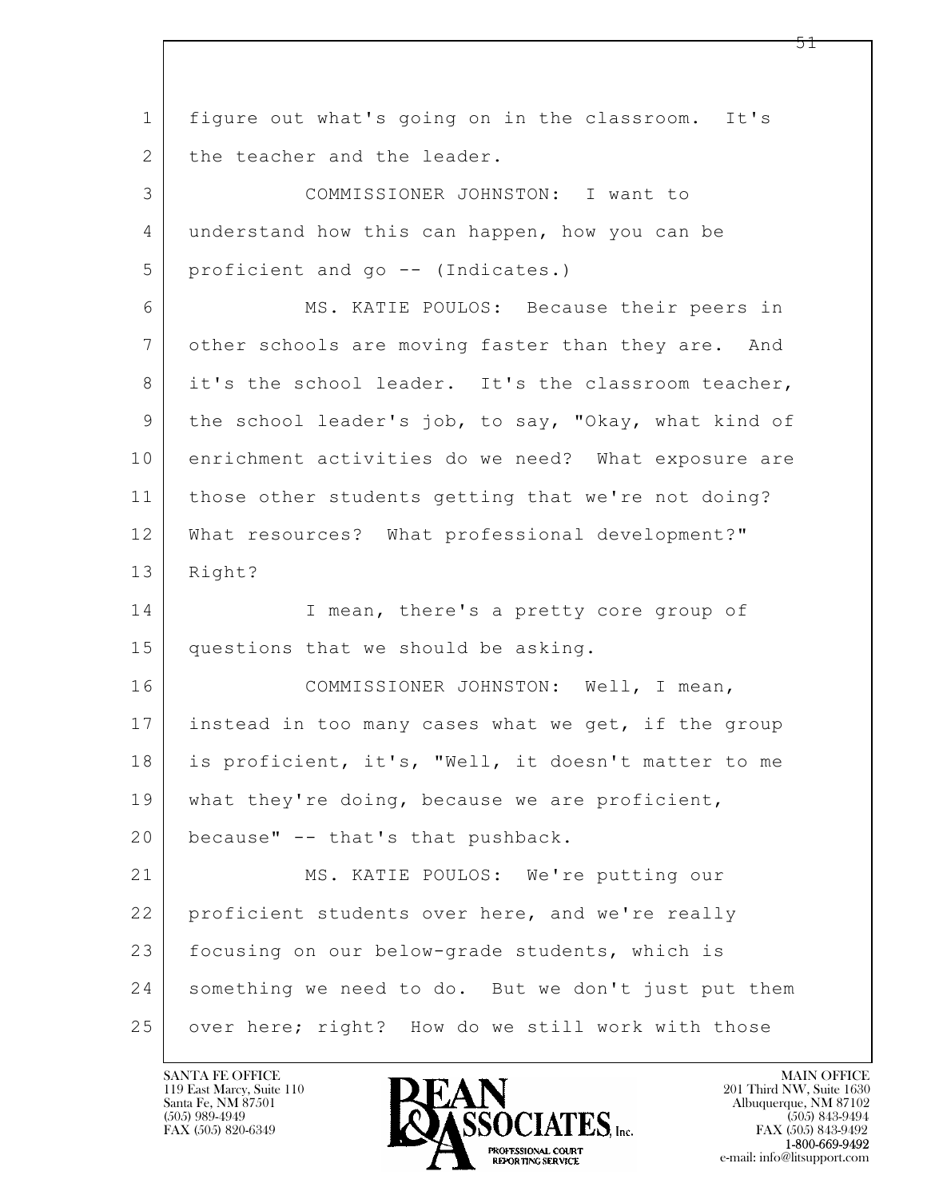figure out what's going on in the classroom. It's the teacher and the leader.

COMMISSIONER JOHNSTON: I want to understand how this can happen, how you can be proficient and go -- (Indicates.)

MS. KATIE POULOS: Because their peers in other schools are moving faster than they are. And it's the school leader. It's the classroom teacher, the school leader's job, to say, "Okay, what kind of enrichment activities do we need? What exposure are those other students getting that we're not doing? What resources? What professional development?" Right?

I mean, there's a pretty core group of questions that we should be asking.

COMMISSIONER JOHNSTON: Well, I mean, instead in too many cases what we get, if the group is proficient, it's, "Well, it doesn't matter to me what they're doing, because we are proficient, because" -- that's that pushback.

MS. KATIE POULOS: We're putting our proficient students over here, and we're really focusing on our below-grade students, which is something we need to do. But we don't just put them over here; right? How do we still work with those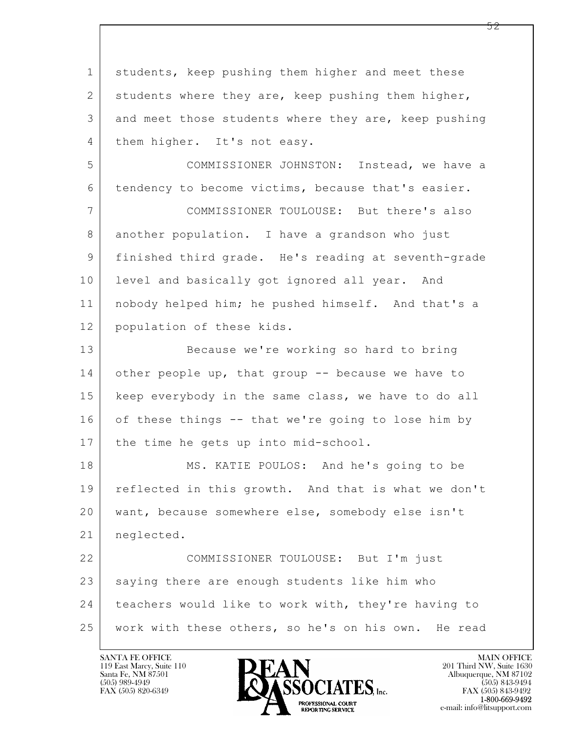students, keep pushing them higher and meet these students where they are, keep pushing them higher, and meet those students where they are, keep pushing them higher. It's not easy.

COMMISSIONER JOHNSTON: Instead, we have a tendency to become victims, because that's easier.

COMMISSIONER TOULOUSE: But there's also another population. I have a grandson who just finished third grade. He's reading at seventh-grade level and basically got ignored all year. And nobody helped him; he pushed himself. And that's a population of these kids.

Because we're working so hard to bring other people up, that group -- because we have to keep everybody in the same class, we have to do all of these things -- that we're going to lose him by the time he gets up into mid-school.

MS. KATIE POULOS: And he's going to be reflected in this growth. And that is what we don't want, because somewhere else, somebody else isn't neglected.

COMMISSIONER TOULOUSE: But I'm just saying there are enough students like him who teachers would like to work with, they're having to work with these others, so he's on his own. He read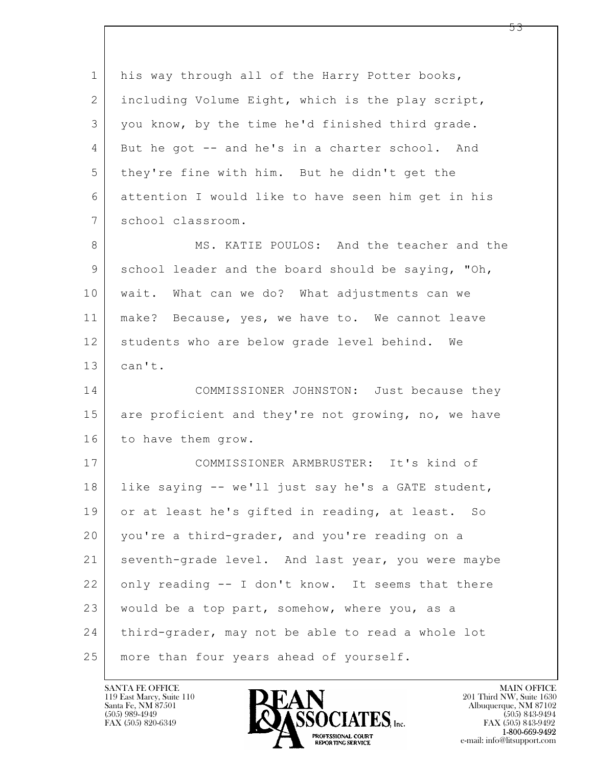his way through all of the Harry Potter books, including Volume Eight, which is the play script, you know, by the time he'd finished third grade. But he got -- and he's in a charter school. And they're fine with him. But he didn't get the attention I would like to have seen him get in his school classroom.

MS. KATIE POULOS: And the teacher and the school leader and the board should be saying, "Oh, wait. What can we do? What adjustments can we make? Because, yes, we have to. We cannot leave students who are below grade level behind. We can't.

COMMISSIONER JOHNSTON: Just because they are proficient and they're not growing, no, we have to have them grow.

COMMISSIONER ARMBRUSTER: It's kind of like saying -- we'll just say he's a GATE student, or at least he's gifted in reading, at least. So you're a third-grader, and you're reading on a seventh-grade level. And last year, you were maybe only reading -- I don't know. It seems that there would be a top part, somehow, where you, as a third-grader, may not be able to read a whole lot more than four years ahead of yourself.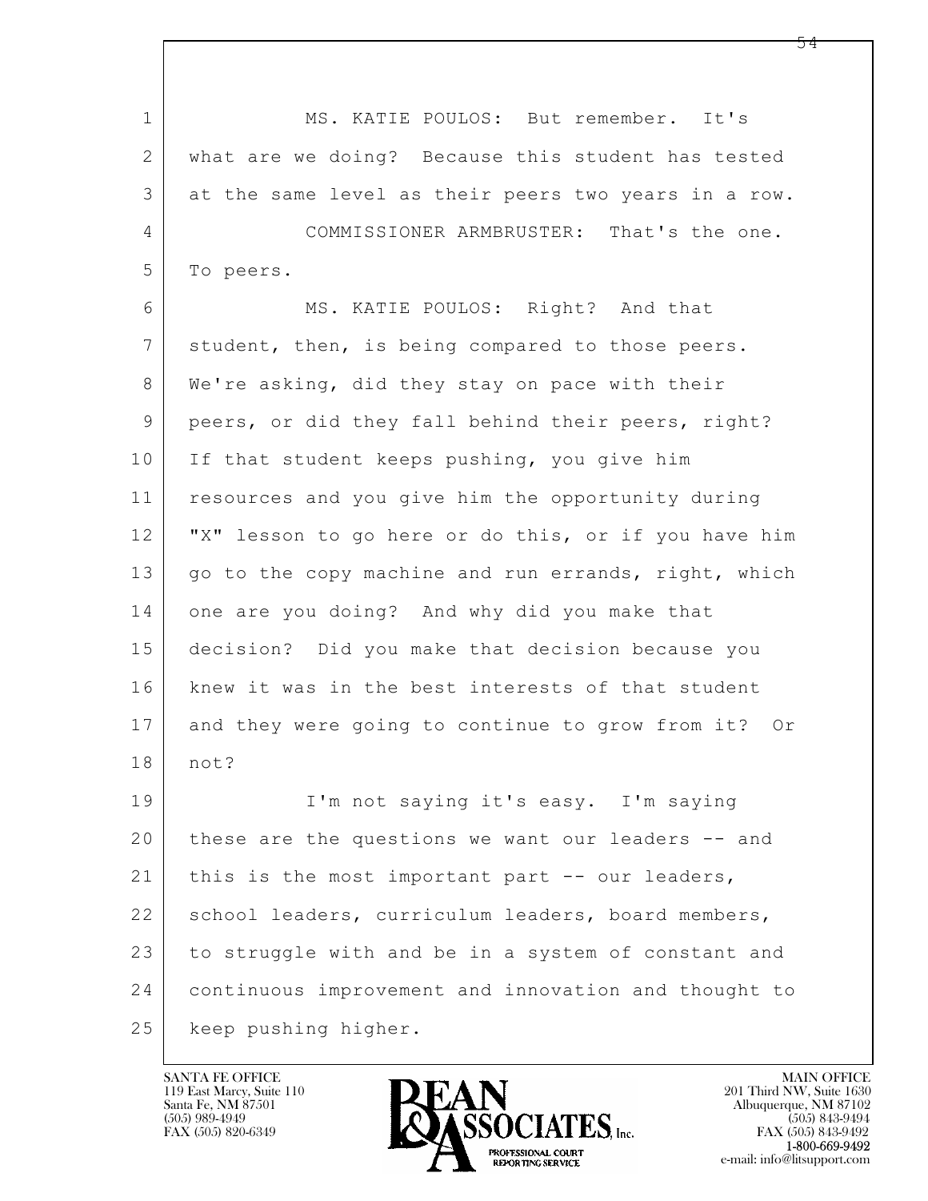MS. KATIE POULOS: But remember. It's what are we doing? Because this student has tested at the same level as their peers two years in a row.

COMMISSIONER ARMBRUSTER: That's the one. To peers.

MS. KATIE POULOS: Right? And that student, then, is being compared to those peers. We're asking, did they stay on pace with their peers, or did they fall behind their peers, right? If that student keeps pushing, you give him resources and you give him the opportunity during "X" lesson to go here or do this, or if you have him go to the copy machine and run errands, right, which one are you doing? And why did you make that decision? Did you make that decision because you knew it was in the best interests of that student and they were going to continue to grow from it? Or not?

I'm not saying it's easy. I'm saying these are the questions we want our leaders -- and this is the most important part -- our leaders, school leaders, curriculum leaders, board members, to struggle with and be in a system of constant and continuous improvement and innovation and thought to keep pushing higher.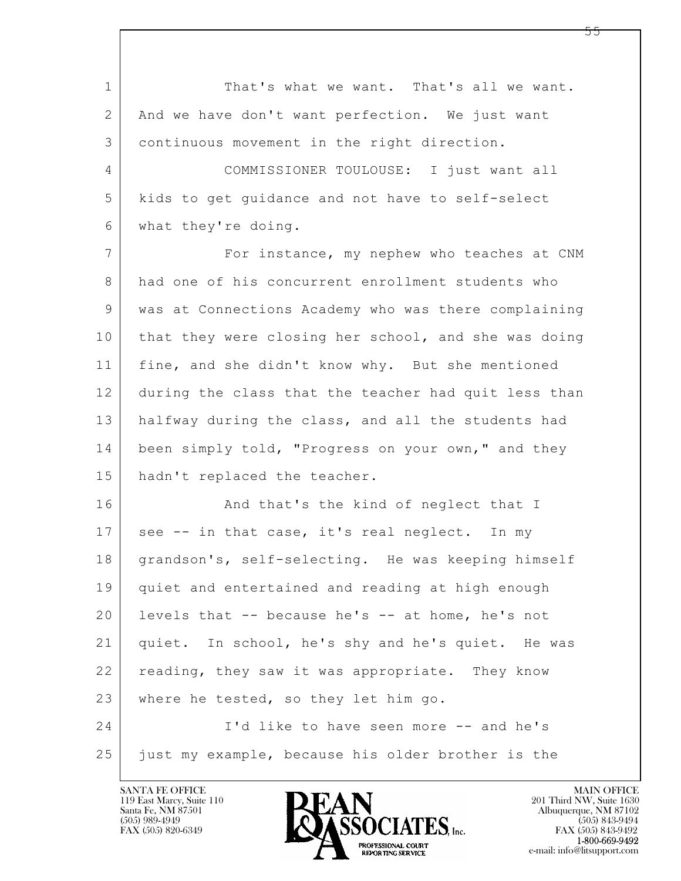1 That's what we want. That's all we want.
2 And we have don't want perfection. We just want
3 continuous movement in the right direction.
4 COMMISSIONER TOULOUSE: I just want all
5 kids to get guidance and not have to self-select
6 what they're doing.
7 For instance, my nephew who teaches at CNM
8 had one of his concurrent enrollment students who
9 was at Connections Academy who was there complaining
10 that they were closing her school, and she was doing
11 fine, and she didn't know why. But she mentioned
12 during the class that the teacher had quit less than
13 halfway during the class, and all the students had
14 been simply told, "Progress on your own," and they
15 hadn't replaced the teacher.
16 And that's the kind of neglect that I
17 see -- in that case, it's real neglect. In my
18 grandson's, self-selecting. He was keeping himself
19 quiet and entertained and reading at high enough
20 levels that -- because he's -- at home, he's not
21 quiet. In school, he's shy and he's quiet. He was
22 reading, they saw it was appropriate. They know
23 where he tested, so they let him go.
24 I'd like to have seen more -- and he's
25 just my example, because his older brother is the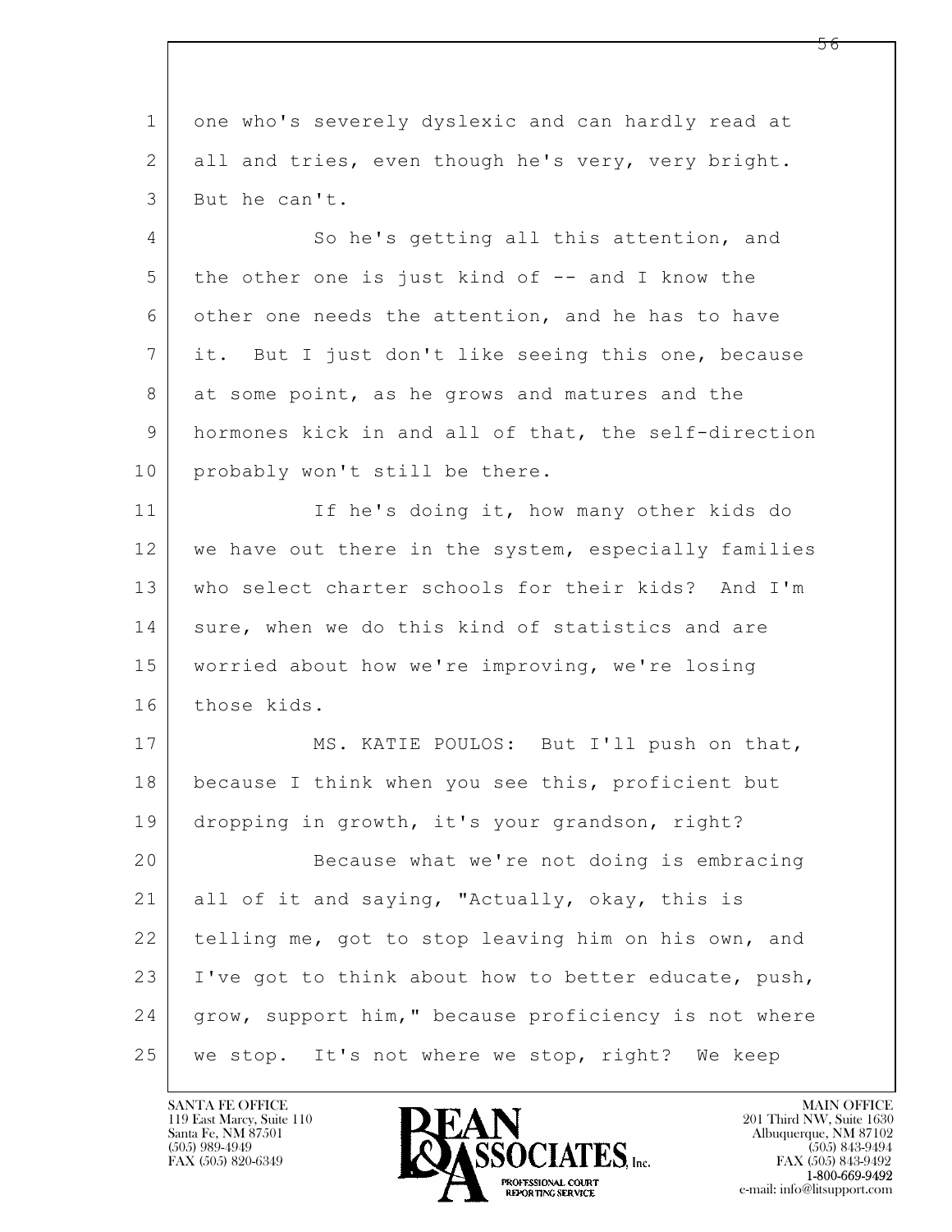one who's severely dyslexic and can hardly read at all and tries, even though he's very, very bright. But he can't.

So he's getting all this attention, and the other one is just kind of -- and I know the other one needs the attention, and he has to have it. But I just don't like seeing this one, because at some point, as he grows and matures and the hormones kick in and all of that, the self-direction probably won't still be there.

If he's doing it, how many other kids do we have out there in the system, especially families who select charter schools for their kids? And I'm sure, when we do this kind of statistics and are worried about how we're improving, we're losing those kids.

MS. KATIE POULOS: But I'll push on that, because I think when you see this, proficient but dropping in growth, it's your grandson, right?

Because what we're not doing is embracing all of it and saying, "Actually, okay, this is telling me, got to stop leaving him on his own, and I've got to think about how to better educate, push, grow, support him," because proficiency is not where we stop. It's not where we stop, right? We keep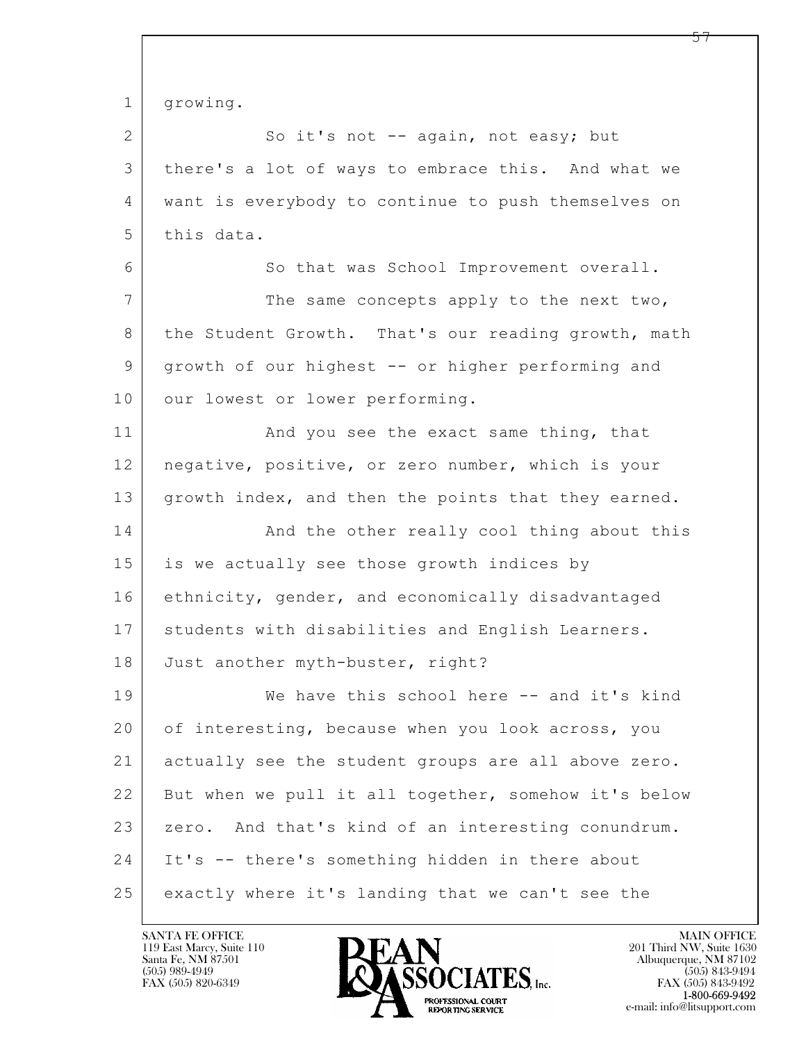growing.

So it's not -- again, not easy; but there's a lot of ways to embrace this. And what we want is everybody to continue to push themselves on this data.

So that was School Improvement overall.

The same concepts apply to the next two, the Student Growth. That's our reading growth, math growth of our highest -- or higher performing and our lowest or lower performing.

And you see the exact same thing, that negative, positive, or zero number, which is your growth index, and then the points that they earned.

And the other really cool thing about this is we actually see those growth indices by ethnicity, gender, and economically disadvantaged students with disabilities and English Learners. Just another myth-buster, right?

We have this school here -- and it's kind of interesting, because when you look across, you actually see the student groups are all above zero. But when we pull it all together, somehow it's below zero. And that's kind of an interesting conundrum. It's -- there's something hidden in there about exactly where it's landing that we can't see the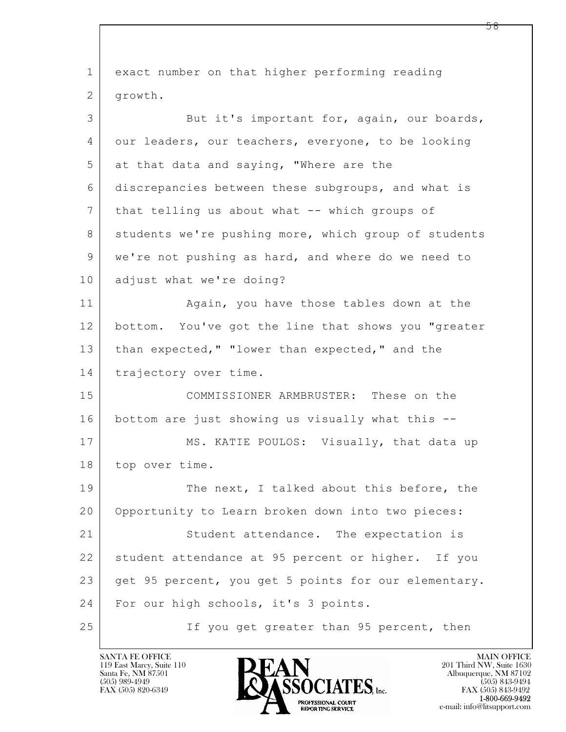exact number on that higher performing reading growth.

But it's important for, again, our boards, our leaders, our teachers, everyone, to be looking at that data and saying, "Where are the discrepancies between these subgroups, and what is that telling us about what -- which groups of students we're pushing more, which group of students we're not pushing as hard, and where do we need to adjust what we're doing?

Again, you have those tables down at the bottom. You've got the line that shows you "greater than expected," "lower than expected," and the trajectory over time.

COMMISSIONER ARMBRUSTER: These on the bottom are just showing us visually what this --

MS. KATIE POULOS: Visually, that data up top over time.

The next, I talked about this before, the Opportunity to Learn broken down into two pieces:

Student attendance. The expectation is student attendance at 95 percent or higher. If you get 95 percent, you get 5 points for our elementary. For our high schools, it's 3 points.

If you get greater than 95 percent, then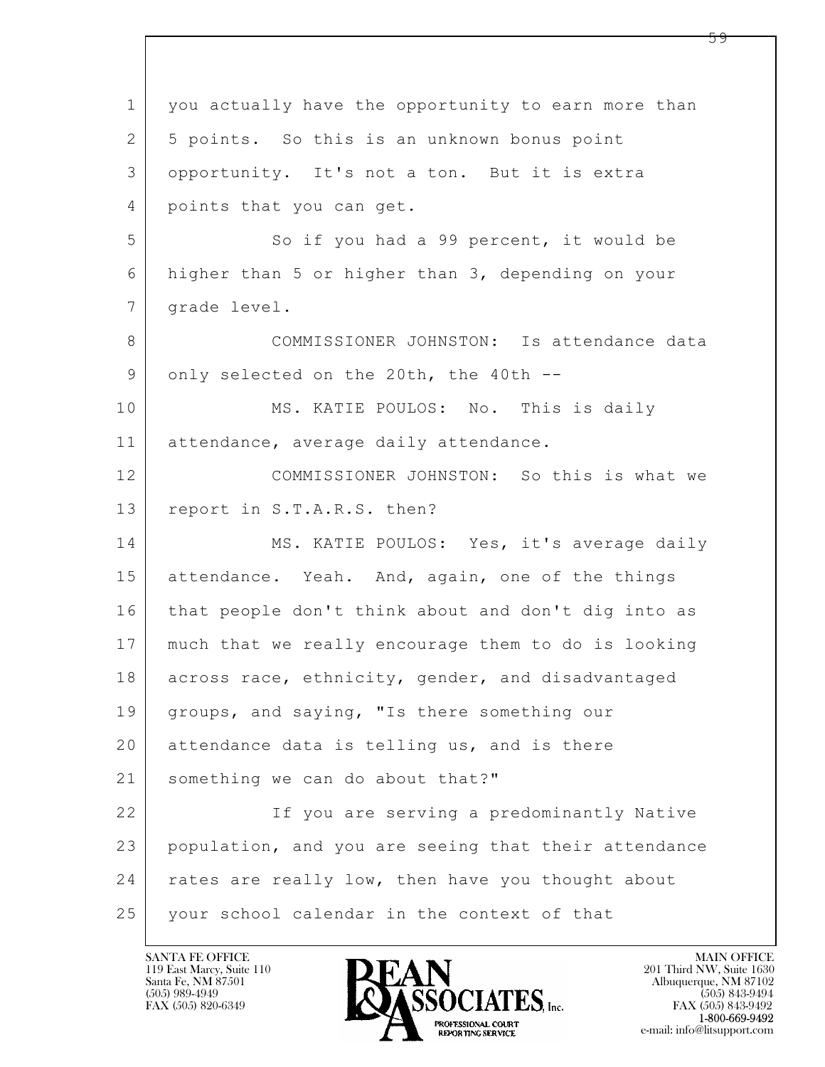you actually have the opportunity to earn more than 5 points. So this is an unknown bonus point opportunity. It's not a ton. But it is extra points that you can get.

So if you had a 99 percent, it would be higher than 5 or higher than 3, depending on your grade level.

COMMISSIONER JOHNSTON: Is attendance data only selected on the 20th, the 40th --

MS. KATIE POULOS: No. This is daily attendance, average daily attendance.

COMMISSIONER JOHNSTON: So this is what we report in S.T.A.R.S. then?

MS. KATIE POULOS: Yes, it's average daily attendance. Yeah. And, again, one of the things that people don't think about and don't dig into as much that we really encourage them to do is looking across race, ethnicity, gender, and disadvantaged groups, and saying, "Is there something our attendance data is telling us, and is there something we can do about that?"

If you are serving a predominantly Native population, and you are seeing that their attendance rates are really low, then have you thought about your school calendar in the context of that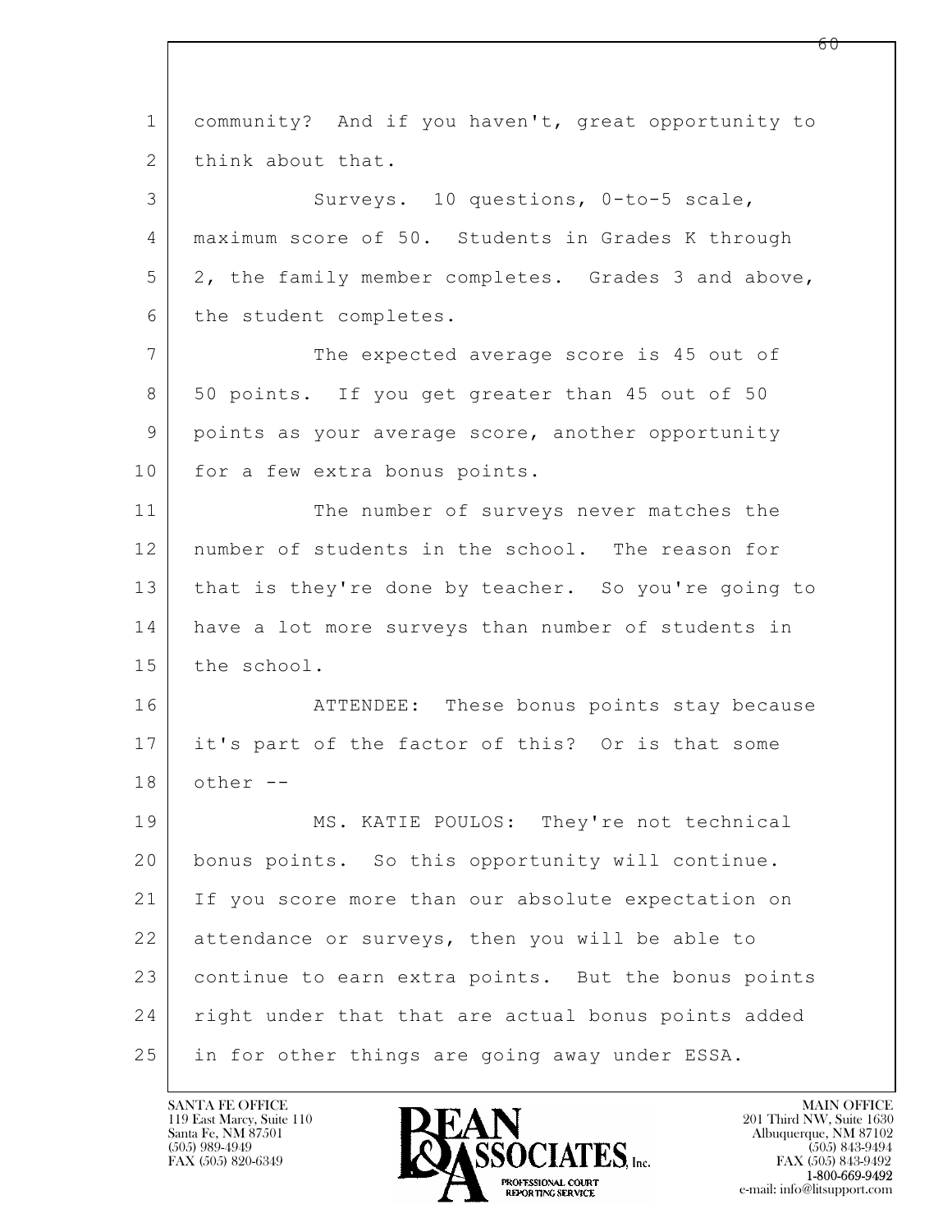community? And if you haven't, great opportunity to think about that.

Surveys. 10 questions, 0-to-5 scale, maximum score of 50. Students in Grades K through 2, the family member completes. Grades 3 and above, the student completes.

The expected average score is 45 out of 50 points. If you get greater than 45 out of 50 points as your average score, another opportunity for a few extra bonus points.

The number of surveys never matches the number of students in the school. The reason for that is they're done by teacher. So you're going to have a lot more surveys than number of students in the school.

ATTENDEE: These bonus points stay because it's part of the factor of this? Or is that some other --

MS. KATIE POULOS: They're not technical bonus points. So this opportunity will continue. If you score more than our absolute expectation on attendance or surveys, then you will be able to continue to earn extra points. But the bonus points right under that that are actual bonus points added in for other things are going away under ESSA.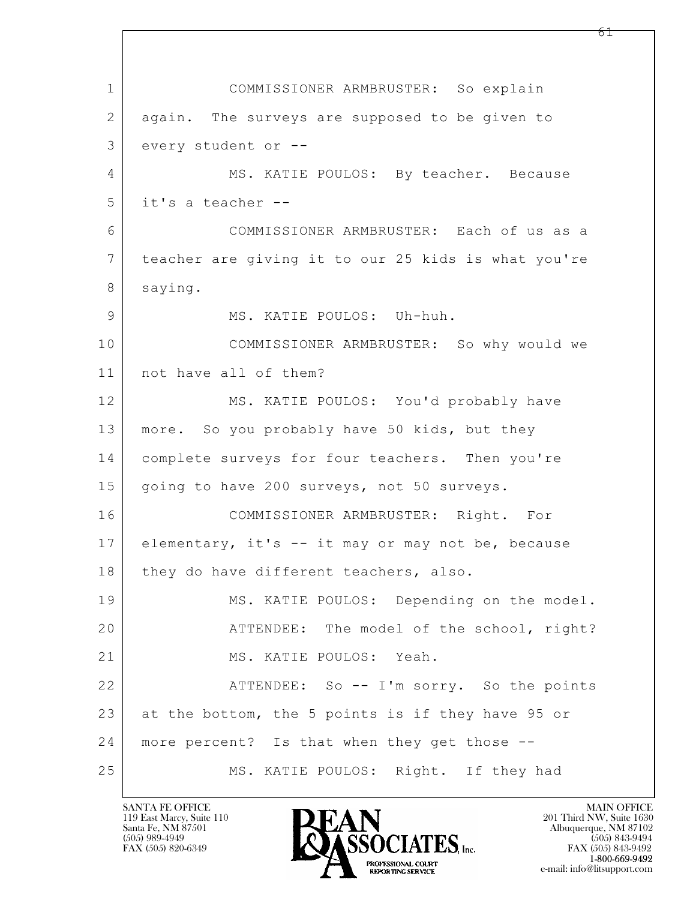COMMISSIONER ARMBRUSTER: So explain again. The surveys are supposed to be given to every student or --

MS. KATIE POULOS: By teacher. Because it's a teacher --

COMMISSIONER ARMBRUSTER: Each of us as a teacher are giving it to our 25 kids is what you're saying.

MS. KATIE POULOS: Uh-huh.

COMMISSIONER ARMBRUSTER: So why would we not have all of them?

MS. KATIE POULOS: You'd probably have more. So you probably have 50 kids, but they complete surveys for four teachers. Then you're going to have 200 surveys, not 50 surveys.

COMMISSIONER ARMBRUSTER: Right. For elementary, it's -- it may or may not be, because they do have different teachers, also.

MS. KATIE POULOS: Depending on the model.

ATTENDEE: The model of the school, right?

MS. KATIE POULOS: Yeah.

ATTENDEE: So -- I'm sorry. So the points at the bottom, the 5 points is if they have 95 or more percent? Is that when they get those --

MS. KATIE POULOS: Right. If they had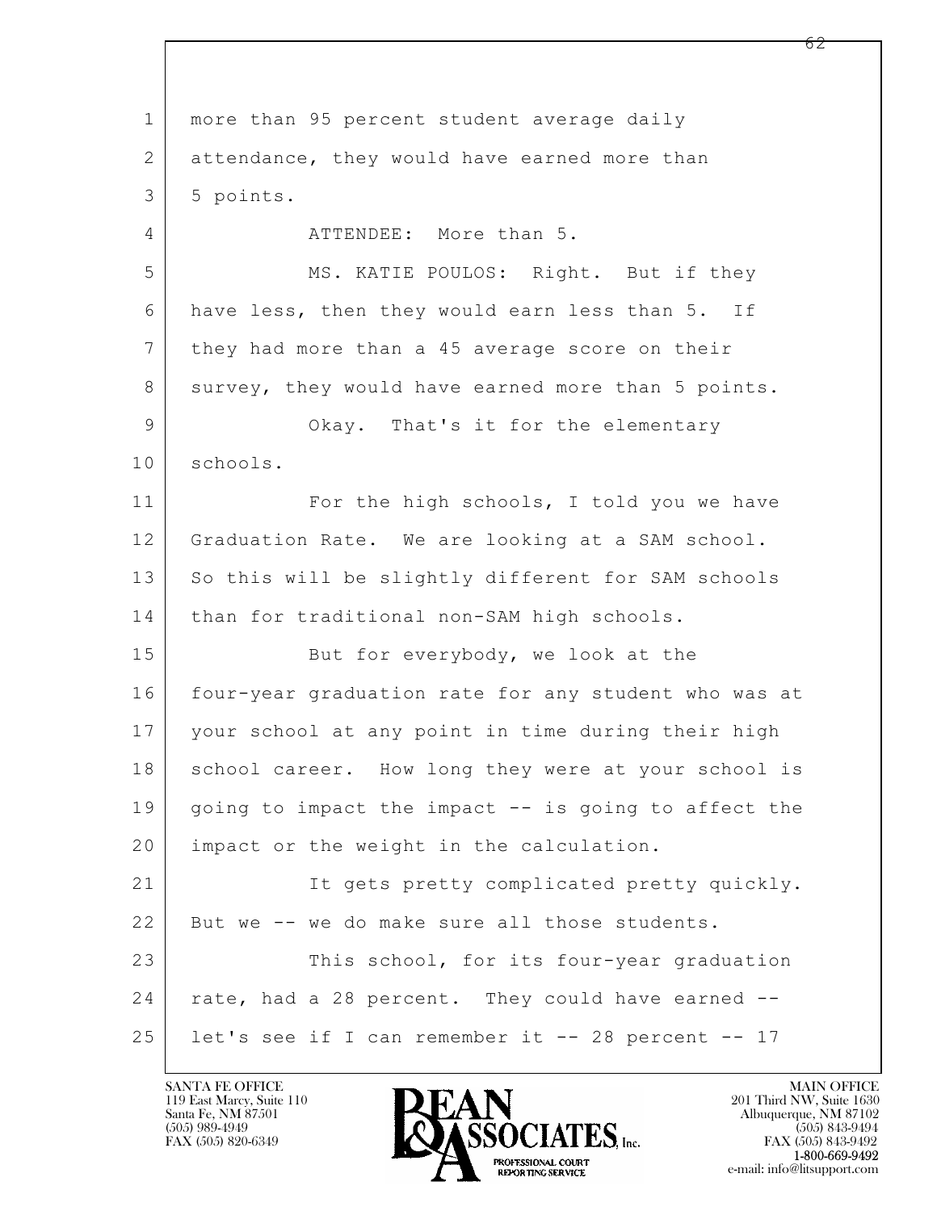1 more than 95 percent student average daily
2 attendance, they would have earned more than
3 5 points.
4 ATTENDEE: More than 5.
5 MS. KATIE POULOS: Right. But if they
6 have less, then they would earn less than 5. If
7 they had more than a 45 average score on their
8 survey, they would have earned more than 5 points.
9 Okay. That's it for the elementary
10 schools.
11 For the high schools, I told you we have
12 Graduation Rate. We are looking at a SAM school.
13 So this will be slightly different for SAM schools
14 than for traditional non-SAM high schools.
15 But for everybody, we look at the
16 four-year graduation rate for any student who was at
17 your school at any point in time during their high
18 school career. How long they were at your school is
19 going to impact the impact -- is going to affect the
20 impact or the weight in the calculation.
21 It gets pretty complicated pretty quickly.
22 But we -- we do make sure all those students.
23 This school, for its four-year graduation
24 rate, had a 28 percent. They could have earned --
25 let's see if I can remember it -- 28 percent -- 17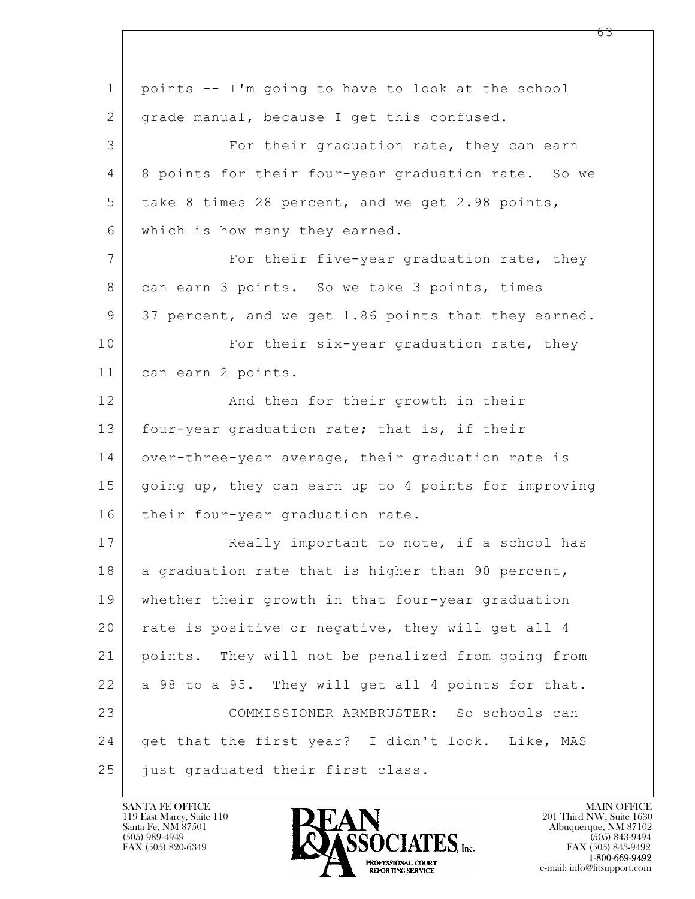points -- I'm going to have to look at the school grade manual, because I get this confused.

For their graduation rate, they can earn 8 points for their four-year graduation rate. So we take 8 times 28 percent, and we get 2.98 points, which is how many they earned.

For their five-year graduation rate, they can earn 3 points. So we take 3 points, times 37 percent, and we get 1.86 points that they earned.

For their six-year graduation rate, they can earn 2 points.

And then for their growth in their four-year graduation rate; that is, if their over-three-year average, their graduation rate is going up, they can earn up to 4 points for improving their four-year graduation rate.

Really important to note, if a school has a graduation rate that is higher than 90 percent, whether their growth in that four-year graduation rate is positive or negative, they will get all 4 points. They will not be penalized from going from a 98 to a 95. They will get all 4 points for that.

COMMISSIONER ARMBRUSTER: So schools can get that the first year? I didn't look. Like, MAS just graduated their first class.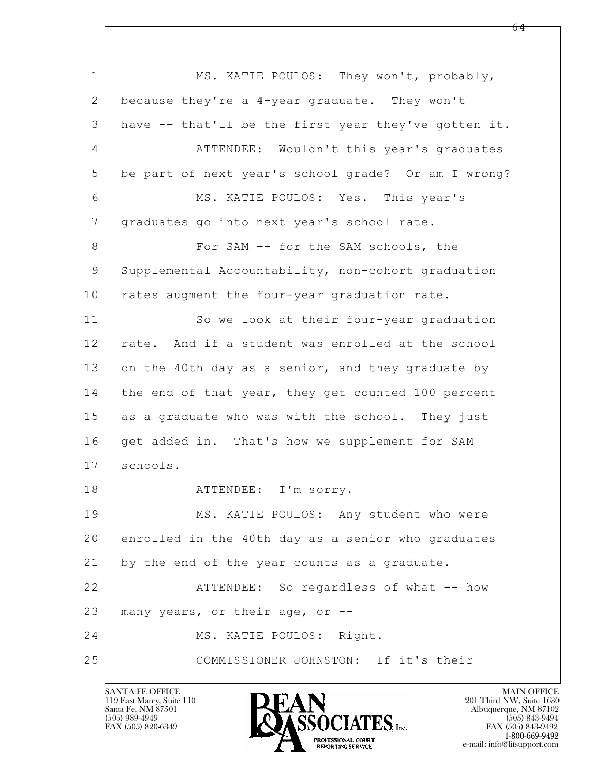MS. KATIE POULOS: They won't, probably, because they're a 4-year graduate. They won't have -- that'll be the first year they've gotten it.

ATTENDEE: Wouldn't this year's graduates be part of next year's school grade? Or am I wrong?

MS. KATIE POULOS: Yes. This year's graduates go into next year's school rate.

For SAM -- for the SAM schools, the Supplemental Accountability, non-cohort graduation rates augment the four-year graduation rate.

So we look at their four-year graduation rate. And if a student was enrolled at the school on the 40th day as a senior, and they graduate by the end of that year, they get counted 100 percent as a graduate who was with the school. They just get added in. That's how we supplement for SAM schools.

ATTENDEE: I'm sorry.

MS. KATIE POULOS: Any student who were enrolled in the 40th day as a senior who graduates by the end of the year counts as a graduate.

ATTENDEE: So regardless of what -- how many years, or their age, or --

MS. KATIE POULOS: Right.

COMMISSIONER JOHNSTON: If it's their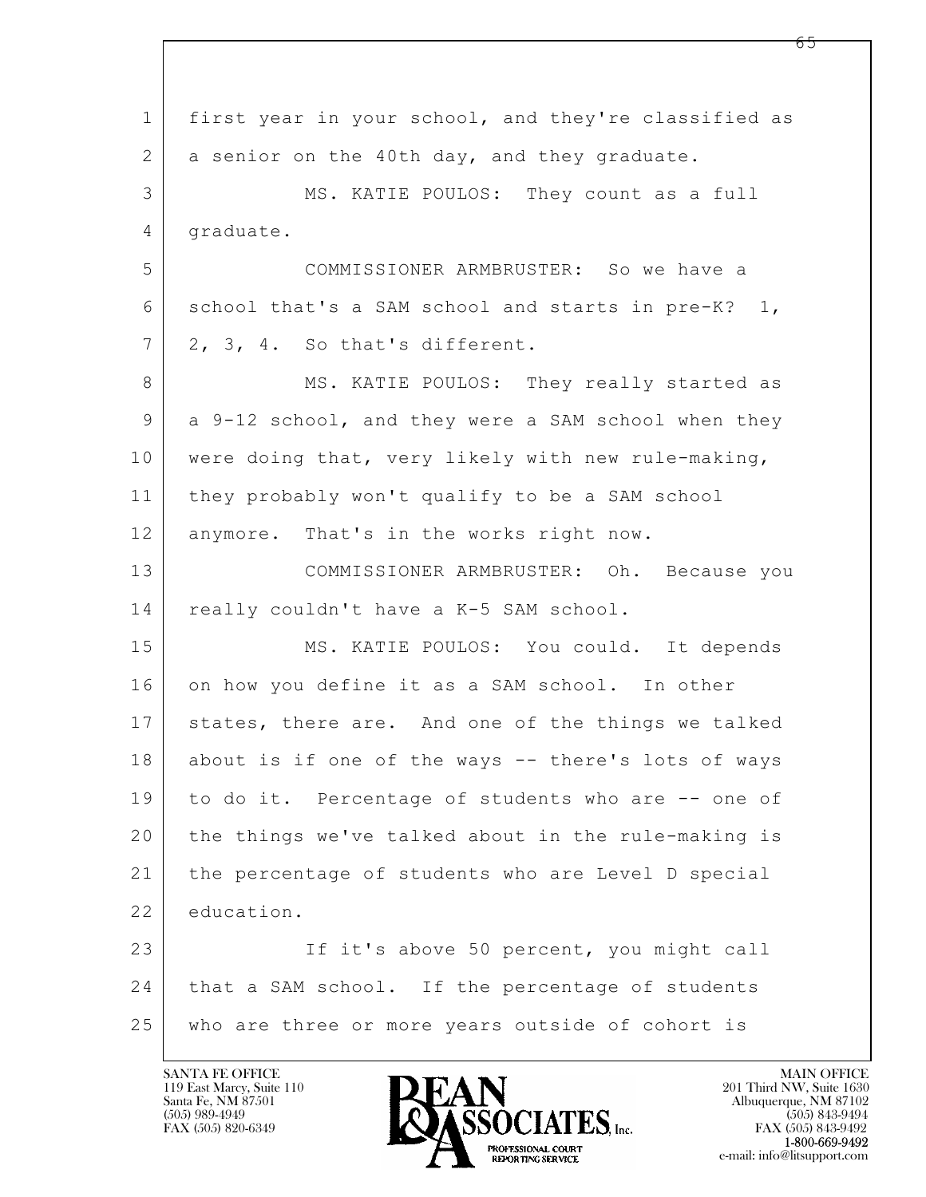first year in your school, and they're classified as a senior on the 40th day, and they graduate.

MS. KATIE POULOS: They count as a full graduate.

COMMISSIONER ARMBRUSTER: So we have a school that's a SAM school and starts in pre-K? 1, 2, 3, 4. So that's different.

MS. KATIE POULOS: They really started as a 9-12 school, and they were a SAM school when they were doing that, very likely with new rule-making, they probably won't qualify to be a SAM school anymore. That's in the works right now.

COMMISSIONER ARMBRUSTER: Oh. Because you really couldn't have a K-5 SAM school.

MS. KATIE POULOS: You could. It depends on how you define it as a SAM school. In other states, there are. And one of the things we talked about is if one of the ways -- there's lots of ways to do it. Percentage of students who are -- one of the things we've talked about in the rule-making is the percentage of students who are Level D special education.

If it's above 50 percent, you might call that a SAM school. If the percentage of students who are three or more years outside of cohort is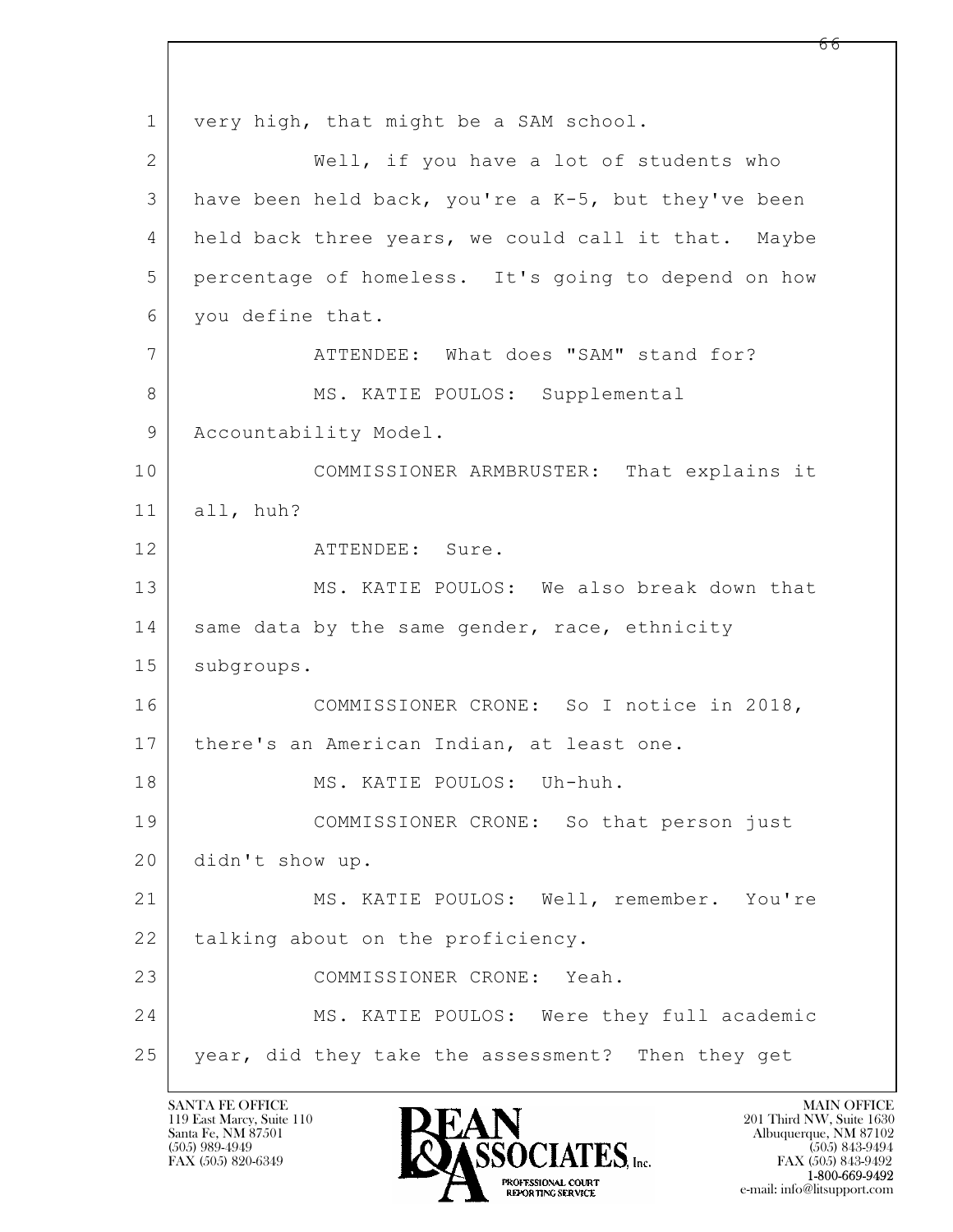1 very high, that might be a SAM school.

2 Well, if you have a lot of students who

3 have been held back, you're a K-5, but they've been

4 held back three years, we could call it that. Maybe

5 percentage of homeless. It's going to depend on how

6 you define that.

7 ATTENDEE: What does "SAM" stand for?

8 MS. KATIE POULOS: Supplemental

9 Accountability Model.

10 COMMISSIONER ARMBRUSTER: That explains it

11 all, huh?

12 ATTENDEE: Sure.

13 MS. KATIE POULOS: We also break down that

14 same data by the same gender, race, ethnicity

15 subgroups.

16 COMMISSIONER CRONE: So I notice in 2018,

17 there's an American Indian, at least one.

18 MS. KATIE POULOS: Uh-huh.

19 COMMISSIONER CRONE: So that person just

20 didn't show up.

21 MS. KATIE POULOS: Well, remember. You're

22 talking about on the proficiency.

23 COMMISSIONER CRONE: Yeah.

24 MS. KATIE POULOS: Were they full academic

25 year, did they take the assessment? Then they get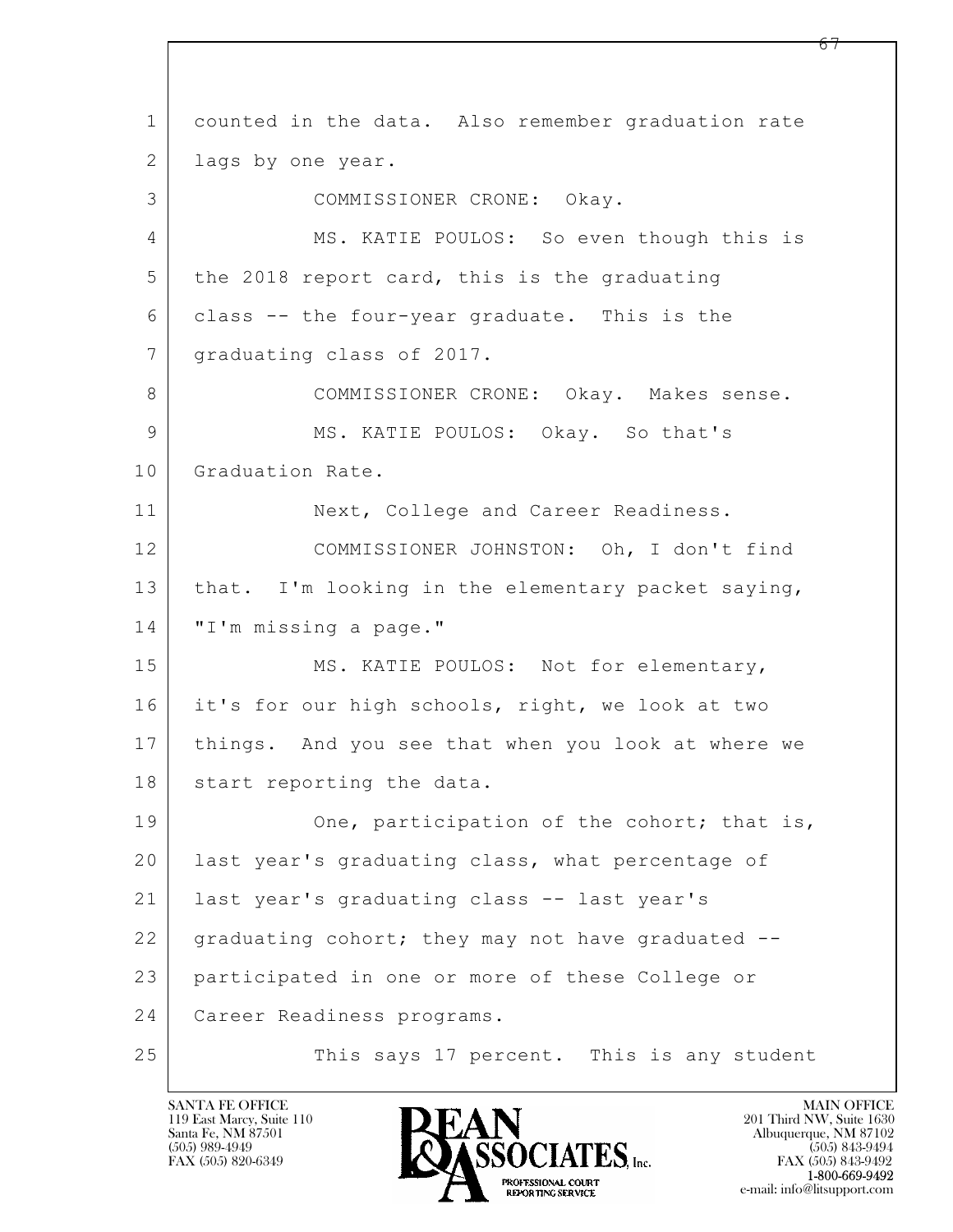1 counted in the data. Also remember graduation rate
2 lags by one year.
3 COMMISSIONER CRONE: Okay.
4 MS. KATIE POULOS: So even though this is
5 the 2018 report card, this is the graduating
6 class -- the four-year graduate. This is the
7 graduating class of 2017.
8 COMMISSIONER CRONE: Okay. Makes sense.
9 MS. KATIE POULOS: Okay. So that's
10 Graduation Rate.
11 Next, College and Career Readiness.
12 COMMISSIONER JOHNSTON: Oh, I don't find
13 that. I'm looking in the elementary packet saying,
14 "I'm missing a page."
15 MS. KATIE POULOS: Not for elementary,
16 it's for our high schools, right, we look at two
17 things. And you see that when you look at where we
18 start reporting the data.
19 One, participation of the cohort; that is,
20 last year's graduating class, what percentage of
21 last year's graduating class -- last year's
22 graduating cohort; they may not have graduated --
23 participated in one or more of these College or
24 Career Readiness programs.
25 This says 17 percent. This is any student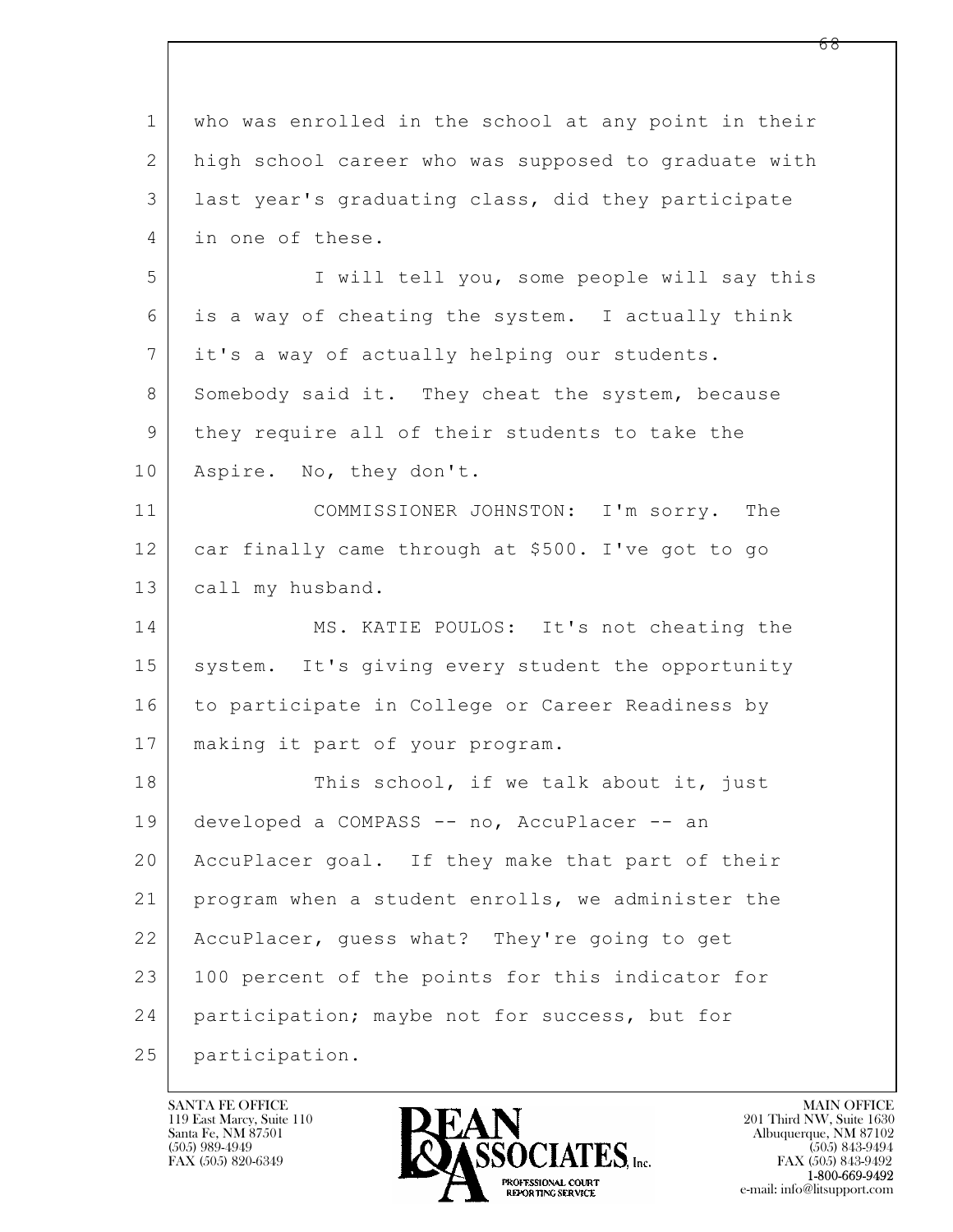1 who was enrolled in the school at any point in their
2 high school career who was supposed to graduate with
3 last year's graduating class, did they participate
4 in one of these.

5 I will tell you, some people will say this
6 is a way of cheating the system. I actually think
7 it's a way of actually helping our students.
8 Somebody said it. They cheat the system, because
9 they require all of their students to take the
10 Aspire. No, they don't.

11 COMMISSIONER JOHNSTON: I'm sorry. The
12 car finally came through at $500. I've got to go
13 call my husband.

14 MS. KATIE POULOS: It's not cheating the
15 system. It's giving every student the opportunity
16 to participate in College or Career Readiness by
17 making it part of your program.

18 This school, if we talk about it, just
19 developed a COMPASS -- no, AccuPlacer -- an
20 AccuPlacer goal. If they make that part of their
21 program when a student enrolls, we administer the
22 AccuPlacer, guess what? They're going to get
23 100 percent of the points for this indicator for
24 participation; maybe not for success, but for
25 participation.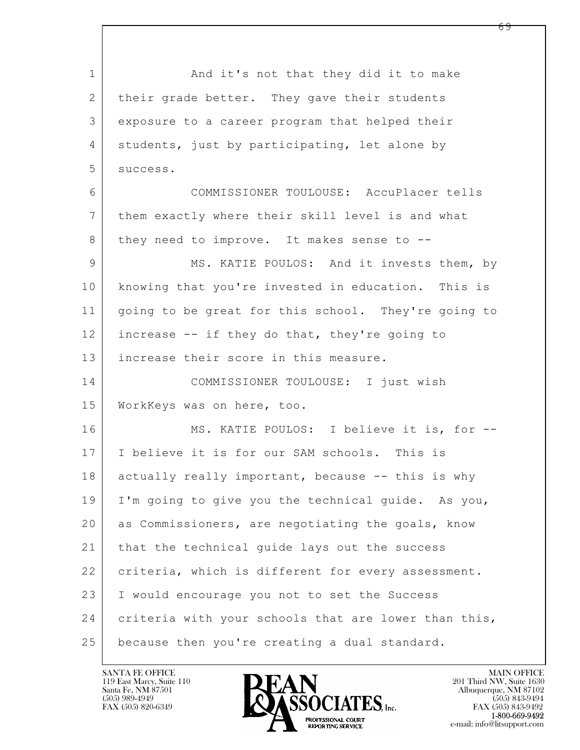1 And it's not that they did it to make
2 their grade better. They gave their students
3 exposure to a career program that helped their
4 students, just by participating, let alone by
5 success.
6 COMMISSIONER TOULOUSE: AccuPlacer tells
7 them exactly where their skill level is and what
8 they need to improve. It makes sense to --
9 MS. KATIE POULOS: And it invests them, by
10 knowing that you're invested in education. This is
11 going to be great for this school. They're going to
12 increase -- if they do that, they're going to
13 increase their score in this measure.
14 COMMISSIONER TOULOUSE: I just wish
15 WorkKeys was on here, too.
16 MS. KATIE POULOS: I believe it is, for --
17 I believe it is for our SAM schools. This is
18 actually really important, because -- this is why
19 I'm going to give you the technical guide. As you,
20 as Commissioners, are negotiating the goals, know
21 that the technical guide lays out the success
22 criteria, which is different for every assessment.
23 I would encourage you not to set the Success
24 criteria with your schools that are lower than this,
25 because then you're creating a dual standard.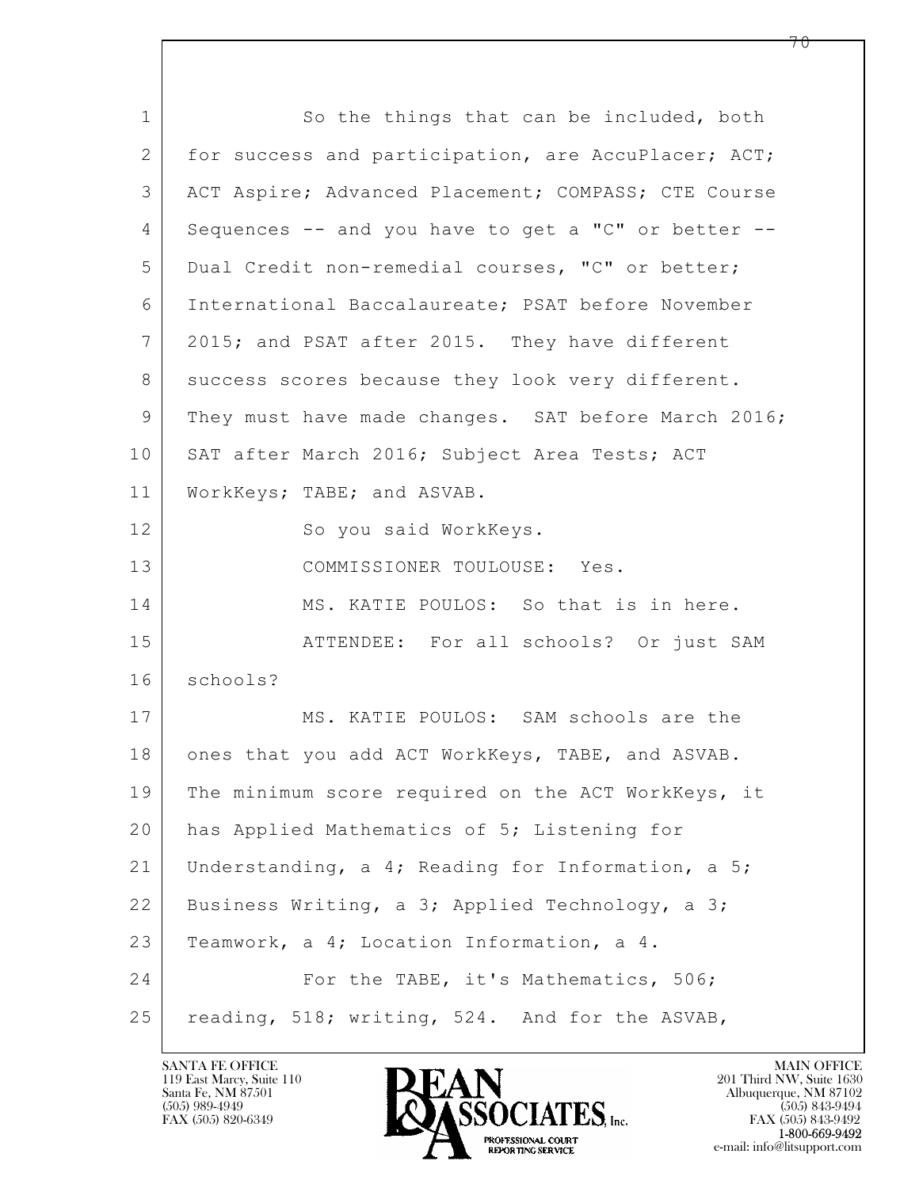1 So the things that can be included, both
2 for success and participation, are AccuPlacer; ACT;
3 ACT Aspire; Advanced Placement; COMPASS; CTE Course
4 Sequences -- and you have to get a "C" or better --
5 Dual Credit non-remedial courses, "C" or better;
6 International Baccalaureate; PSAT before November
7 2015; and PSAT after 2015. They have different
8 success scores because they look very different.
9 They must have made changes. SAT before March 2016;
10 SAT after March 2016; Subject Area Tests; ACT
11 WorkKeys; TABE; and ASVAB.
12 So you said WorkKeys.
13 COMMISSIONER TOULOUSE: Yes.
14 MS. KATIE POULOS: So that is in here.
15 ATTENDEE: For all schools? Or just SAM
16 schools?
17 MS. KATIE POULOS: SAM schools are the
18 ones that you add ACT WorkKeys, TABE, and ASVAB.
19 The minimum score required on the ACT WorkKeys, it
20 has Applied Mathematics of 5; Listening for
21 Understanding, a 4; Reading for Information, a 5;
22 Business Writing, a 3; Applied Technology, a 3;
23 Teamwork, a 4; Location Information, a 4.
24 For the TABE, it's Mathematics, 506;
25 reading, 518; writing, 524. And for the ASVAB,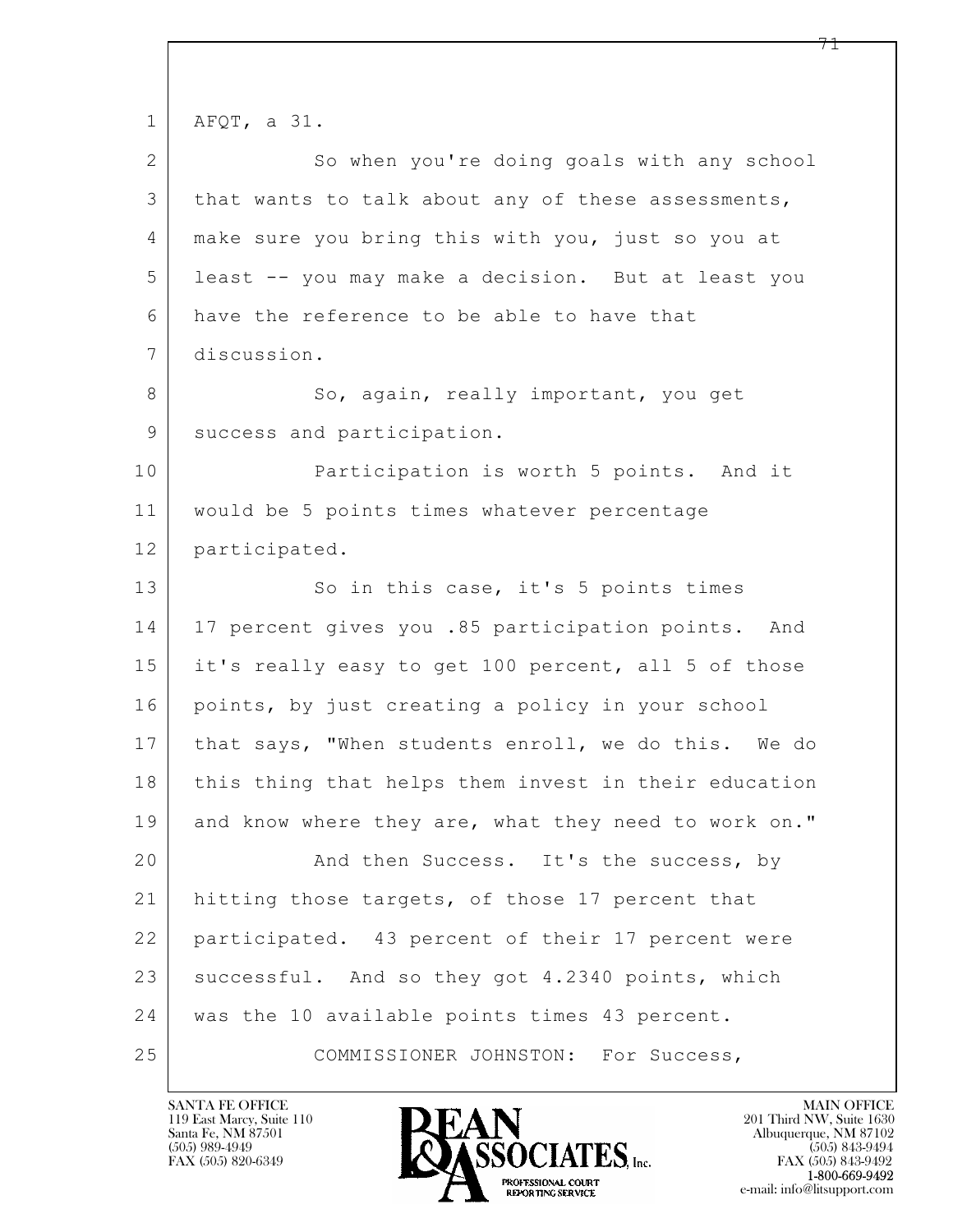1 AFQT, a 31.

2 So when you're doing goals with any school

3 that wants to talk about any of these assessments,

4 make sure you bring this with you, just so you at

5 least -- you may make a decision. But at least you

6 have the reference to be able to have that

7 discussion.

8 So, again, really important, you get

9 success and participation.

10 Participation is worth 5 points. And it

11 would be 5 points times whatever percentage

12 participated.

13 So in this case, it's 5 points times

14 17 percent gives you .85 participation points. And

15 it's really easy to get 100 percent, all 5 of those

16 points, by just creating a policy in your school

17 that says, "When students enroll, we do this. We do

18 this thing that helps them invest in their education

19 and know where they are, what they need to work on."

20 And then Success. It's the success, by

21 hitting those targets, of those 17 percent that

22 participated. 43 percent of their 17 percent were

23 successful. And so they got 4.2340 points, which

24 was the 10 available points times 43 percent.

25 COMMISSIONER JOHNSTON: For Success,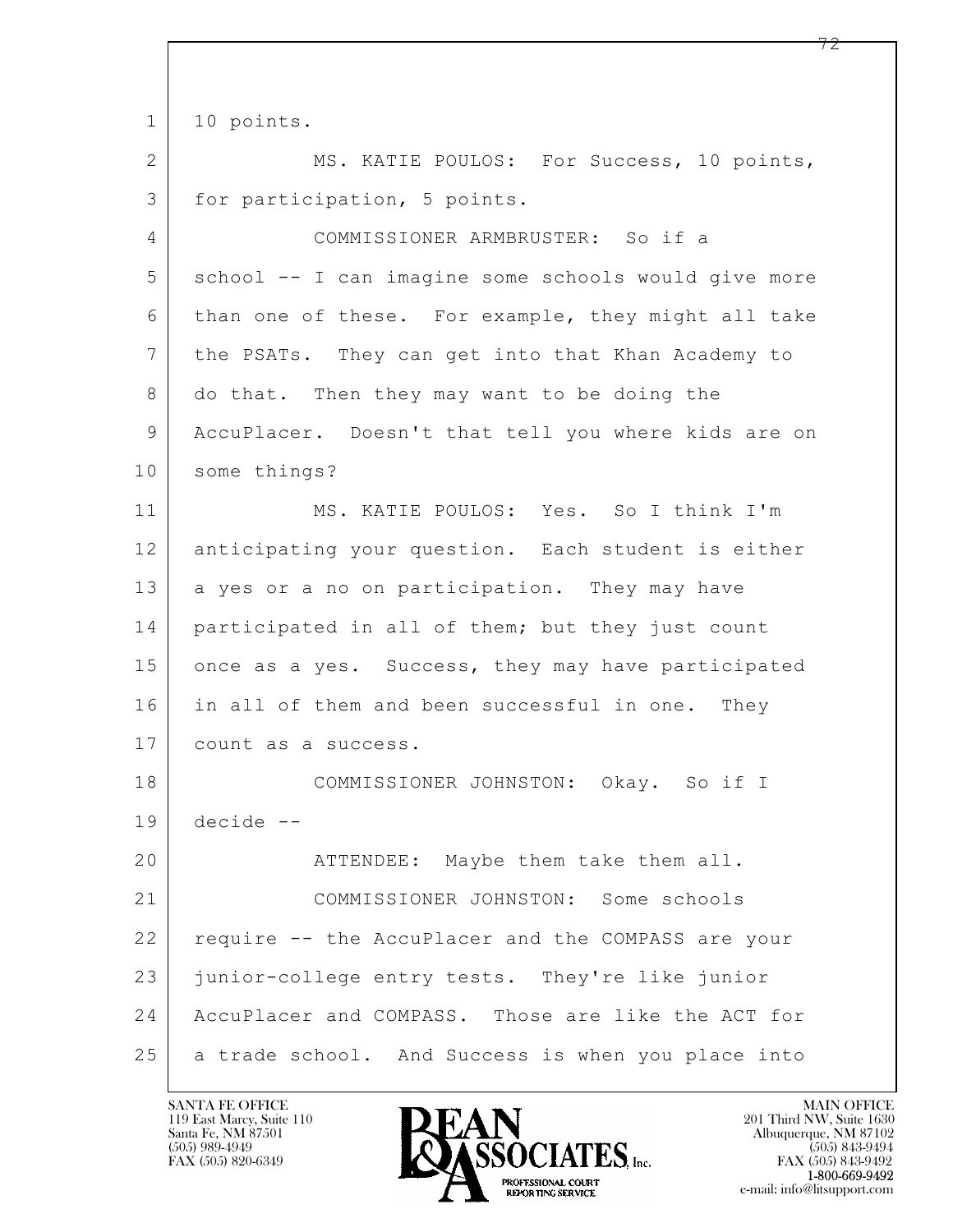1 10 points.

2 MS. KATIE POULOS: For Success, 10 points,

3 for participation, 5 points.

4 COMMISSIONER ARMBRUSTER: So if a

5 school -- I can imagine some schools would give more

6 than one of these. For example, they might all take

7 the PSATs. They can get into that Khan Academy to

8 do that. Then they may want to be doing the

9 AccuPlacer. Doesn't that tell you where kids are on

10 some things?

11 MS. KATIE POULOS: Yes. So I think I'm

12 anticipating your question. Each student is either

13 a yes or a no on participation. They may have

14 participated in all of them; but they just count

15 once as a yes. Success, they may have participated

16 in all of them and been successful in one. They

17 count as a success.

18 COMMISSIONER JOHNSTON: Okay. So if I

19 decide --

20 ATTENDEE: Maybe them take them all.

21 COMMISSIONER JOHNSTON: Some schools

22 require -- the AccuPlacer and the COMPASS are your

23 junior-college entry tests. They're like junior

24 AccuPlacer and COMPASS. Those are like the ACT for

25 a trade school. And Success is when you place into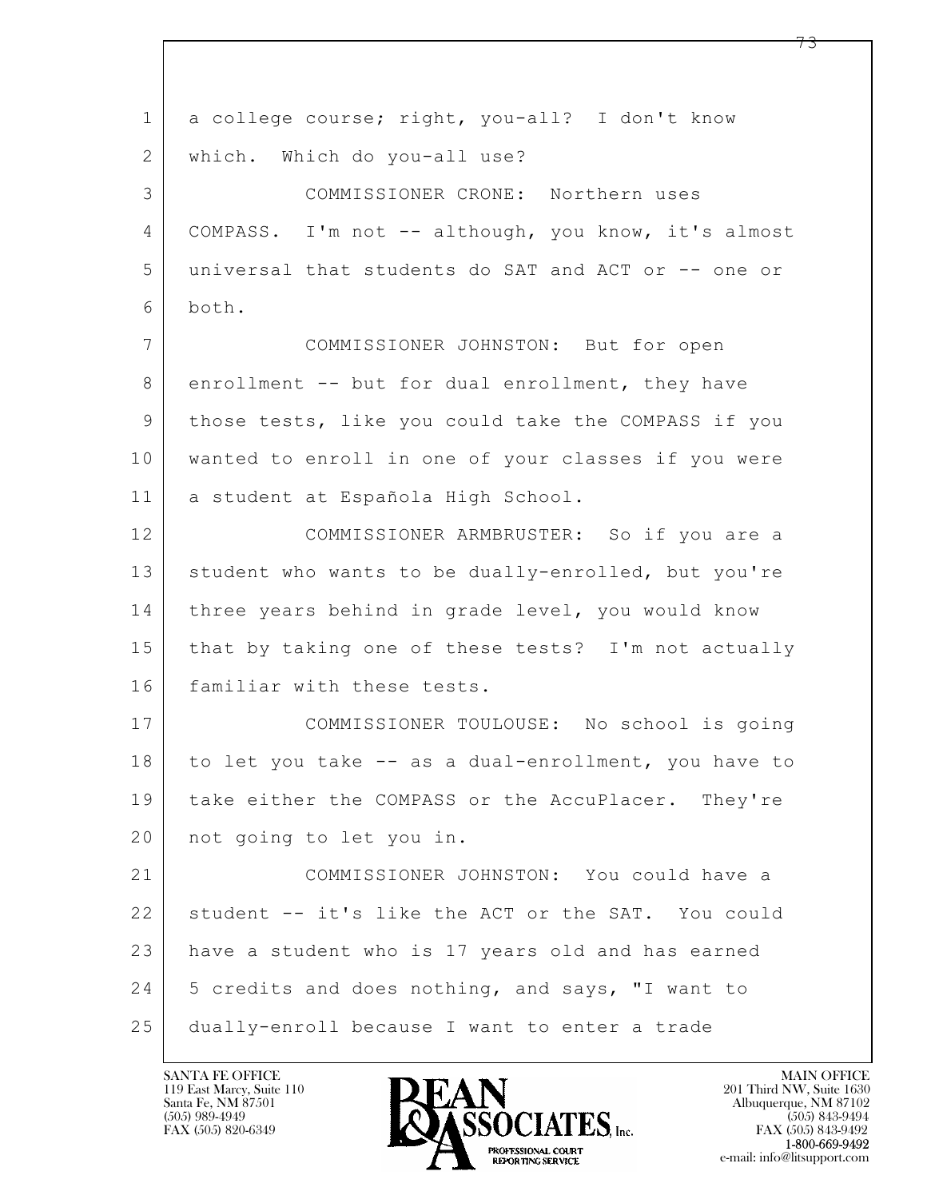a college course; right, you-all? I don't know which. Which do you-all use?

COMMISSIONER CRONE: Northern uses COMPASS. I'm not -- although, you know, it's almost universal that students do SAT and ACT or -- one or both.

COMMISSIONER JOHNSTON: But for open enrollment -- but for dual enrollment, they have those tests, like you could take the COMPASS if you wanted to enroll in one of your classes if you were a student at Española High School.

COMMISSIONER ARMBRUSTER: So if you are a student who wants to be dually-enrolled, but you're three years behind in grade level, you would know that by taking one of these tests? I'm not actually familiar with these tests.

COMMISSIONER TOULOUSE: No school is going to let you take -- as a dual-enrollment, you have to take either the COMPASS or the AccuPlacer. They're not going to let you in.

COMMISSIONER JOHNSTON: You could have a student -- it's like the ACT or the SAT. You could have a student who is 17 years old and has earned 5 credits and does nothing, and says, "I want to dually-enroll because I want to enter a trade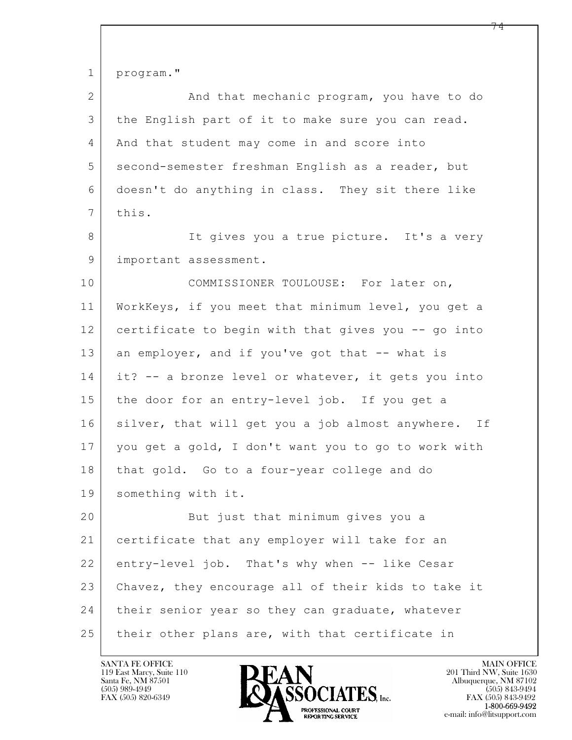program."

And that mechanic program, you have to do the English part of it to make sure you can read. And that student may come in and score into second-semester freshman English as a reader, but doesn't do anything in class. They sit there like this.

It gives you a true picture. It's a very important assessment.

COMMISSIONER TOULOUSE: For later on, WorkKeys, if you meet that minimum level, you get a certificate to begin with that gives you -- go into an employer, and if you've got that -- what is it? -- a bronze level or whatever, it gets you into the door for an entry-level job. If you get a silver, that will get you a job almost anywhere. If you get a gold, I don't want you to go to work with that gold. Go to a four-year college and do something with it.

But just that minimum gives you a certificate that any employer will take for an entry-level job. That's why when -- like Cesar Chavez, they encourage all of their kids to take it their senior year so they can graduate, whatever their other plans are, with that certificate in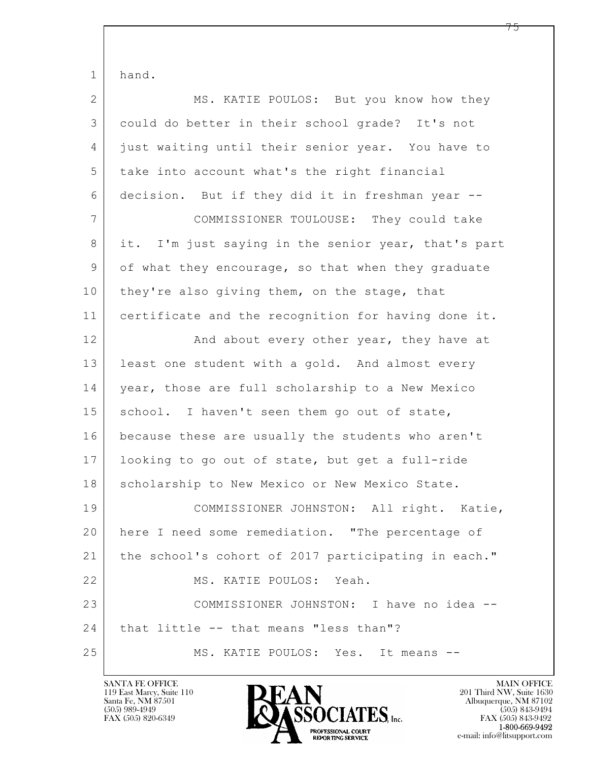1 hand.

2 MS. KATIE POULOS: But you know how they
3 could do better in their school grade? It's not
4 just waiting until their senior year. You have to
5 take into account what's the right financial
6 decision. But if they did it in freshman year --

7 COMMISSIONER TOULOUSE: They could take
8 it. I'm just saying in the senior year, that's part
9 of what they encourage, so that when they graduate
10 they're also giving them, on the stage, that
11 certificate and the recognition for having done it.

12 And about every other year, they have at
13 least one student with a gold. And almost every
14 year, those are full scholarship to a New Mexico
15 school. I haven't seen them go out of state,
16 because these are usually the students who aren't
17 looking to go out of state, but get a full-ride
18 scholarship to New Mexico or New Mexico State.

19 COMMISSIONER JOHNSTON: All right. Katie,
20 here I need some remediation. "The percentage of
21 the school's cohort of 2017 participating in each."

22 MS. KATIE POULOS: Yeah.

23 COMMISSIONER JOHNSTON: I have no idea --
24 that little -- that means "less than"?

25 MS. KATIE POULOS: Yes. It means --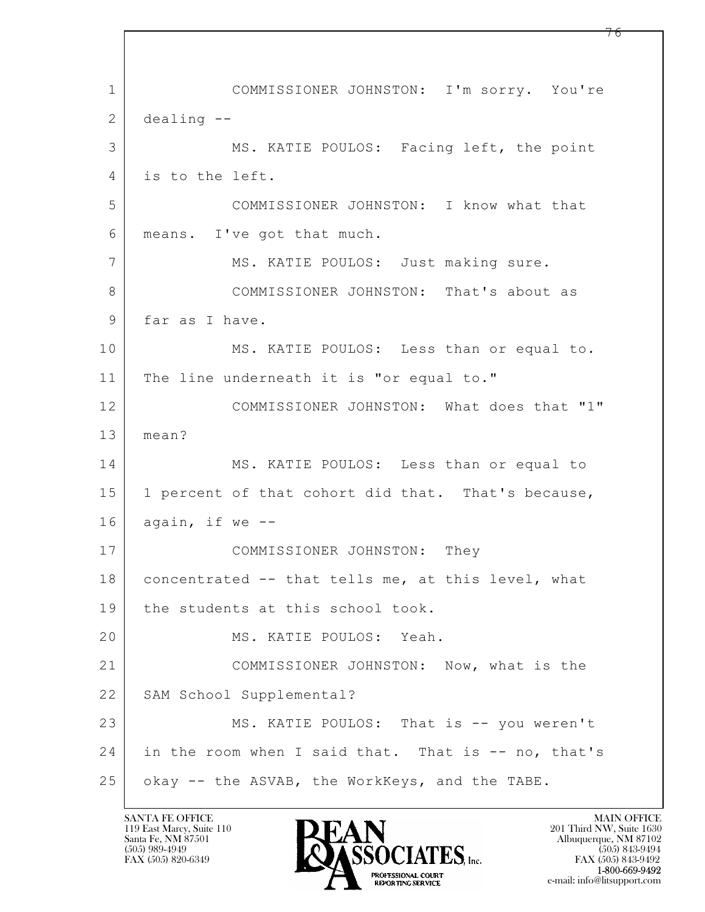COMMISSIONER JOHNSTON: I'm sorry. You're dealing --

MS. KATIE POULOS: Facing left, the point is to the left.

COMMISSIONER JOHNSTON: I know what that means. I've got that much.

MS. KATIE POULOS: Just making sure.

COMMISSIONER JOHNSTON: That's about as far as I have.

MS. KATIE POULOS: Less than or equal to. The line underneath it is "or equal to."

COMMISSIONER JOHNSTON: What does that "1" mean?

MS. KATIE POULOS: Less than or equal to 1 percent of that cohort did that. That's because, again, if we --

COMMISSIONER JOHNSTON: They concentrated -- that tells me, at this level, what the students at this school took.

MS. KATIE POULOS: Yeah.

COMMISSIONER JOHNSTON: Now, what is the SAM School Supplemental?

MS. KATIE POULOS: That is -- you weren't in the room when I said that. That is -- no, that's okay -- the ASVAB, the WorkKeys, and the TABE.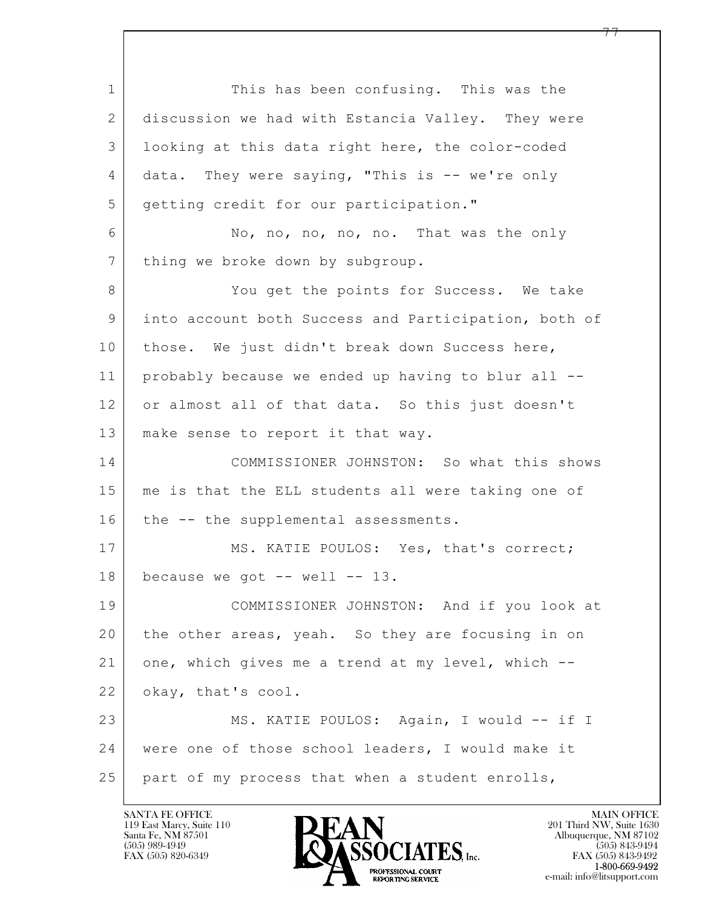This has been confusing. This was the discussion we had with Estancia Valley. They were looking at this data right here, the color-coded data. They were saying, "This is -- we're only getting credit for our participation."

No, no, no, no, no. That was the only thing we broke down by subgroup.

You get the points for Success. We take into account both Success and Participation, both of those. We just didn't break down Success here, probably because we ended up having to blur all -- or almost all of that data. So this just doesn't make sense to report it that way.

COMMISSIONER JOHNSTON: So what this shows me is that the ELL students all were taking one of the -- the supplemental assessments.

MS. KATIE POULOS: Yes, that's correct; because we got -- well -- 13.

COMMISSIONER JOHNSTON: And if you look at the other areas, yeah. So they are focusing in on one, which gives me a trend at my level, which -- okay, that's cool.

MS. KATIE POULOS: Again, I would -- if I were one of those school leaders, I would make it part of my process that when a student enrolls,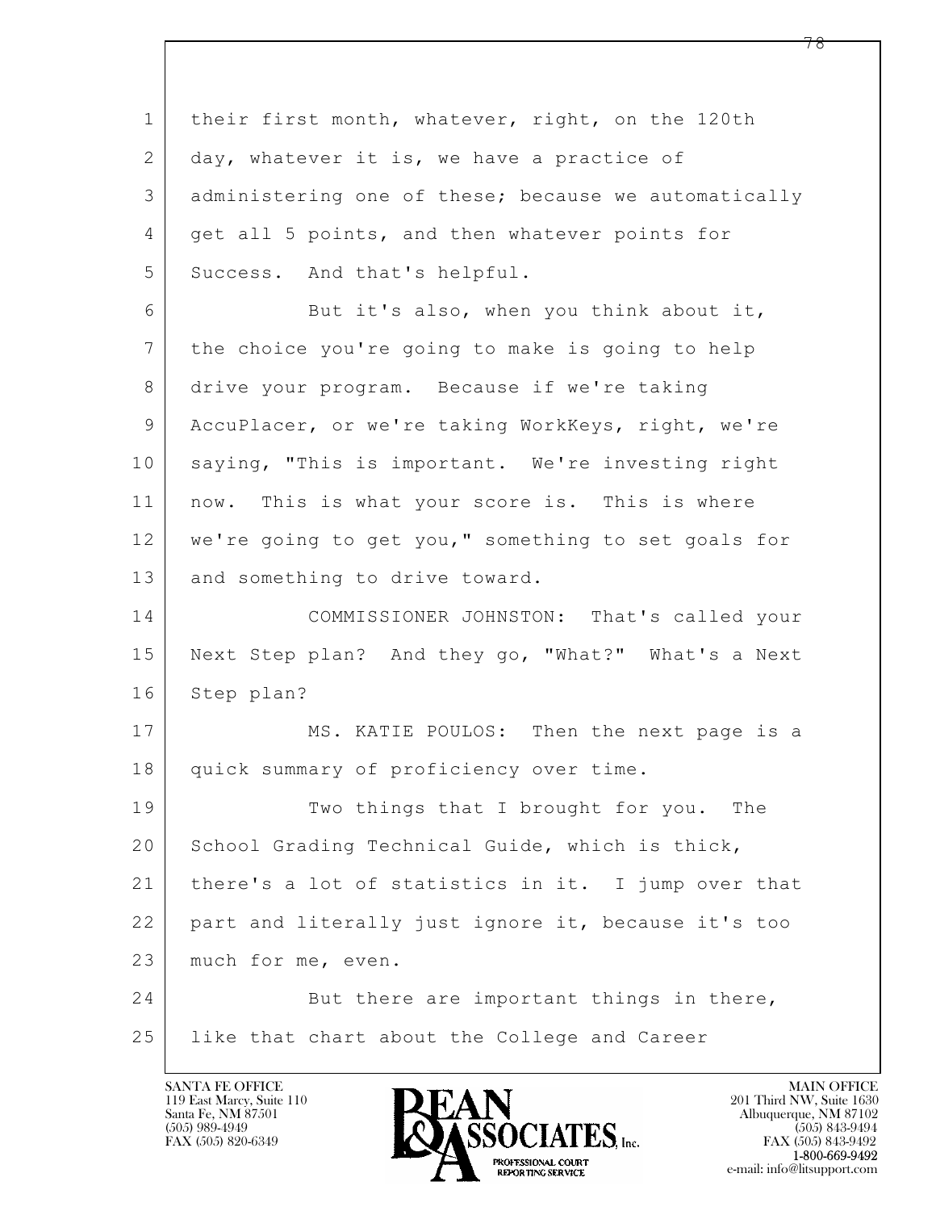1 their first month, whatever, right, on the 120th
2 day, whatever it is, we have a practice of
3 administering one of these; because we automatically
4 get all 5 points, and then whatever points for
5 Success. And that's helpful.

6 But it's also, when you think about it,
7 the choice you're going to make is going to help
8 drive your program. Because if we're taking
9 AccuPlacer, or we're taking WorkKeys, right, we're
10 saying, "This is important. We're investing right
11 now. This is what your score is. This is where
12 we're going to get you," something to set goals for
13 and something to drive toward.

14 COMMISSIONER JOHNSTON: That's called your
15 Next Step plan? And they go, "What?" What's a Next
16 Step plan?

17 MS. KATIE POULOS: Then the next page is a
18 quick summary of proficiency over time.

19 Two things that I brought for you. The
20 School Grading Technical Guide, which is thick,
21 there's a lot of statistics in it. I jump over that
22 part and literally just ignore it, because it's too
23 much for me, even.

24 But there are important things in there,
25 like that chart about the College and Career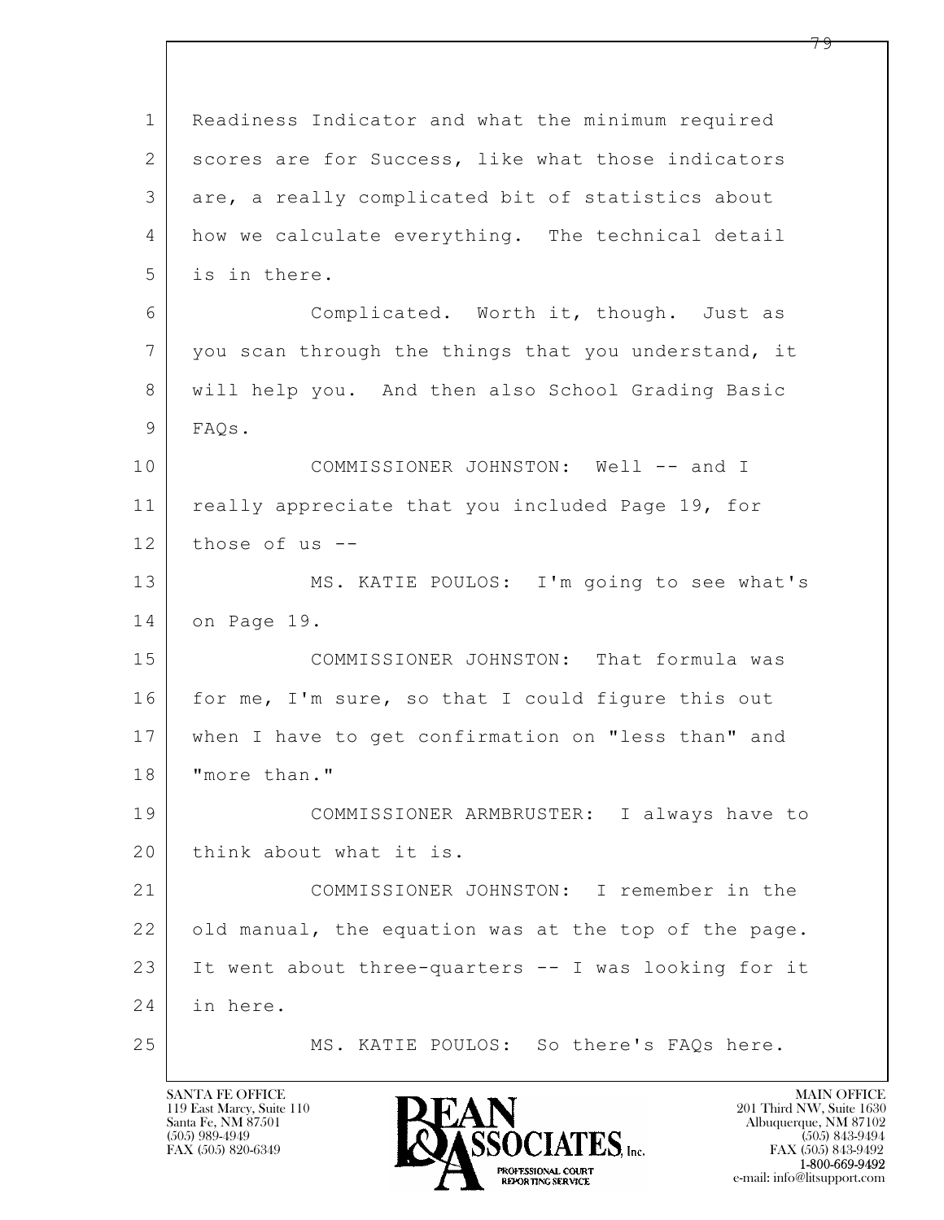1 Readiness Indicator and what the minimum required
2 scores are for Success, like what those indicators
3 are, a really complicated bit of statistics about
4 how we calculate everything. The technical detail
5 is in there.

6 Complicated. Worth it, though. Just as
7 you scan through the things that you understand, it
8 will help you. And then also School Grading Basic
9 FAQs.

10 COMMISSIONER JOHNSTON: Well -- and I
11 really appreciate that you included Page 19, for
12 those of us --

13 MS. KATIE POULOS: I'm going to see what's
14 on Page 19.

15 COMMISSIONER JOHNSTON: That formula was
16 for me, I'm sure, so that I could figure this out
17 when I have to get confirmation on "less than" and
18 "more than."

19 COMMISSIONER ARMBRUSTER: I always have to
20 think about what it is.

21 COMMISSIONER JOHNSTON: I remember in the
22 old manual, the equation was at the top of the page.
23 It went about three-quarters -- I was looking for it
24 in here.

25 MS. KATIE POULOS: So there's FAQs here.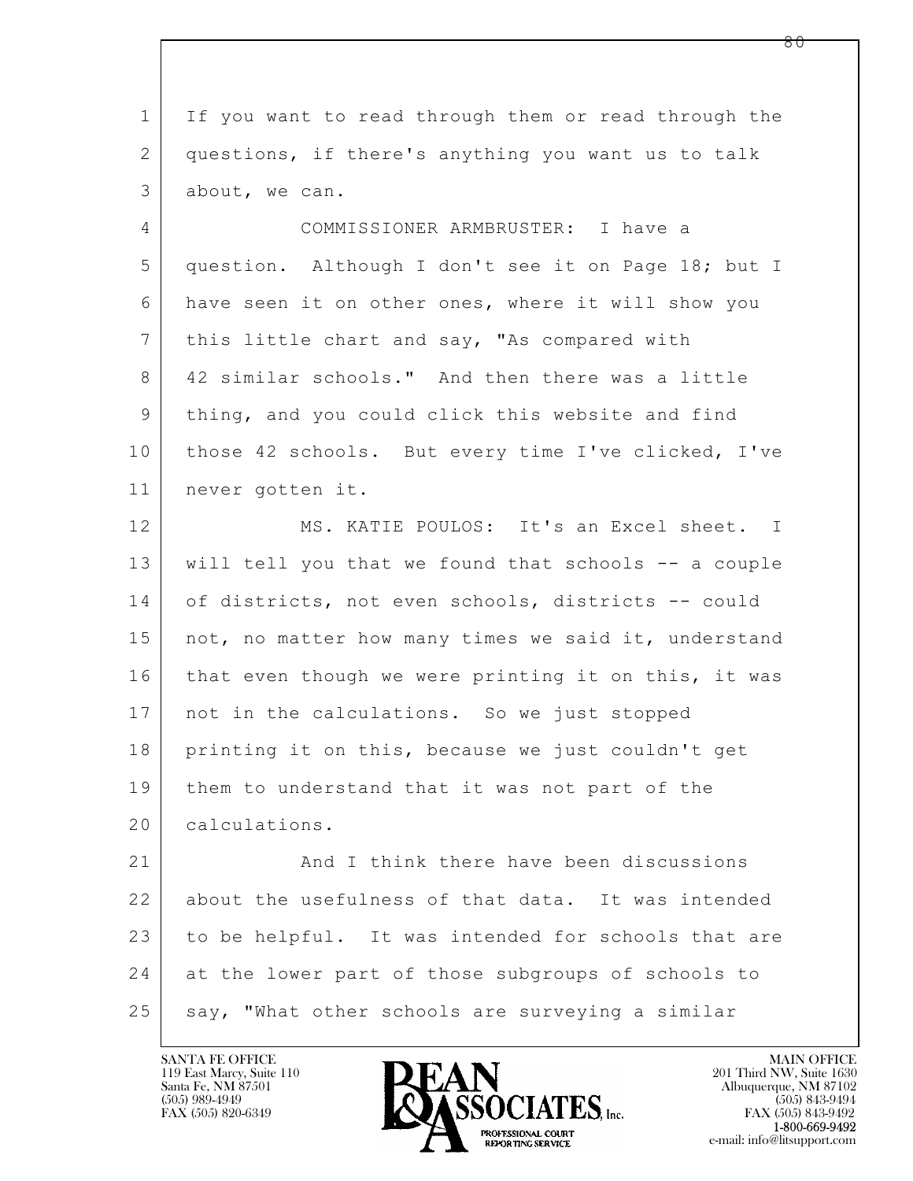If you want to read through them or read through the questions, if there's anything you want us to talk about, we can.

COMMISSIONER ARMBRUSTER: I have a question. Although I don't see it on Page 18; but I have seen it on other ones, where it will show you this little chart and say, "As compared with 42 similar schools." And then there was a little thing, and you could click this website and find those 42 schools. But every time I've clicked, I've never gotten it.

MS. KATIE POULOS: It's an Excel sheet. I will tell you that we found that schools -- a couple of districts, not even schools, districts -- could not, no matter how many times we said it, understand that even though we were printing it on this, it was not in the calculations. So we just stopped printing it on this, because we just couldn't get them to understand that it was not part of the calculations.

And I think there have been discussions about the usefulness of that data. It was intended to be helpful. It was intended for schools that are at the lower part of those subgroups of schools to say, "What other schools are surveying a similar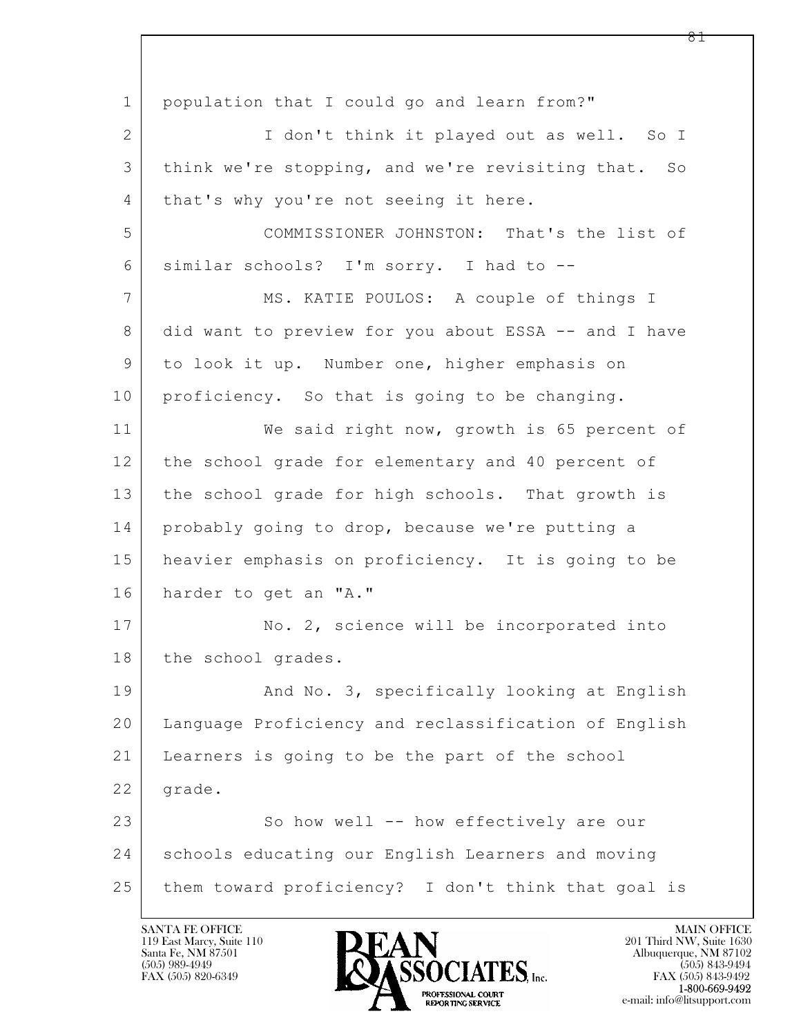population that I could go and learn from?"

I don't think it played out as well. So I think we're stopping, and we're revisiting that. So that's why you're not seeing it here.

COMMISSIONER JOHNSTON: That's the list of similar schools? I'm sorry. I had to --

MS. KATIE POULOS: A couple of things I did want to preview for you about ESSA -- and I have to look it up. Number one, higher emphasis on proficiency. So that is going to be changing.

We said right now, growth is 65 percent of the school grade for elementary and 40 percent of the school grade for high schools. That growth is probably going to drop, because we're putting a heavier emphasis on proficiency. It is going to be harder to get an "A."

No. 2, science will be incorporated into the school grades.

And No. 3, specifically looking at English Language Proficiency and reclassification of English Learners is going to be the part of the school grade.

So how well -- how effectively are our schools educating our English Learners and moving them toward proficiency? I don't think that goal is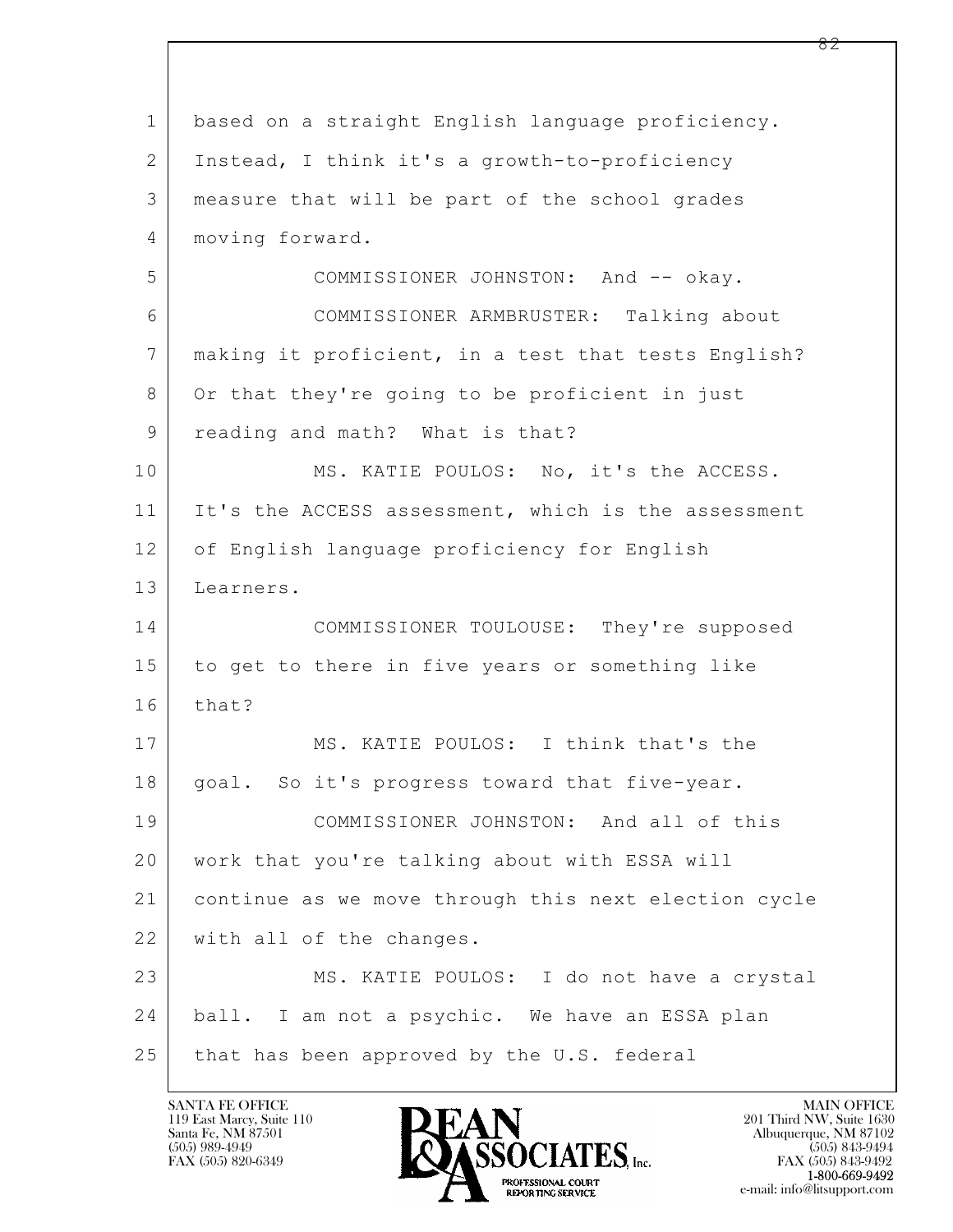1 based on a straight English language proficiency.
2 Instead, I think it's a growth-to-proficiency
3 measure that will be part of the school grades
4 moving forward.

5 COMMISSIONER JOHNSTON: And -- okay.

6 COMMISSIONER ARMBRUSTER: Talking about
7 making it proficient, in a test that tests English?
8 Or that they're going to be proficient in just
9 reading and math? What is that?

10 MS. KATIE POULOS: No, it's the ACCESS.
11 It's the ACCESS assessment, which is the assessment
12 of English language proficiency for English
13 Learners.

14 COMMISSIONER TOULOUSE: They're supposed
15 to get to there in five years or something like
16 that?

17 MS. KATIE POULOS: I think that's the
18 goal. So it's progress toward that five-year.

19 COMMISSIONER JOHNSTON: And all of this
20 work that you're talking about with ESSA will
21 continue as we move through this next election cycle
22 with all of the changes.

23 MS. KATIE POULOS: I do not have a crystal
24 ball. I am not a psychic. We have an ESSA plan
25 that has been approved by the U.S. federal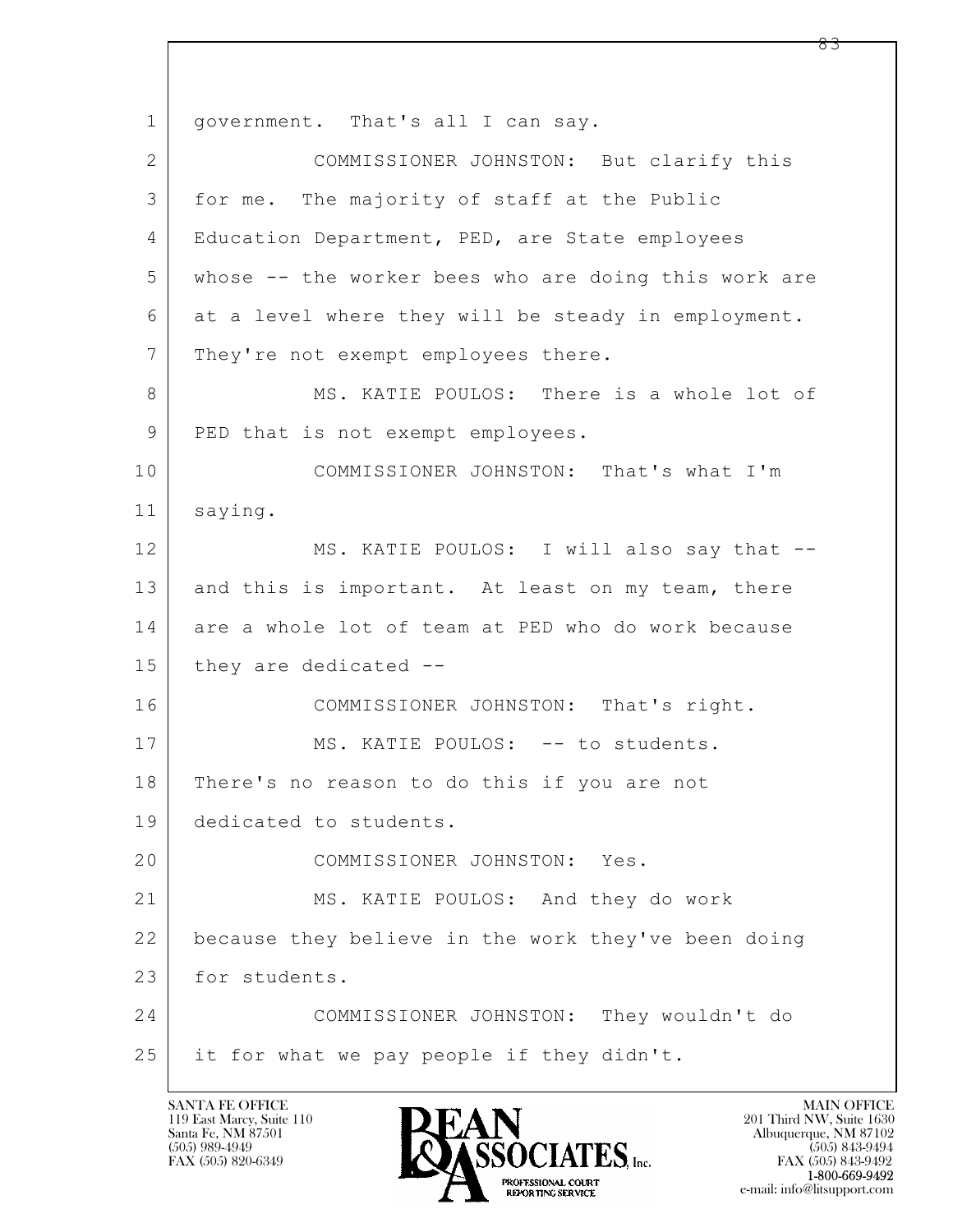1 government. That's all I can say.

2 COMMISSIONER JOHNSTON: But clarify this

3 for me. The majority of staff at the Public

4 Education Department, PED, are State employees

5 whose -- the worker bees who are doing this work are

6 at a level where they will be steady in employment.

7 They're not exempt employees there.

8 MS. KATIE POULOS: There is a whole lot of

9 PED that is not exempt employees.

10 COMMISSIONER JOHNSTON: That's what I'm

11 saying.

12 MS. KATIE POULOS: I will also say that --

13 and this is important. At least on my team, there

14 are a whole lot of team at PED who do work because

15 they are dedicated --

16 COMMISSIONER JOHNSTON: That's right.

17 MS. KATIE POULOS: -- to students.

18 There's no reason to do this if you are not

19 dedicated to students.

20 COMMISSIONER JOHNSTON: Yes.

21 MS. KATIE POULOS: And they do work

22 because they believe in the work they've been doing

23 for students.

24 COMMISSIONER JOHNSTON: They wouldn't do

25 it for what we pay people if they didn't.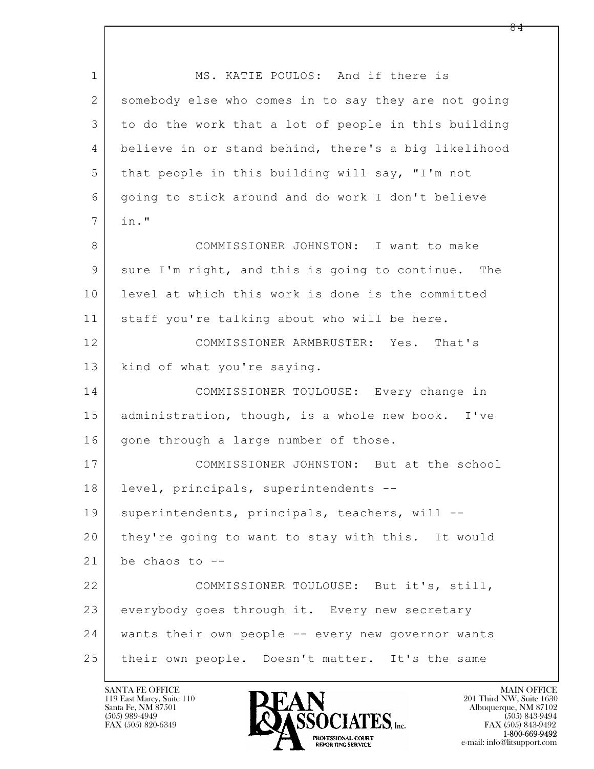MS. KATIE POULOS: And if there is somebody else who comes in to say they are not going to do the work that a lot of people in this building believe in or stand behind, there's a big likelihood that people in this building will say, "I'm not going to stick around and do work I don't believe in."

COMMISSIONER JOHNSTON: I want to make sure I'm right, and this is going to continue. The level at which this work is done is the committed staff you're talking about who will be here.

COMMISSIONER ARMBRUSTER: Yes. That's kind of what you're saying.

COMMISSIONER TOULOUSE: Every change in administration, though, is a whole new book. I've gone through a large number of those.

COMMISSIONER JOHNSTON: But at the school level, principals, superintendents -- superintendents, principals, teachers, will -- they're going to want to stay with this. It would be chaos to --

COMMISSIONER TOULOUSE: But it's, still, everybody goes through it. Every new secretary wants their own people -- every new governor wants their own people. Doesn't matter. It's the same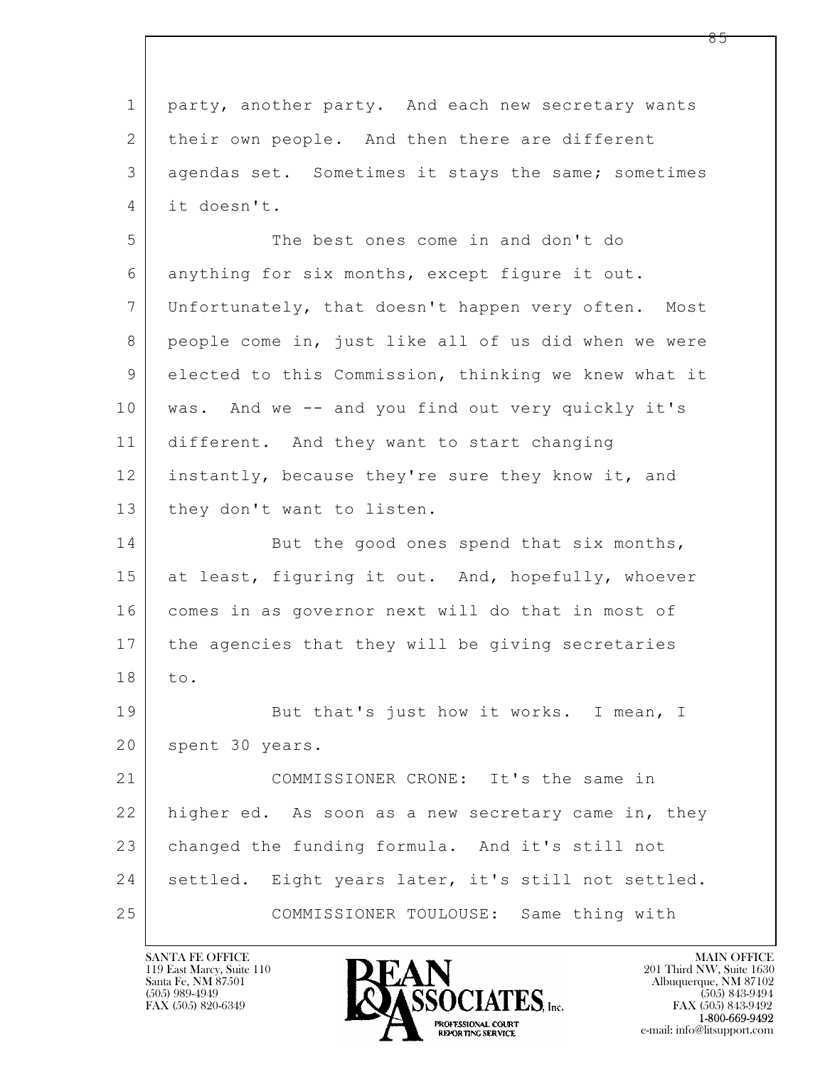party, another party. And each new secretary wants their own people. And then there are different agendas set. Sometimes it stays the same; sometimes it doesn't.

The best ones come in and don't do anything for six months, except figure it out. Unfortunately, that doesn't happen very often. Most people come in, just like all of us did when we were elected to this Commission, thinking we knew what it was. And we -- and you find out very quickly it's different. And they want to start changing instantly, because they're sure they know it, and they don't want to listen.

But the good ones spend that six months, at least, figuring it out. And, hopefully, whoever comes in as governor next will do that in most of the agencies that they will be giving secretaries to.

But that's just how it works. I mean, I spent 30 years.

COMMISSIONER CRONE: It's the same in higher ed. As soon as a new secretary came in, they changed the funding formula. And it's still not settled. Eight years later, it's still not settled.

COMMISSIONER TOULOUSE: Same thing with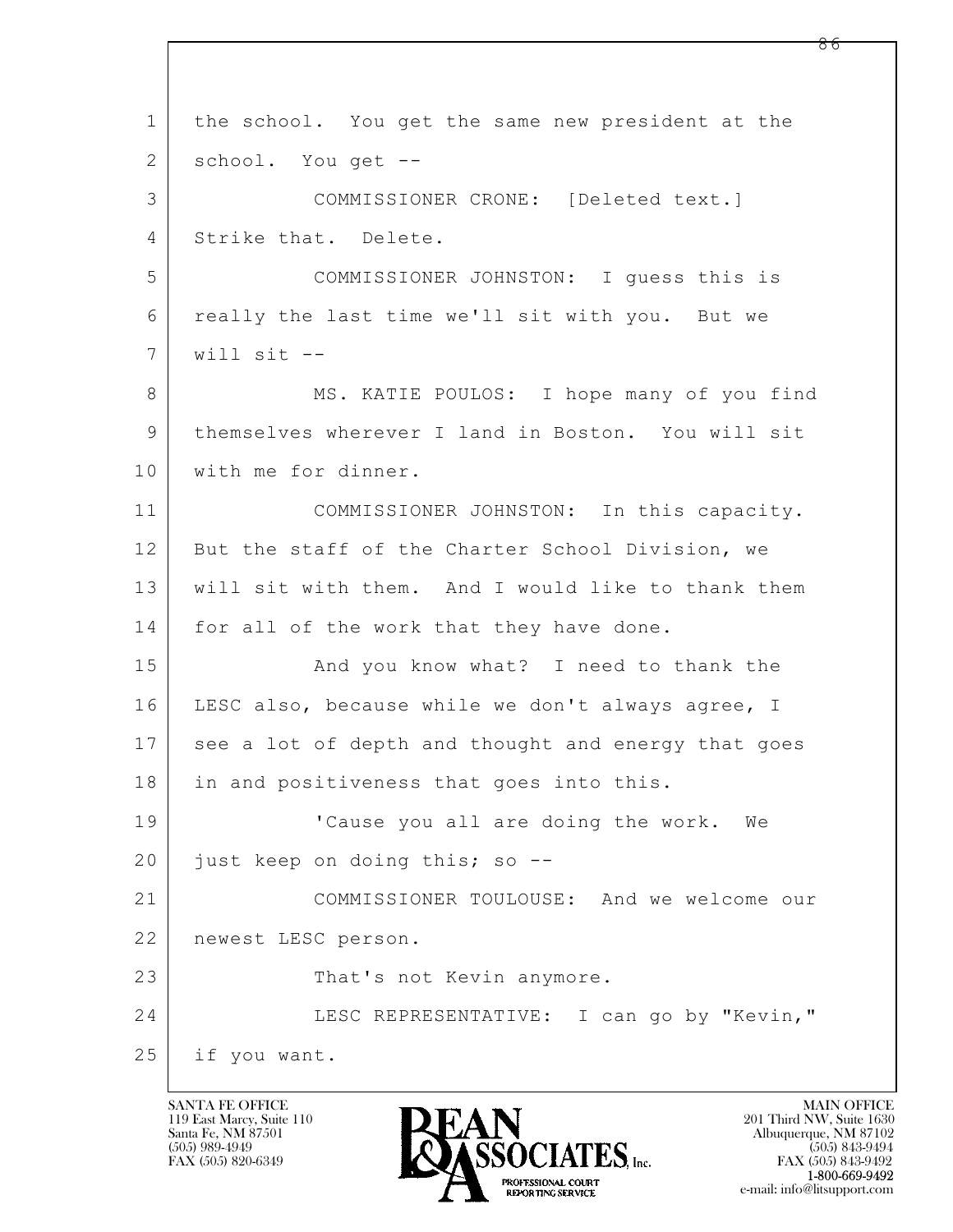1 the school. You get the same new president at the
2 school. You get --
3 COMMISSIONER CRONE: [Deleted text.]
4 Strike that. Delete.
5 COMMISSIONER JOHNSTON: I guess this is
6 really the last time we'll sit with you. But we
7 will sit --
8 MS. KATIE POULOS: I hope many of you find
9 themselves wherever I land in Boston. You will sit
10 with me for dinner.
11 COMMISSIONER JOHNSTON: In this capacity.
12 But the staff of the Charter School Division, we
13 will sit with them. And I would like to thank them
14 for all of the work that they have done.
15 And you know what? I need to thank the
16 LESC also, because while we don't always agree, I
17 see a lot of depth and thought and energy that goes
18 in and positiveness that goes into this.
19 'Cause you all are doing the work. We
20 just keep on doing this; so --
21 COMMISSIONER TOULOUSE: And we welcome our
22 newest LESC person.
23 That's not Kevin anymore.
24 LESC REPRESENTATIVE: I can go by "Kevin,"
25 if you want.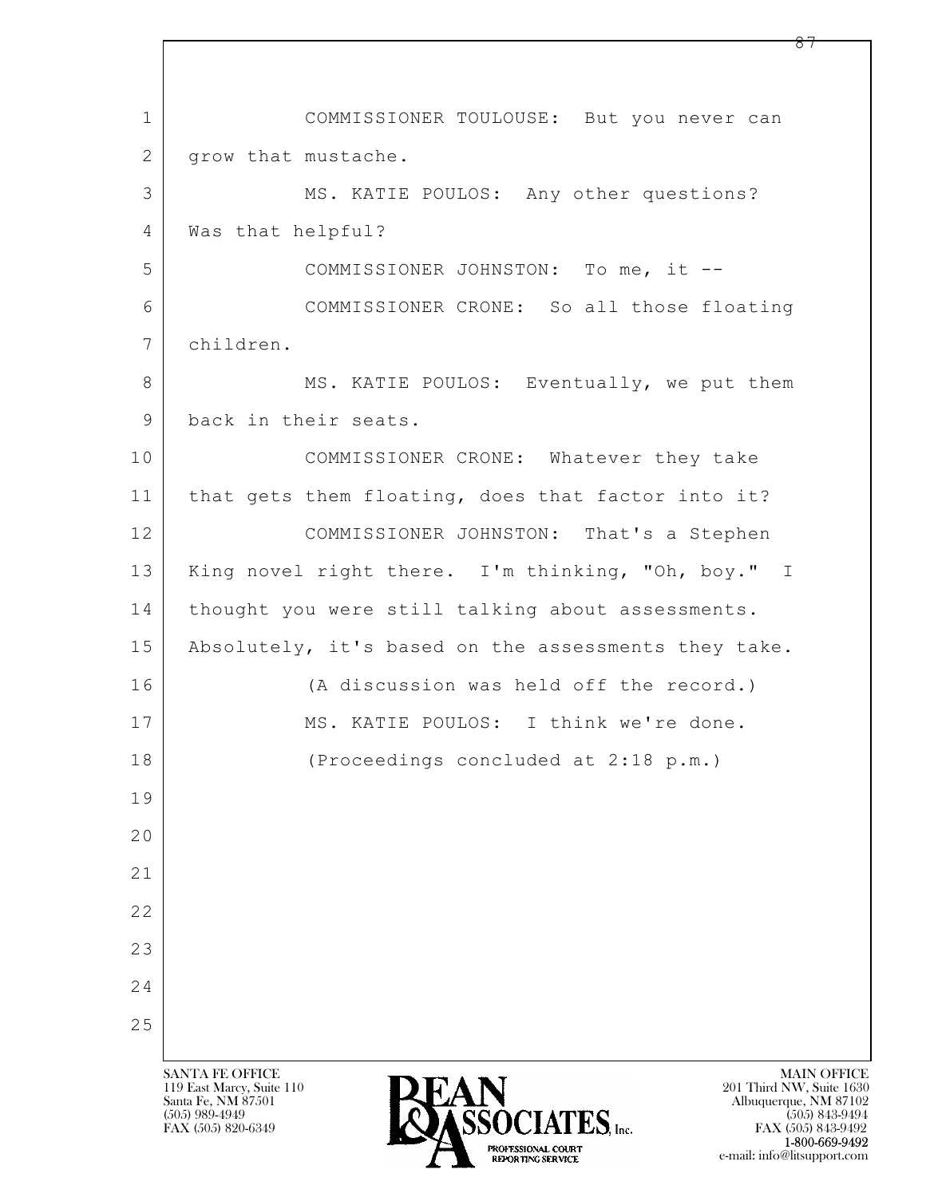COMMISSIONER TOULOUSE: But you never can grow that mustache.

MS. KATIE POULOS: Any other questions? Was that helpful?

COMMISSIONER JOHNSTON: To me, it --

COMMISSIONER CRONE: So all those floating children.

MS. KATIE POULOS: Eventually, we put them back in their seats.

COMMISSIONER CRONE: Whatever they take that gets them floating, does that factor into it?

COMMISSIONER JOHNSTON: That's a Stephen King novel right there. I'm thinking, "Oh, boy." I thought you were still talking about assessments. Absolutely, it's based on the assessments they take.

(A discussion was held off the record.)

MS. KATIE POULOS: I think we're done.

(Proceedings concluded at 2:18 p.m.)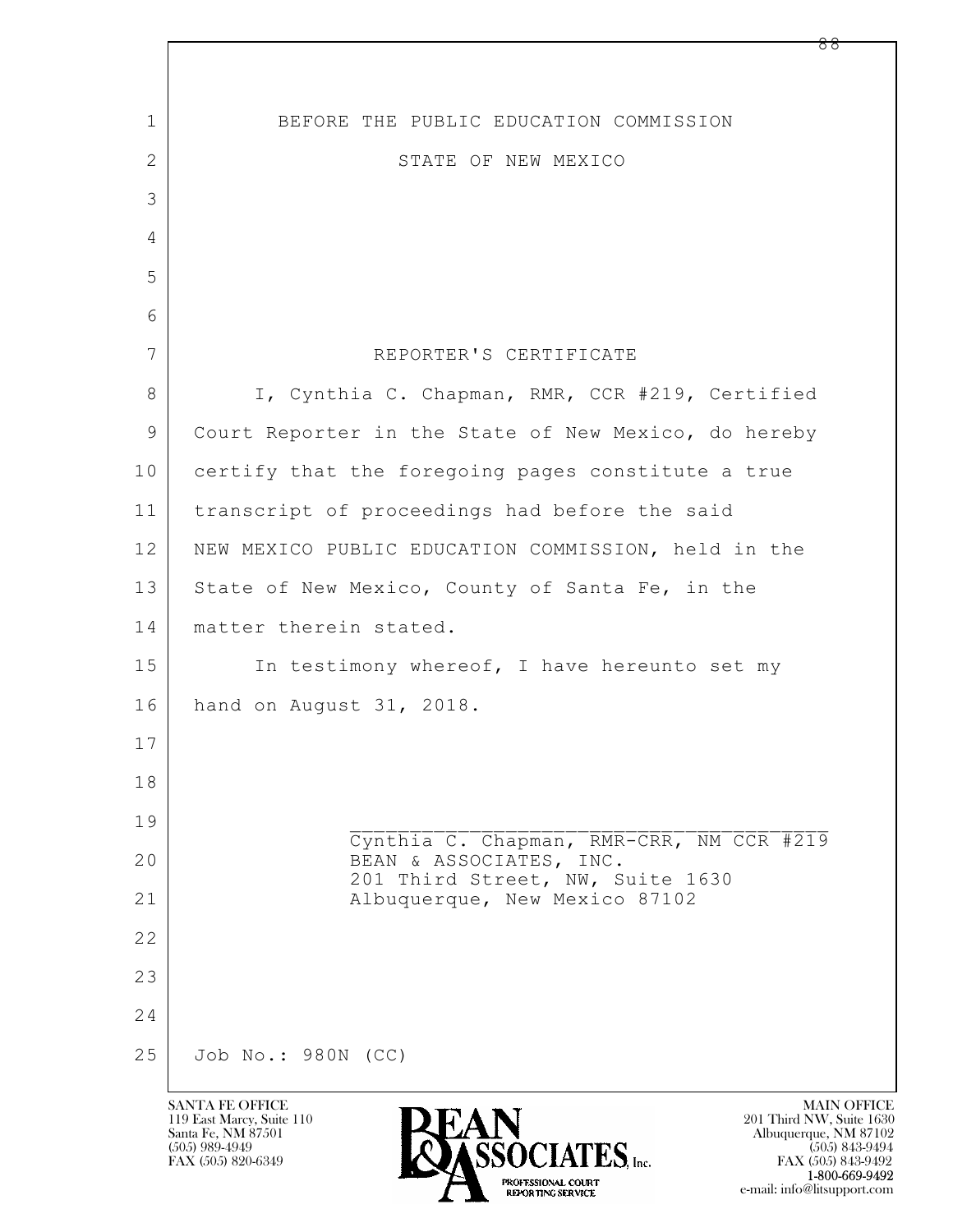BEFORE THE PUBLIC EDUCATION COMMISSION

STATE OF NEW MEXICO

REPORTER'S CERTIFICATE

I, Cynthia C. Chapman, RMR, CCR #219, Certified Court Reporter in the State of New Mexico, do hereby certify that the foregoing pages constitute a true transcript of proceedings had before the said NEW MEXICO PUBLIC EDUCATION COMMISSION, held in the State of New Mexico, County of Santa Fe, in the matter therein stated.

In testimony whereof, I have hereunto set my hand on August 31, 2018.

\_\_\_\_\_\_\_\_\_\_\_\_\_\_\_\_\_\_\_\_\_\_\_\_\_\_\_\_\_\_\_\_\_\_\_\_\_\_\_\_
Cynthia C. Chapman, RMR-CRR, NM CCR #219
BEAN & ASSOCIATES, INC.
201 Third Street, NW, Suite 1630
Albuquerque, New Mexico 87102

Job No.: 980N (CC)

SANTA FE OFFICE
119 East Marcy, Suite 110
Santa Fe, NM 87501
(505) 989-4949
FAX (505) 820-6349

MAIN OFFICE
201 Third NW, Suite 1630
Albuquerque, NM 87102
(505) 843-9494
FAX (505) 843-9492
1-800-669-9492
e-mail: info@litsupport.com